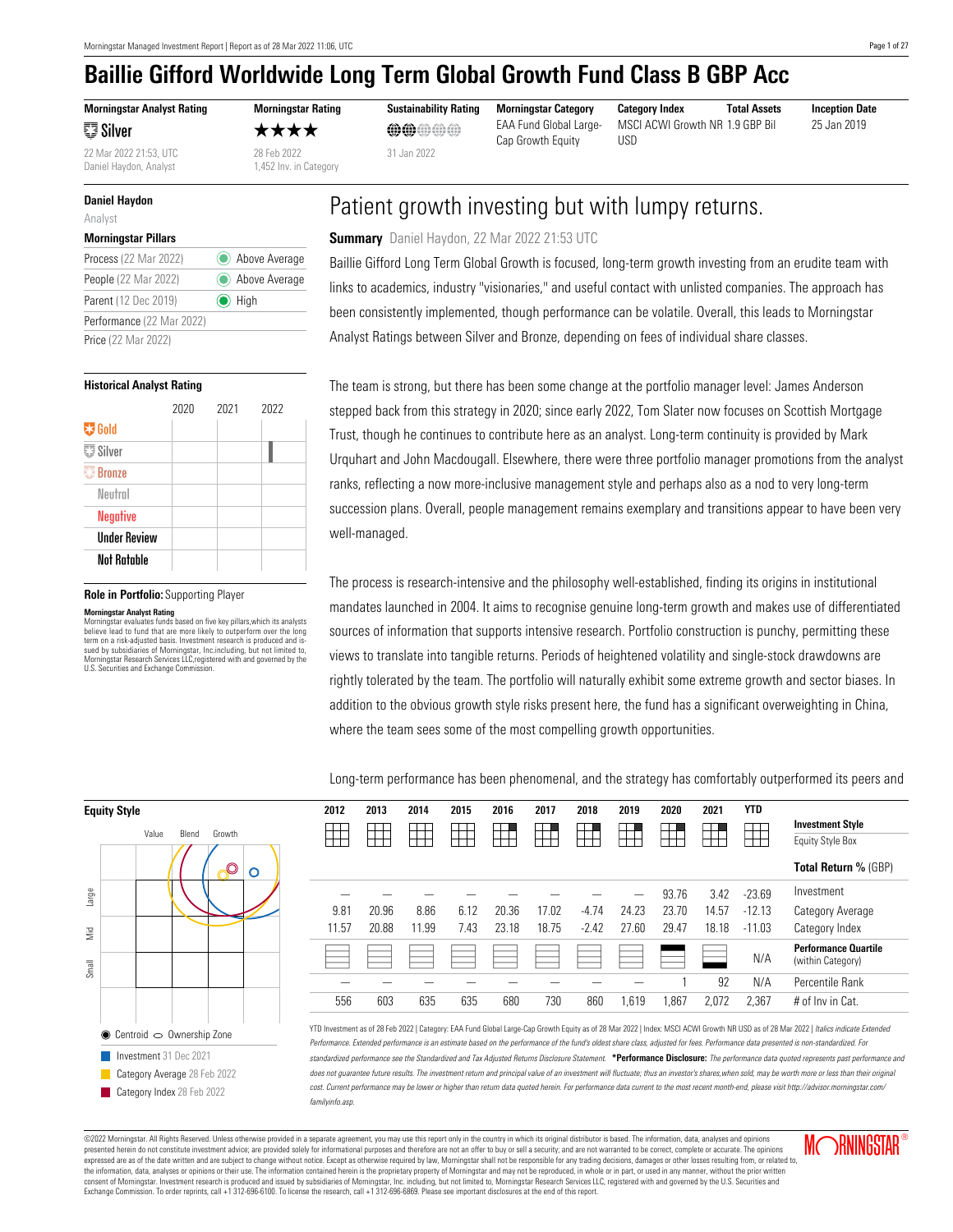# Baillie Gifford Worldwide Long Term Global Growth Fund Class B GBP Acc

| Morningstar Analyst Rating | Morningstar Rating | Sustainability Rating | Morningstar Category | Category Index | Total Assets | Inception Date |
|---|---|---|---|---|---|---|
| Silver | ★★★★ | | EAA Fund Global Large-Cap Growth Equity | MSCI ACWI Growth NR USD | 1.9 GBP Bil | 25 Jan 2019 |
| 22 Mar 2022 21:53, UTC Daniel Haydon, Analyst | 28 Feb 2022 1,452 Inv. in Category | 31 Jan 2022 | | | | |

**Daniel Haydon**
Analyst

**Morningstar Pillars**

| | |
|---|---|
| Process (22 Mar 2022) | Above Average |
| People (22 Mar 2022) | Above Average |
| Parent (12 Dec 2019) | High |
| Performance (22 Mar 2022) | |
| Price (22 Mar 2022) | |

**Historical Analyst Rating**

| | 2020 | 2021 | 2022 |
|---|---|---|---|
| Gold | | | |
| Silver | | | ▌ |
| Bronze | | | |
| Neutral | | | |
| Negative | | | |
| Under Review | | | |
| Not Ratable | | | |

**Role in Portfolio:** Supporting Player

**Morningstar Analyst Rating**
Morningstar evaluates funds based on five key pillars,which its analysts believe lead to fund that are more likely to outperform over the long term on a risk-adjusted basis. Investment research is produced and issued by subsidiaries of Morningstar, Inc.including, but not limited to, Morningstar Research Services LLC,registered with and governed by the U.S. Securities and Exchange Commission.

## Patient growth investing but with lumpy returns.

**Summary** Daniel Haydon, 22 Mar 2022 21:53 UTC

Baillie Gifford Long Term Global Growth is focused, long-term growth investing from an erudite team with links to academics, industry "visionaries," and useful contact with unlisted companies. The approach has been consistently implemented, though performance can be volatile. Overall, this leads to Morningstar Analyst Ratings between Silver and Bronze, depending on fees of individual share classes.

The team is strong, but there has been some change at the portfolio manager level: James Anderson stepped back from this strategy in 2020; since early 2022, Tom Slater now focuses on Scottish Mortgage Trust, though he continues to contribute here as an analyst. Long-term continuity is provided by Mark Urquhart and John Macdougall. Elsewhere, there were three portfolio manager promotions from the analyst ranks, reflecting a now more-inclusive management style and perhaps also as a nod to very long-term succession plans. Overall, people management remains exemplary and transitions appear to have been very well-managed.

The process is research-intensive and the philosophy well-established, finding its origins in institutional mandates launched in 2004. It aims to recognise genuine long-term growth and makes use of differentiated sources of information that supports intensive research. Portfolio construction is punchy, permitting these views to translate into tangible returns. Periods of heightened volatility and single-stock drawdowns are rightly tolerated by the team. The portfolio will naturally exhibit some extreme growth and sector biases. In addition to the obvious growth style risks present here, the fund has a significant overweighting in China, where the team sees some of the most compelling growth opportunities.

Long-term performance has been phenomenal, and the strategy has comfortably outperformed its peers and

**Equity Style**

Centroid / Ownership Zone

- Investment 31 Dec 2021
- Category Average 28 Feb 2022
- Category Index 28 Feb 2022

| 2012 | 2013 | 2014 | 2015 | 2016 | 2017 | 2018 | 2019 | 2020 | 2021 | YTD | |
|---|---|---|---|---|---|---|---|---|---|---|---|
| | | | | | | | | | | | **Investment Style** Equity Style Box |
| | | | | | | | | | | | **Total Return %** (GBP) |
| — | — | — | — | — | — | — | — | 93.76 | 3.42 | -23.69 | Investment |
| 9.81 | 20.96 | 8.86 | 6.12 | 20.36 | 17.02 | -4.74 | 24.23 | 23.70 | 14.57 | -12.13 | Category Average |
| 11.57 | 20.88 | 11.99 | 7.43 | 23.18 | 18.75 | -2.42 | 27.60 | 29.47 | 18.18 | -11.03 | Category Index |
| | | | | | | | | | | N/A | **Performance Quartile** (within Category) |
| — | — | — | — | — | — | — | — | 1 | 92 | N/A | Percentile Rank |
| 556 | 603 | 635 | 635 | 680 | 730 | 860 | 1,619 | 1,867 | 2,072 | 2,367 | # of Inv in Cat. |

YTD Investment as of 28 Feb 2022 | Category: EAA Fund Global Large-Cap Growth Equity as of 28 Mar 2022 | Index: MSCI ACWI Growth NR USD as of 28 Mar 2022 | *Italics indicate Extended Performance. Extended performance is an estimate based on the performance of the fund's oldest share class, adjusted for fees. Performance data presented is non-standardized. For standardized performance see the Standardized and Tax Adjusted Returns Disclosure Statement.* **\*Performance Disclosure:** *The performance data quoted represents past performance and does not guarantee future results. The investment return and principal value of an investment will fluctuate; thus an investor's shares,when sold, may be worth more or less than their original cost. Current performance may be lower or higher than return data quoted herein. For performance data current to the most recent month-end, please visit http://advisor.morningstar.com/familyinfo.asp.*

©2022 Morningstar. All Rights Reserved. Unless otherwise provided in a separate agreement, you may use this report only in the country in which its original distributor is based. The information, data, analyses and opinions presented herein do not constitute investment advice; are provided solely for informational purposes and therefore are not an offer to buy or sell a security; and are not warranted to be correct, complete or accurate. The opinions expressed are as of the date written and are subject to change without notice. Except as otherwise required by law, Morningstar shall not be responsible for any trading decisions, damages or other losses resulting from, or related to, the information, data, analyses or opinions or their use. The information contained herein is the proprietary property of Morningstar and may not be reproduced, in whole or in part, or used in any manner, without the prior written consent of Morningstar. Investment research is produced and issued by subsidiaries of Morningstar, Inc. including, but not limited to, Morningstar Research Services LLC, registered with and governed by the U.S. Securities and Exchange Commission. To order reprints, call +1 312-696-6100. To license the research, call +1 312-696-6869. Please see important disclosures at the end of this report.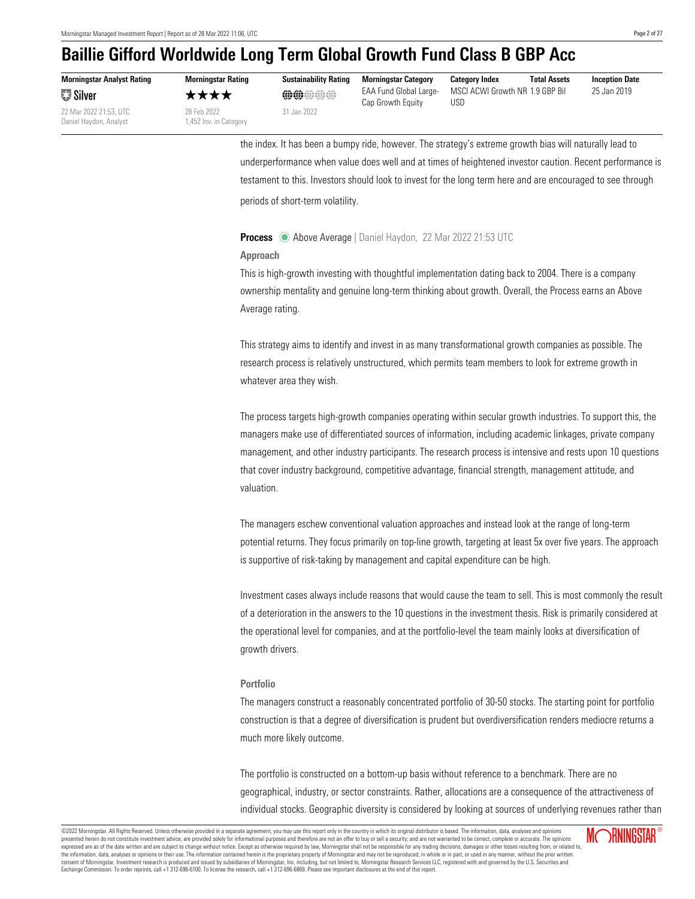# Baillie Gifford Worldwide Long Term Global Growth Fund Class B GBP Acc

| Morningstar Analyst Rating | Morningstar Rating | Sustainability Rating | Morningstar Category | Category Index | Total Assets | Inception Date |
|---|---|---|---|---|---|---|
| Silver | ★★★★ | 2 globes | EAA Fund Global Large-Cap Growth Equity | MSCI ACWI Growth NR USD | 1.9 GBP Bil | 25 Jan 2019 |
| 22 Mar 2022 21:53, UTC Daniel Haydon, Analyst | 28 Feb 2022 1,452 Inv. in Category | 31 Jan 2022 | | | | |

the index. It has been a bumpy ride, however. The strategy's extreme growth bias will naturally lead to underperformance when value does well and at times of heightened investor caution. Recent performance is testament to this. Investors should look to invest for the long term here and are encouraged to see through periods of short-term volatility.

**Process** Above Average | Daniel Haydon, 22 Mar 2022 21:53 UTC

### Approach

This is high-growth investing with thoughtful implementation dating back to 2004. There is a company ownership mentality and genuine long-term thinking about growth. Overall, the Process earns an Above Average rating.

This strategy aims to identify and invest in as many transformational growth companies as possible. The research process is relatively unstructured, which permits team members to look for extreme growth in whatever area they wish.

The process targets high-growth companies operating within secular growth industries. To support this, the managers make use of differentiated sources of information, including academic linkages, private company management, and other industry participants. The research process is intensive and rests upon 10 questions that cover industry background, competitive advantage, financial strength, management attitude, and valuation.

The managers eschew conventional valuation approaches and instead look at the range of long-term potential returns. They focus primarily on top-line growth, targeting at least 5x over five years. The approach is supportive of risk-taking by management and capital expenditure can be high.

Investment cases always include reasons that would cause the team to sell. This is most commonly the result of a deterioration in the answers to the 10 questions in the investment thesis. Risk is primarily considered at the operational level for companies, and at the portfolio-level the team mainly looks at diversification of growth drivers.

### Portfolio

The managers construct a reasonably concentrated portfolio of 30-50 stocks. The starting point for portfolio construction is that a degree of diversification is prudent but overdiversification renders mediocre returns a much more likely outcome.

The portfolio is constructed on a bottom-up basis without reference to a benchmark. There are no geographical, industry, or sector constraints. Rather, allocations are a consequence of the attractiveness of individual stocks. Geographic diversity is considered by looking at sources of underlying revenues rather than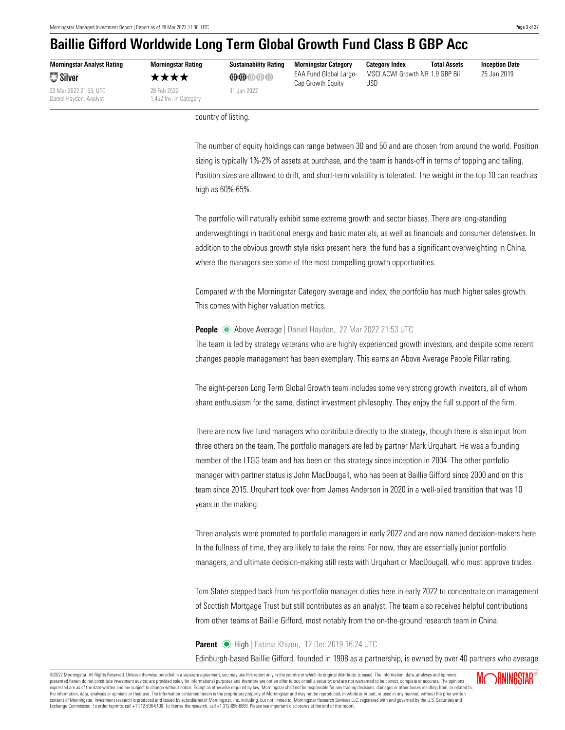# Baillie Gifford Worldwide Long Term Global Growth Fund Class B GBP Acc

| Morningstar Analyst Rating | Morningstar Rating | Sustainability Rating | Morningstar Category | Category Index | Total Assets | Inception Date |
|---|---|---|---|---|---|---|
| Silver | ★★★★ | 2 globes | EAA Fund Global Large-Cap Growth Equity | MSCI ACWI Growth NR USD | 1.9 GBP Bil | 25 Jan 2019 |
| 22 Mar 2022 21:53, UTC Daniel Haydon, Analyst | 28 Feb 2022 1,452 Inv. in Category | 31 Jan 2022 | | | | |

country of listing.

The number of equity holdings can range between 30 and 50 and are chosen from around the world. Position sizing is typically 1%-2% of assets at purchase, and the team is hands-off in terms of topping and tailing. Position sizes are allowed to drift, and short-term volatility is tolerated. The weight in the top 10 can reach as high as 60%-65%.

The portfolio will naturally exhibit some extreme growth and sector biases. There are long-standing underweightings in traditional energy and basic materials, as well as financials and consumer defensives. In addition to the obvious growth style risks present here, the fund has a significant overweighting in China, where the managers see some of the most compelling growth opportunities.

Compared with the Morningstar Category average and index, the portfolio has much higher sales growth. This comes with higher valuation metrics.

**People** Above Average | Daniel Haydon, 22 Mar 2022 21:53 UTC

The team is led by strategy veterans who are highly experienced growth investors, and despite some recent changes people management has been exemplary. This earns an Above Average People Pillar rating.

The eight-person Long Term Global Growth team includes some very strong growth investors, all of whom share enthusiasm for the same, distinct investment philosophy. They enjoy the full support of the firm.

There are now five fund managers who contribute directly to the strategy, though there is also input from three others on the team. The portfolio managers are led by partner Mark Urquhart. He was a founding member of the LTGG team and has been on this strategy since inception in 2004. The other portfolio manager with partner status is John MacDougall, who has been at Baillie Gifford since 2000 and on this team since 2015. Urquhart took over from James Anderson in 2020 in a well-oiled transition that was 10 years in the making.

Three analysts were promoted to portfolio managers in early 2022 and are now named decision-makers here. In the fullness of time, they are likely to take the reins. For now, they are essentially junior portfolio managers, and ultimate decision-making still rests with Urquhart or MacDougall, who must approve trades.

Tom Slater stepped back from his portfolio manager duties here in early 2022 to concentrate on management of Scottish Mortgage Trust but still contributes as an analyst. The team also receives helpful contributions from other teams at Baillie Gifford, most notably from the on-the-ground research team in China.

**Parent** High | Fatima Khizou, 12 Dec 2019 16:24 UTC

Edinburgh-based Baillie Gifford, founded in 1908 as a partnership, is owned by over 40 partners who average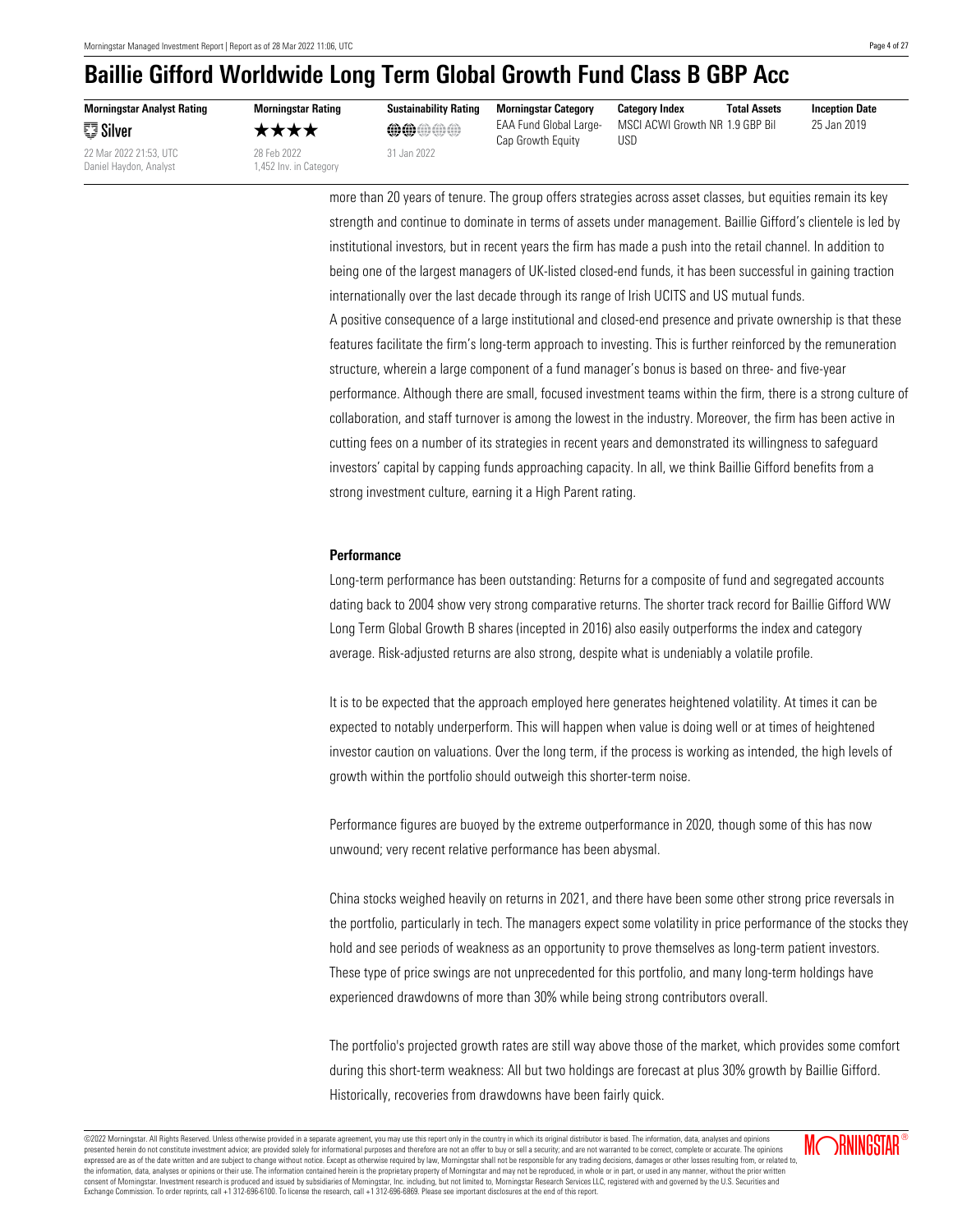# Baillie Gifford Worldwide Long Term Global Growth Fund Class B GBP Acc

| Morningstar Analyst Rating | Morningstar Rating | Sustainability Rating | Morningstar Category | Category Index | Total Assets | Inception Date |
|---|---|---|---|---|---|---|
| Silver | ★★★★ | | EAA Fund Global Large-Cap Growth Equity | MSCI ACWI Growth NR USD | 1.9 GBP Bil | 25 Jan 2019 |
| 22 Mar 2022 21:53, UTC Daniel Haydon, Analyst | 28 Feb 2022 1,452 Inv. in Category | 31 Jan 2022 | | | | |

more than 20 years of tenure. The group offers strategies across asset classes, but equities remain its key strength and continue to dominate in terms of assets under management. Baillie Gifford's clientele is led by institutional investors, but in recent years the firm has made a push into the retail channel. In addition to being one of the largest managers of UK-listed closed-end funds, it has been successful in gaining traction internationally over the last decade through its range of Irish UCITS and US mutual funds.
A positive consequence of a large institutional and closed-end presence and private ownership is that these features facilitate the firm's long-term approach to investing. This is further reinforced by the remuneration structure, wherein a large component of a fund manager's bonus is based on three- and five-year performance. Although there are small, focused investment teams within the firm, there is a strong culture of collaboration, and staff turnover is among the lowest in the industry. Moreover, the firm has been active in cutting fees on a number of its strategies in recent years and demonstrated its willingness to safeguard investors' capital by capping funds approaching capacity. In all, we think Baillie Gifford benefits from a strong investment culture, earning it a High Parent rating.

**Performance**

Long-term performance has been outstanding: Returns for a composite of fund and segregated accounts dating back to 2004 show very strong comparative returns. The shorter track record for Baillie Gifford WW Long Term Global Growth B shares (incepted in 2016) also easily outperforms the index and category average. Risk-adjusted returns are also strong, despite what is undeniably a volatile profile.

It is to be expected that the approach employed here generates heightened volatility. At times it can be expected to notably underperform. This will happen when value is doing well or at times of heightened investor caution on valuations. Over the long term, if the process is working as intended, the high levels of growth within the portfolio should outweigh this shorter-term noise.

Performance figures are buoyed by the extreme outperformance in 2020, though some of this has now unwound; very recent relative performance has been abysmal.

China stocks weighed heavily on returns in 2021, and there have been some other strong price reversals in the portfolio, particularly in tech. The managers expect some volatility in price performance of the stocks they hold and see periods of weakness as an opportunity to prove themselves as long-term patient investors. These type of price swings are not unprecedented for this portfolio, and many long-term holdings have experienced drawdowns of more than 30% while being strong contributors overall.

The portfolio's projected growth rates are still way above those of the market, which provides some comfort during this short-term weakness: All but two holdings are forecast at plus 30% growth by Baillie Gifford. Historically, recoveries from drawdowns have been fairly quick.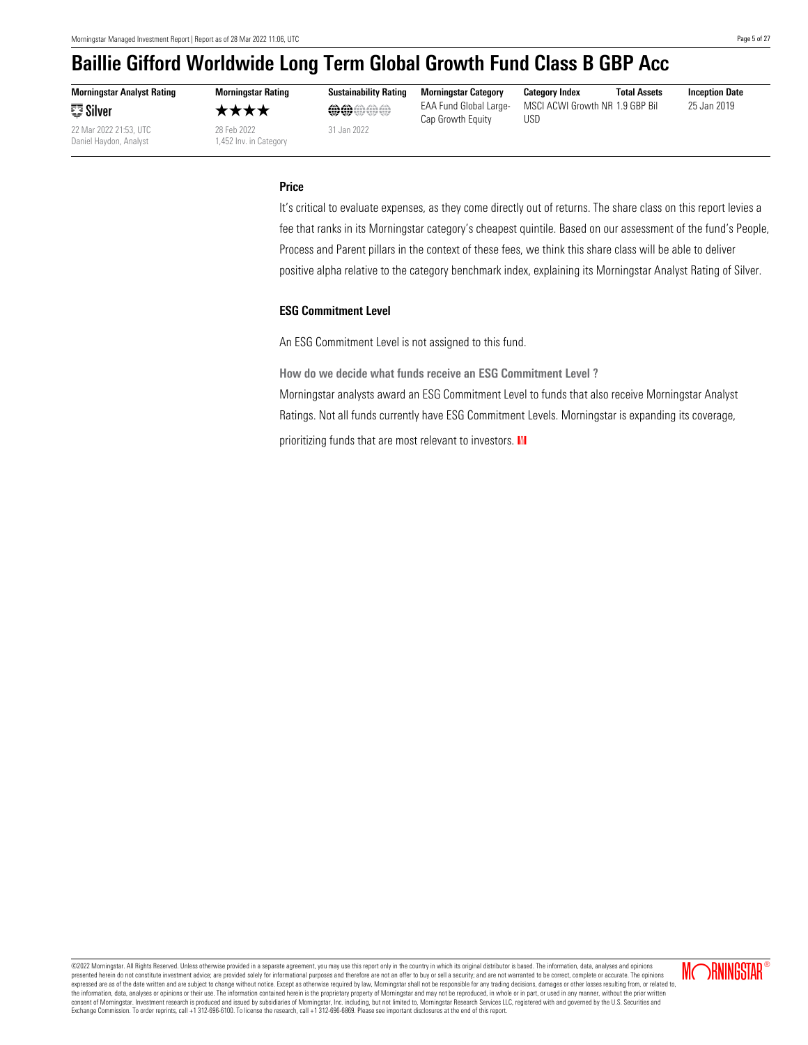# Baillie Gifford Worldwide Long Term Global Growth Fund Class B GBP Acc

| Morningstar Analyst Rating | Morningstar Rating | Sustainability Rating | Morningstar Category | Category Index | Total Assets | Inception Date |
|---|---|---|---|---|---|---|
| Silver | ★★★★ | | EAA Fund Global Large-Cap Growth Equity | MSCI ACWI Growth NR USD | 1.9 GBP Bil | 25 Jan 2019 |
| 22 Mar 2022 21:53, UTC Daniel Haydon, Analyst | 28 Feb 2022 1,452 Inv. in Category | 31 Jan 2022 | | | | |

### Price

It's critical to evaluate expenses, as they come directly out of returns. The share class on this report levies a fee that ranks in its Morningstar category's cheapest quintile. Based on our assessment of the fund's People, Process and Parent pillars in the context of these fees, we think this share class will be able to deliver positive alpha relative to the category benchmark index, explaining its Morningstar Analyst Rating of Silver.

### ESG Commitment Level

An ESG Commitment Level is not assigned to this fund.

**How do we decide what funds receive an ESG Commitment Level ?**

Morningstar analysts award an ESG Commitment Level to funds that also receive Morningstar Analyst Ratings. Not all funds currently have ESG Commitment Levels. Morningstar is expanding its coverage, prioritizing funds that are most relevant to investors.

©2022 Morningstar. All Rights Reserved. Unless otherwise provided in a separate agreement, you may use this report only in the country in which its original distributor is based. The information, data, analyses and opinions presented herein do not constitute investment advice; are provided solely for informational purposes and therefore are not an offer to buy or sell a security; and are not warranted to be correct, complete or accurate. The opinions expressed are as of the date written and are subject to change without notice. Except as otherwise required by law, Morningstar shall not be responsible for any trading decisions, damages or other losses resulting from, or related to, the information, data, analyses or opinions or their use. The information contained herein is the proprietary property of Morningstar and may not be reproduced, in whole or in part, or used in any manner, without the prior written consent of Morningstar. Investment research is produced and issued by subsidiaries of Morningstar, Inc. including, but not limited to, Morningstar Research Services LLC, registered with and governed by the U.S. Securities and Exchange Commission. To order reprints, call +1 312-696-6100. To license the research, call +1 312-696-6869. Please see important disclosures at the end of this report.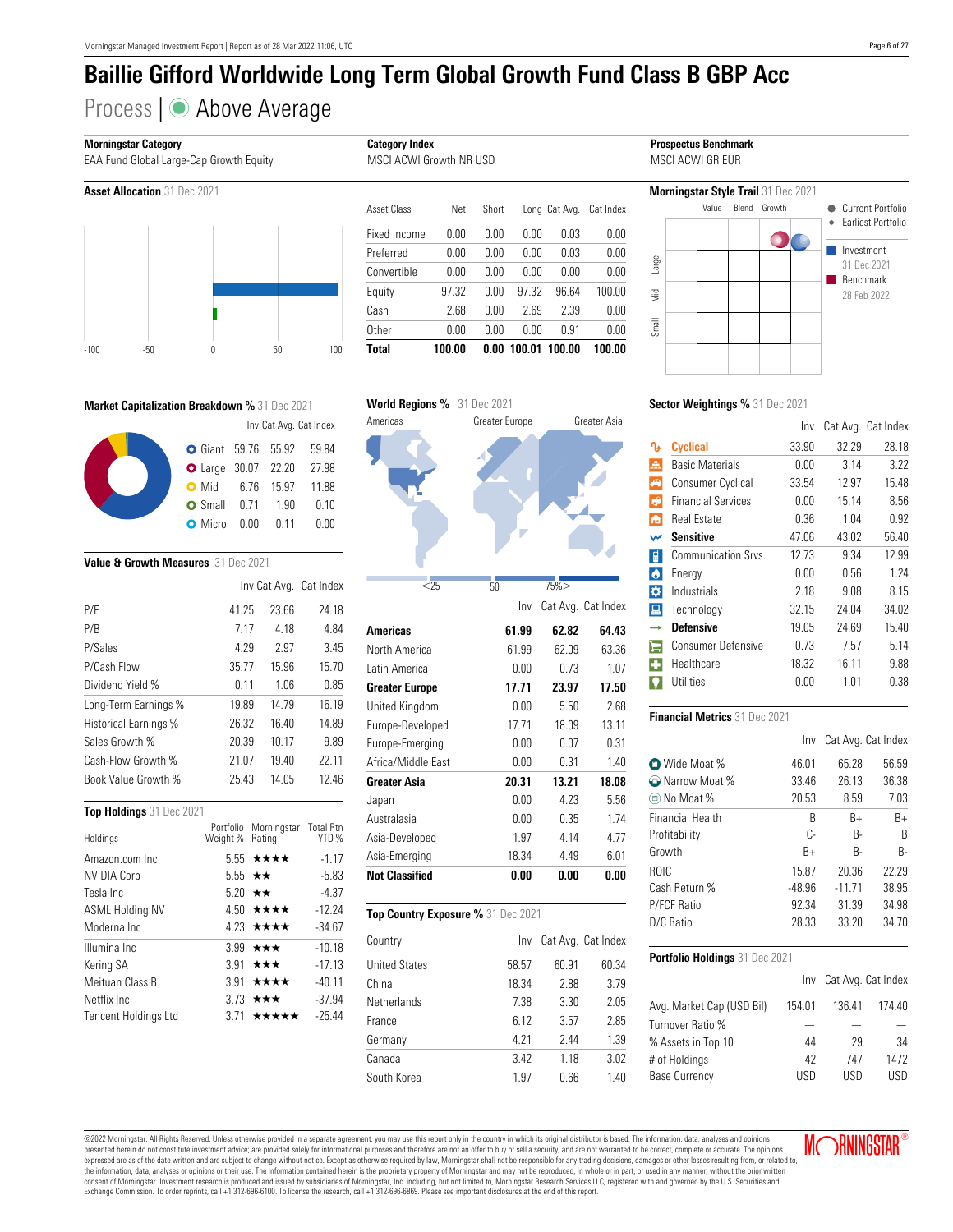# Baillie Gifford Worldwide Long Term Global Growth Fund Class B GBP Acc

## Process | Above Average

**Morningstar Category**
EAA Fund Global Large-Cap Growth Equity

**Category Index**
MSCI ACWI Growth NR USD

**Prospectus Benchmark**
MSCI ACWI GR EUR

### Asset Allocation 31 Dec 2021

| Asset Class | Net | Short | Long | Cat Avg. | Cat Index |
|---|---|---|---|---|---|
| Fixed Income | 0.00 | 0.00 | 0.00 | 0.03 | 0.00 |
| Preferred | 0.00 | 0.00 | 0.00 | 0.03 | 0.00 |
| Convertible | 0.00 | 0.00 | 0.00 | 0.00 | 0.00 |
| Equity | 97.32 | 0.00 | 97.32 | 96.64 | 100.00 |
| Cash | 2.68 | 0.00 | 2.69 | 2.39 | 0.00 |
| Other | 0.00 | 0.00 | 0.00 | 0.91 | 0.00 |
| **Total** | **100.00** | **0.00** | **100.01** | **100.00** | **100.00** |

### Morningstar Style Trail 31 Dec 2021

Value | Blend | Growth
Large / Mid / Small

- Current Portfolio
- Earliest Portfolio
- Investment 31 Dec 2021
- Benchmark 28 Feb 2022

### Market Capitalization Breakdown % 31 Dec 2021

| | Inv | Cat Avg. | Cat Index |
|---|---|---|---|
| Giant | 59.76 | 55.92 | 59.84 |
| Large | 30.07 | 22.20 | 27.98 |
| Mid | 6.76 | 15.97 | 11.88 |
| Small | 0.71 | 1.90 | 0.10 |
| Micro | 0.00 | 0.11 | 0.00 |

### Value & Growth Measures 31 Dec 2021

| | Inv | Cat Avg. | Cat Index |
|---|---|---|---|
| P/E | 41.25 | 23.66 | 24.18 |
| P/B | 7.17 | 4.18 | 4.84 |
| P/Sales | 4.29 | 2.97 | 3.45 |
| P/Cash Flow | 35.77 | 15.96 | 15.70 |
| Dividend Yield % | 0.11 | 1.06 | 0.85 |
| Long-Term Earnings % | 19.89 | 14.79 | 16.19 |
| Historical Earnings % | 26.32 | 16.40 | 14.89 |
| Sales Growth % | 20.39 | 10.17 | 9.89 |
| Cash-Flow Growth % | 21.07 | 19.40 | 22.11 |
| Book Value Growth % | 25.43 | 14.05 | 12.46 |

### Top Holdings 31 Dec 2021

| Holdings | Portfolio Weight % | Morningstar Rating | Total Rtn YTD % |
|---|---|---|---|
| Amazon.com Inc | 5.55 | ★★★★ | -1.17 |
| NVIDIA Corp | 5.55 | ★★ | -5.83 |
| Tesla Inc | 5.20 | ★★ | -4.37 |
| ASML Holding NV | 4.50 | ★★★★ | -12.24 |
| Moderna Inc | 4.23 | ★★★★ | -34.67 |
| Illumina Inc | 3.99 | ★★★ | -10.18 |
| Kering SA | 3.91 | ★★★ | -17.13 |
| Meituan Class B | 3.91 | ★★★★ | -40.11 |
| Netflix Inc | 3.73 | ★★★ | -37.94 |
| Tencent Holdings Ltd | 3.71 | ★★★★★ | -25.44 |

### World Regions % 31 Dec 2021

Americas | Greater Europe | Greater Asia

<25 | 50 | 75%>

| | Inv | Cat Avg. | Cat Index |
|---|---|---|---|
| **Americas** | **61.99** | **62.82** | **64.43** |
| North America | 61.99 | 62.09 | 63.36 |
| Latin America | 0.00 | 0.73 | 1.07 |
| **Greater Europe** | **17.71** | **23.97** | **17.50** |
| United Kingdom | 0.00 | 5.50 | 2.68 |
| Europe-Developed | 17.71 | 18.09 | 13.11 |
| Europe-Emerging | 0.00 | 0.07 | 0.31 |
| Africa/Middle East | 0.00 | 0.31 | 1.40 |
| **Greater Asia** | **20.31** | **13.21** | **18.08** |
| Japan | 0.00 | 4.23 | 5.56 |
| Australasia | 0.00 | 0.35 | 1.74 |
| Asia-Developed | 1.97 | 4.14 | 4.77 |
| Asia-Emerging | 18.34 | 4.49 | 6.01 |
| **Not Classified** | **0.00** | **0.00** | **0.00** |

### Top Country Exposure % 31 Dec 2021

| Country | Inv | Cat Avg. | Cat Index |
|---|---|---|---|
| United States | 58.57 | 60.91 | 60.34 |
| China | 18.34 | 2.88 | 3.79 |
| Netherlands | 7.38 | 3.30 | 2.05 |
| France | 6.12 | 3.57 | 2.85 |
| Germany | 4.21 | 2.44 | 1.39 |
| Canada | 3.42 | 1.18 | 3.02 |
| South Korea | 1.97 | 0.66 | 1.40 |

### Sector Weightings % 31 Dec 2021

| | Inv | Cat Avg. | Cat Index |
|---|---|---|---|
| **Cyclical** | **33.90** | **32.29** | **28.18** |
| Basic Materials | 0.00 | 3.14 | 3.22 |
| Consumer Cyclical | 33.54 | 12.97 | 15.48 |
| Financial Services | 0.00 | 15.14 | 8.56 |
| Real Estate | 0.36 | 1.04 | 0.92 |
| **Sensitive** | **47.06** | **43.02** | **56.40** |
| Communication Srvs. | 12.73 | 9.34 | 12.99 |
| Energy | 0.00 | 0.56 | 1.24 |
| Industrials | 2.18 | 9.08 | 8.15 |
| Technology | 32.15 | 24.04 | 34.02 |
| **Defensive** | **19.05** | **24.69** | **15.40** |
| Consumer Defensive | 0.73 | 7.57 | 5.14 |
| Healthcare | 18.32 | 16.11 | 9.88 |
| Utilities | 0.00 | 1.01 | 0.38 |

### Financial Metrics 31 Dec 2021

| | Inv | Cat Avg. | Cat Index |
|---|---|---|---|
| Wide Moat % | 46.01 | 65.28 | 56.59 |
| Narrow Moat % | 33.46 | 26.13 | 36.38 |
| No Moat % | 20.53 | 8.59 | 7.03 |
| Financial Health | B | B+ | B+ |
| Profitability | C- | B- | B |
| Growth | B+ | B- | B- |
| ROIC | 15.87 | 20.36 | 22.29 |
| Cash Return % | -48.96 | -11.71 | 38.95 |
| P/FCF Ratio | 92.34 | 31.39 | 34.98 |
| D/C Ratio | 28.33 | 33.20 | 34.70 |

### Portfolio Holdings 31 Dec 2021

| | Inv | Cat Avg. | Cat Index |
|---|---|---|---|
| Avg. Market Cap (USD Bil) | 154.01 | 136.41 | 174.40 |
| Turnover Ratio % | — | — | — |
| % Assets in Top 10 | 44 | 29 | 34 |
| # of Holdings | 42 | 747 | 1472 |
| Base Currency | USD | USD | USD |

©2022 Morningstar. All Rights Reserved. Unless otherwise provided in a separate agreement, you may use this report only in the country in which its original distributor is based. The information, data, analyses and opinions presented herein do not constitute investment advice; are provided solely for informational purposes and therefore are not an offer to buy or sell a security; and are not warranted to be correct, complete or accurate. The opinions expressed are as of the date written and are subject to change without notice. Except as otherwise required by law, Morningstar shall not be responsible for any trading decisions, damages or other losses resulting from, or related to, the information, data, analyses or opinions or their use. The information contained herein is the proprietary property of Morningstar and may not be reproduced, in whole or in part, or used in any manner, without the prior written consent of Morningstar. Investment research is produced and issued by subsidiaries of Morningstar, Inc. including, but not limited to, Morningstar Research Services LLC, registered with and governed by the U.S. Securities and Exchange Commission. To order reprints, call +1 312-696-6100. To license the research, call +1 312-696-6869. Please see important disclosures at the end of this report.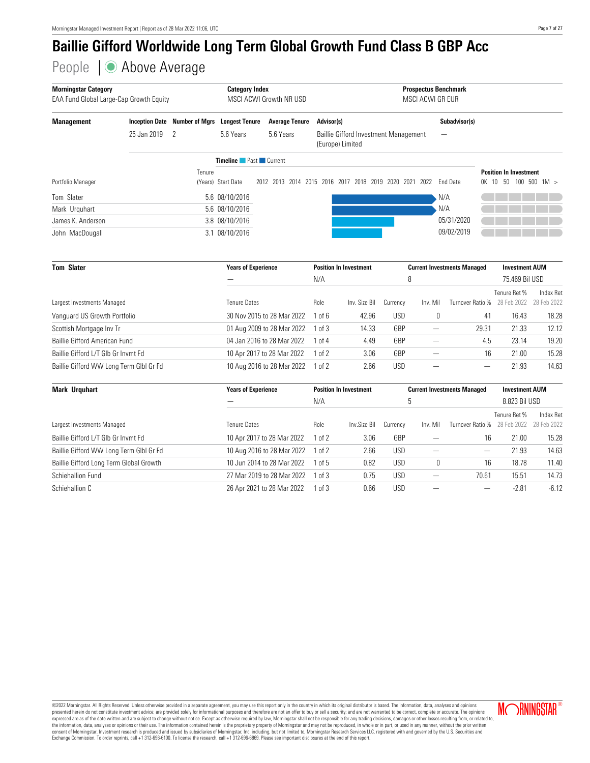# Baillie Gifford Worldwide Long Term Global Growth Fund Class B GBP Acc

## People | Above Average

| Morningstar Category | Category Index | Prospectus Benchmark |
|---|---|---|
| EAA Fund Global Large-Cap Growth Equity | MSCI ACWI Growth NR USD | MSCI ACWI GR EUR |

| Management | Inception Date | Number of Mgrs | Longest Tenure | Average Tenure | Advisor(s) | Subadvisor(s) |
|---|---|---|---|---|---|---|
| | 25 Jan 2019 | 2 | 5.6 Years | 5.6 Years | Baillie Gifford Investment Management (Europe) Limited | — |

Timeline: Past / Current

| Portfolio Manager | Tenure (Years) | Start Date | End Date |
|---|---|---|---|
| Tom Slater | 5.6 | 08/10/2016 | N/A |
| Mark Urquhart | 5.6 | 08/10/2016 | N/A |
| James K. Anderson | 3.8 | 08/10/2016 | 05/31/2020 |
| John MacDougall | 3.1 | 08/10/2016 | 09/02/2019 |

Position In Investment: 0K 10 50 100 500 1M >

### Tom Slater

| Years of Experience | Position In Investment | Current Investments Managed | Investment AUM |
|---|---|---|---|
| — | N/A | 8 | 75.469 Bil USD |

| Largest Investments Managed | Tenure Dates | Role | Inv. Size Bil | Currency | Inv. Mil | Turnover Ratio % | Tenure Ret % 28 Feb 2022 | Index Ret 28 Feb 2022 |
|---|---|---|---|---|---|---|---|---|
| Vanguard US Growth Portfolio | 30 Nov 2015 to 28 Mar 2022 | 1 of 6 | 42.96 | USD | 0 | 41 | 16.43 | 18.28 |
| Scottish Mortgage Inv Tr | 01 Aug 2009 to 28 Mar 2022 | 1 of 3 | 14.33 | GBP | — | 29.31 | 21.33 | 12.12 |
| Baillie Gifford American Fund | 04 Jan 2016 to 28 Mar 2022 | 1 of 4 | 4.49 | GBP | — | 4.5 | 23.14 | 19.20 |
| Baillie Gifford L/T Glb Gr Invmt Fd | 10 Apr 2017 to 28 Mar 2022 | 1 of 2 | 3.06 | GBP | — | 16 | 21.00 | 15.28 |
| Baillie Gifford WW Long Term Glbl Gr Fd | 10 Aug 2016 to 28 Mar 2022 | 1 of 2 | 2.66 | USD | — | — | 21.93 | 14.63 |

### Mark Urquhart

| Years of Experience | Position In Investment | Current Investments Managed | Investment AUM |
|---|---|---|---|
| — | N/A | 5 | 8.823 Bil USD |

| Largest Investments Managed | Tenure Dates | Role | Inv.Size Bil | Currency | Inv. Mil | Turnover Ratio % | Tenure Ret % 28 Feb 2022 | Index Ret 28 Feb 2022 |
|---|---|---|---|---|---|---|---|---|
| Baillie Gifford L/T Glb Gr Invmt Fd | 10 Apr 2017 to 28 Mar 2022 | 1 of 2 | 3.06 | GBP | — | 16 | 21.00 | 15.28 |
| Baillie Gifford WW Long Term Glbl Gr Fd | 10 Aug 2016 to 28 Mar 2022 | 1 of 2 | 2.66 | USD | — | — | 21.93 | 14.63 |
| Baillie Gifford Long Term Global Growth | 10 Jun 2014 to 28 Mar 2022 | 1 of 5 | 0.82 | USD | 0 | 16 | 18.78 | 11.40 |
| Schiehallion Fund | 27 Mar 2019 to 28 Mar 2022 | 1 of 3 | 0.75 | USD | — | 70.61 | 15.51 | 14.73 |
| Schiehallion C | 26 Apr 2021 to 28 Mar 2022 | 1 of 3 | 0.66 | USD | — | — | -2.81 | -6.12 |

©2022 Morningstar. All Rights Reserved. Unless otherwise provided in a separate agreement, you may use this report only in the country in which its original distributor is based. The information, data, analyses and opinions presented herein do not constitute investment advice; are provided solely for informational purposes and therefore are not an offer to buy or sell a security; and are not warranted to be correct, complete or accurate. The opinions expressed are as of the date written and are subject to change without notice. Except as otherwise required by law, Morningstar shall not be responsible for any trading decisions, damages or other losses resulting from, or related to, the information, data, analyses or opinions or their use. The information contained herein is the proprietary property of Morningstar and may not be reproduced, in whole or in part, or used in any manner, without the prior written consent of Morningstar. Investment research is produced and issued by subsidiaries of Morningstar, Inc. including, but not limited to, Morningstar Research Services LLC, registered with and governed by the U.S. Securities and Exchange Commission. To order reprints, call +1 312-696-6100. To license the research, call +1 312-696-6869. Please see important disclosures at the end of this report.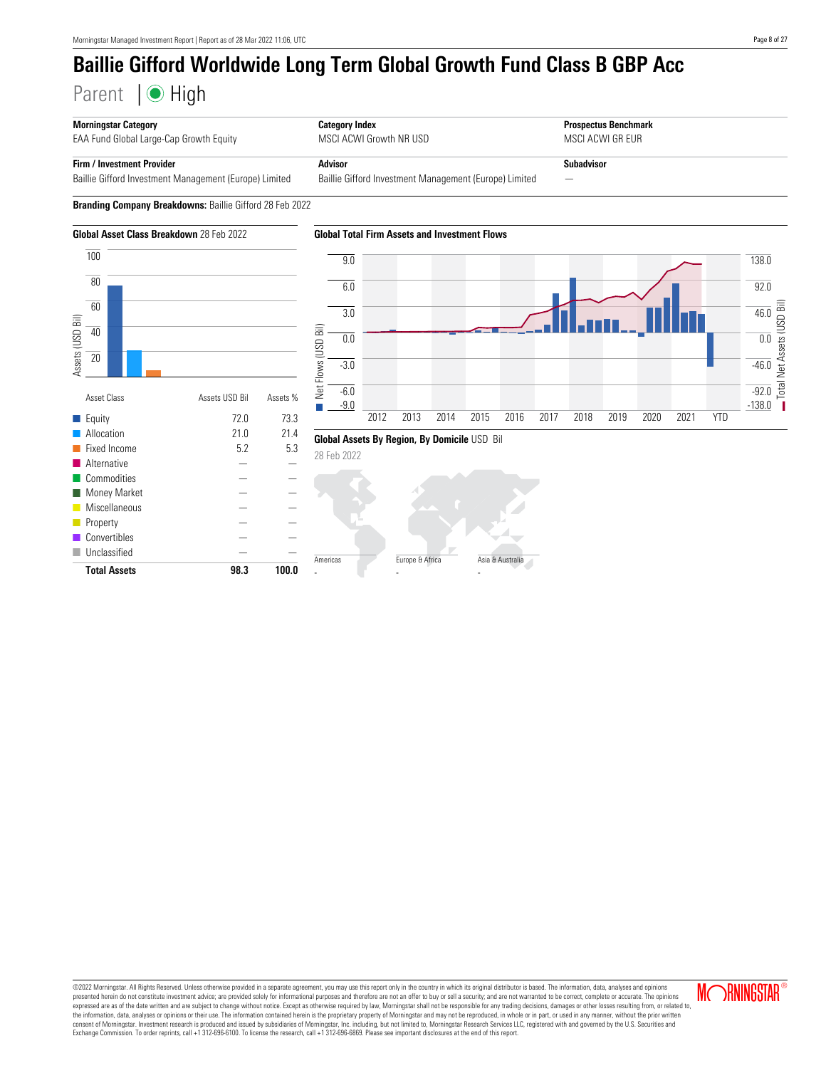# Baillie Gifford Worldwide Long Term Global Growth Fund Class B GBP Acc

Parent | High

| Morningstar Category | Category Index | Prospectus Benchmark |
|---|---|---|
| EAA Fund Global Large-Cap Growth Equity | MSCI ACWI Growth NR USD | MSCI ACWI GR EUR |

| Firm / Investment Provider | Advisor | Subadvisor |
|---|---|---|
| Baillie Gifford Investment Management (Europe) Limited | Baillie Gifford Investment Management (Europe) Limited | — |

**Branding Company Breakdowns:** Baillie Gifford 28 Feb 2022

**Global Asset Class Breakdown** 28 Feb 2022

| Asset Class | Assets USD Bil | Assets % |
|---|---|---|
| Equity | 72.0 | 73.3 |
| Allocation | 21.0 | 21.4 |
| Fixed Income | 5.2 | 5.3 |
| Alternative | — | — |
| Commodities | — | — |
| Money Market | — | — |
| Miscellaneous | — | — |
| Property | — | — |
| Convertibles | — | — |
| Unclassified | — | — |
| **Total Assets** | **98.3** | **100.0** |

**Global Total Firm Assets and Investment Flows**

**Global Assets By Region, By Domicile** USD Bil

28 Feb 2022

| Americas | Europe & Africa | Asia & Australia |
|---|---|---|
| - | - | - |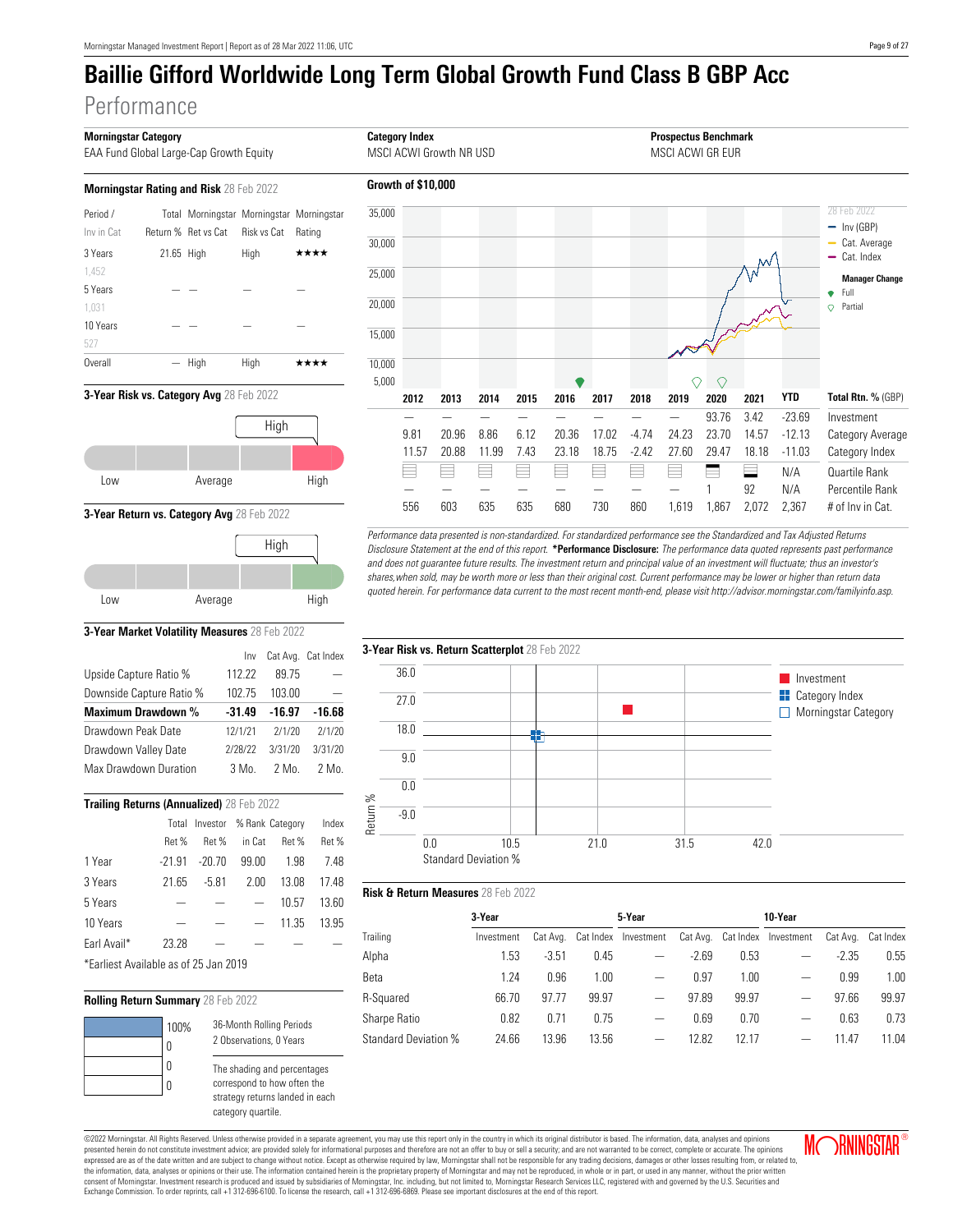# Baillie Gifford Worldwide Long Term Global Growth Fund Class B GBP Acc

## Performance

| Morningstar Category | Category Index | Prospectus Benchmark |
|---|---|---|
| EAA Fund Global Large-Cap Growth Equity | MSCI ACWI Growth NR USD | MSCI ACWI GR EUR |

### Morningstar Rating and Risk 28 Feb 2022

| Period / Inv in Cat | Total Return % | Morningstar Ret vs Cat | Morningstar Risk vs Cat | Morningstar Rating |
|---|---|---|---|---|
| 3 Years (1,452) | 21.65 | High | High | ★★★★ |
| 5 Years (1,031) | — | — | — | — |
| 10 Years (527) | — | — | — | — |
| Overall | — | High | High | ★★★★ |

### 3-Year Risk vs. Category Avg 28 Feb 2022

High

Low | Average | High

### 3-Year Return vs. Category Avg 28 Feb 2022

High

Low | Average | High

### 3-Year Market Volatility Measures 28 Feb 2022

| | Inv | Cat Avg. | Cat Index |
|---|---|---|---|
| Upside Capture Ratio % | 112.22 | 89.75 | — |
| Downside Capture Ratio % | 102.75 | 103.00 | — |
| **Maximum Drawdown %** | **-31.49** | **-16.97** | **-16.68** |
| Drawdown Peak Date | 12/1/21 | 2/1/20 | 2/1/20 |
| Drawdown Valley Date | 2/28/22 | 3/31/20 | 3/31/20 |
| Max Drawdown Duration | 3 Mo. | 2 Mo. | 2 Mo. |

### Trailing Returns (Annualized) 28 Feb 2022

| | Total Ret % | Investor Ret % | % Rank in Cat | Category Ret % | Index Ret % |
|---|---|---|---|---|---|
| 1 Year | -21.91 | -20.70 | 99.00 | 1.98 | 7.48 |
| 3 Years | 21.65 | -5.81 | 2.00 | 13.08 | 17.48 |
| 5 Years | — | — | — | 10.57 | 13.60 |
| 10 Years | — | — | — | 11.35 | 13.95 |
| Earl Avail* | 23.28 | — | — | — | — |

*Earliest Available as of 25 Jan 2019

### Rolling Return Summary 28 Feb 2022

| Quartile | % |
|---|---|
| 1st | 100% |
| 2nd | 0 |
| 3rd | 0 |
| 4th | 0 |

36-Month Rolling Periods
2 Observations, 0 Years

The shading and percentages correspond to how often the strategy returns landed in each category quartile.

### Growth of $10,000

28 Feb 2022 — Inv (GBP), Cat. Average, Cat. Index. Manager Change: Full, Partial.

| | 2012 | 2013 | 2014 | 2015 | 2016 | 2017 | 2018 | 2019 | 2020 | 2021 | YTD | Total Rtn. % (GBP) |
|---|---|---|---|---|---|---|---|---|---|---|---|---|
| Investment | — | — | — | — | — | — | — | — | 93.76 | 3.42 | -23.69 | Investment |
| Category Average | 9.81 | 20.96 | 8.86 | 6.12 | 20.36 | 17.02 | -4.74 | 24.23 | 23.70 | 14.57 | -12.13 | Category Average |
| Category Index | 11.57 | 20.88 | 11.99 | 7.43 | 23.18 | 18.75 | -2.42 | 27.60 | 29.47 | 18.18 | -11.03 | Category Index |
| Quartile Rank | | | | | | | | | | | N/A | Quartile Rank |
| Percentile Rank | — | — | — | — | — | — | — | — | 1 | 92 | N/A | Percentile Rank |
| # of Inv in Cat. | 556 | 603 | 635 | 635 | 680 | 730 | 860 | 1,619 | 1,867 | 2,072 | 2,367 | # of Inv in Cat. |

*Performance data presented is non-standardized. For standardized performance see the Standardized and Tax Adjusted Returns Disclosure Statement at the end of this report.* **\*Performance Disclosure:** *The performance data quoted represents past performance and does not guarantee future results. The investment return and principal value of an investment will fluctuate; thus an investor's shares,when sold, may be worth more or less than their original cost. Current performance may be lower or higher than return data quoted herein. For performance data current to the most recent month-end, please visit http://advisor.morningstar.com/familyinfo.asp.*

### 3-Year Risk vs. Return Scatterplot 28 Feb 2022

Legend: Investment, Category Index, Morningstar Category. Axes: Return % / Standard Deviation %.

### Risk & Return Measures 28 Feb 2022

| Trailing | 3-Year Investment | 3-Year Cat Avg. | 3-Year Cat Index | 5-Year Investment | 5-Year Cat Avg. | 5-Year Cat Index | 10-Year Investment | 10-Year Cat Avg. | 10-Year Cat Index |
|---|---|---|---|---|---|---|---|---|---|
| Alpha | 1.53 | -3.51 | 0.45 | — | -2.69 | 0.53 | — | -2.35 | 0.55 |
| Beta | 1.24 | 0.96 | 1.00 | — | 0.97 | 1.00 | — | 0.99 | 1.00 |
| R-Squared | 66.70 | 97.77 | 99.97 | — | 97.89 | 99.97 | — | 97.66 | 99.97 |
| Sharpe Ratio | 0.82 | 0.71 | 0.75 | — | 0.69 | 0.70 | — | 0.63 | 0.73 |
| Standard Deviation % | 24.66 | 13.96 | 13.56 | — | 12.82 | 12.17 | — | 11.47 | 11.04 |

©2022 Morningstar. All Rights Reserved. Unless otherwise provided in a separate agreement, you may use this report only in the country in which its original distributor is based. The information, data, analyses and opinions presented herein do not constitute investment advice; are provided solely for informational purposes and therefore are not an offer to buy or sell a security; and are not warranted to be correct, complete or accurate. The opinions expressed are as of the date written and are subject to change without notice. Except as otherwise required by law, Morningstar shall not be responsible for any trading decisions, damages or other losses resulting from, or related to, the information, data, analyses or opinions or their use. The information contained herein is the proprietary property of Morningstar and may not be reproduced, in whole or in part, or used in any manner, without the prior written consent of Morningstar. Investment research is produced and issued by subsidiaries of Morningstar, Inc. including, but not limited to, Morningstar Research Services LLC, registered with and governed by the U.S. Securities and Exchange Commission. To order reprints, call +1 312-696-6100. To license the research, call +1 312-696-6869. Please see important disclosures at the end of this report.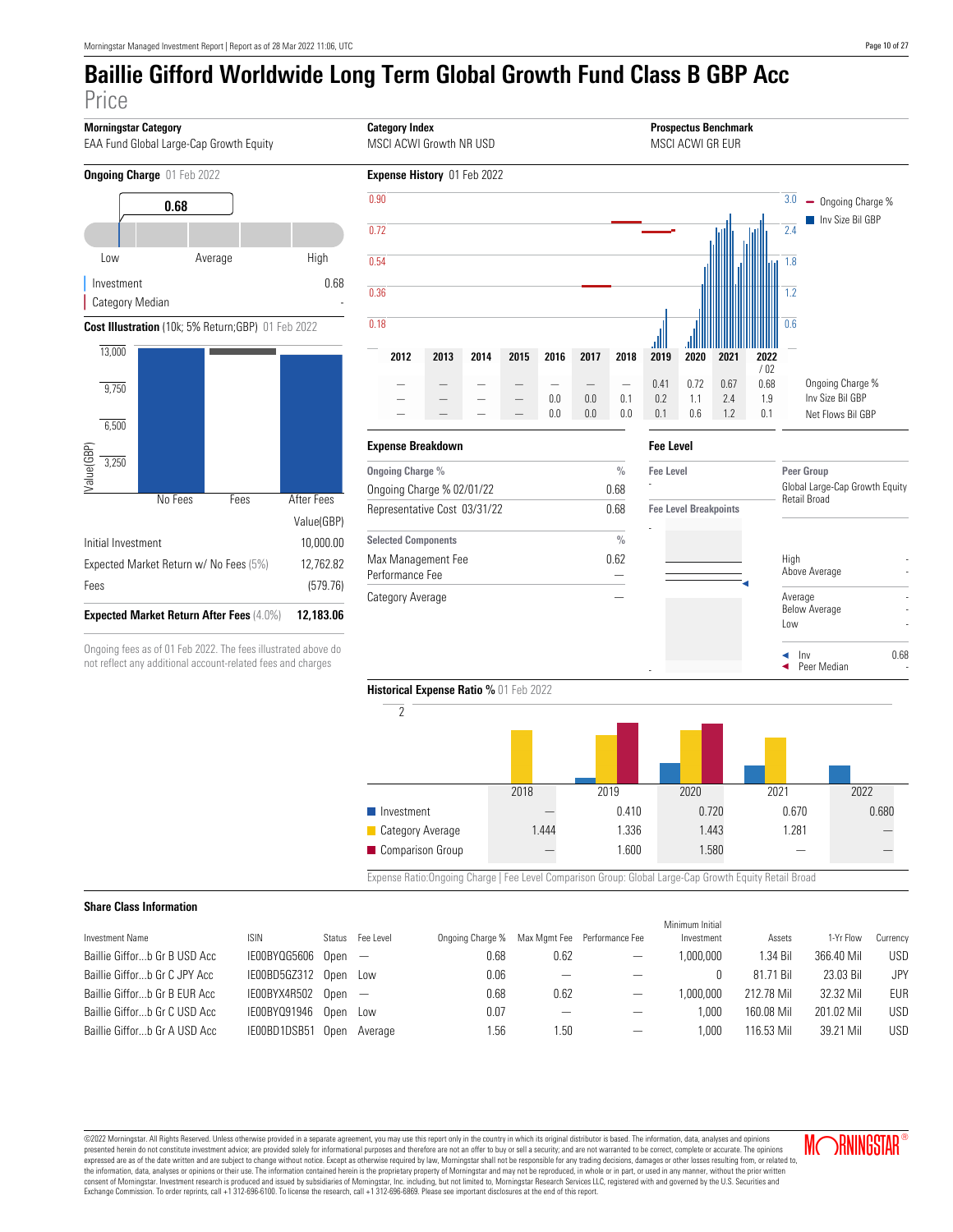# Baillie Gifford Worldwide Long Term Global Growth Fund Class B GBP Acc

## Price

| Morningstar Category | Category Index | Prospectus Benchmark |
|---|---|---|
| EAA Fund Global Large-Cap Growth Equity | MSCI ACWI Growth NR USD | MSCI ACWI GR EUR |

### Ongoing Charge 01 Feb 2022

0.68

Low · Average · High

| | |
|---|---|
| Investment | 0.68 |
| Category Median | - |

### Cost Illustration (10k; 5% Return;GBP) 01 Feb 2022

| | Value(GBP) |
|---|---|
| Initial Investment | 10,000.00 |
| Expected Market Return w/ No Fees (5%) | 12,762.82 |
| Fees | (579.76) |
| **Expected Market Return After Fees** (4.0%) | **12,183.06** |

Ongoing fees as of 01 Feb 2022. The fees illustrated above do not reflect any additional account-related fees and charges

### Expense History 01 Feb 2022

| | 2012 | 2013 | 2014 | 2015 | 2016 | 2017 | 2018 | 2019 | 2020 | 2021 | 2022 / 02 |
|---|---|---|---|---|---|---|---|---|---|---|---|
| Ongoing Charge % | — | — | — | — | — | — | — | 0.41 | 0.72 | 0.67 | 0.68 |
| Inv Size Bil GBP | — | — | — | — | 0.0 | 0.0 | 0.1 | 0.2 | 1.1 | 2.4 | 1.9 |
| Net Flows Bil GBP | — | — | — | — | 0.0 | 0.0 | 0.0 | 0.1 | 0.6 | 1.2 | 0.1 |

### Expense Breakdown

| Ongoing Charge % | % |
|---|---|
| Ongoing Charge % 02/01/22 | 0.68 |
| Representative Cost 03/31/22 | 0.68 |

| Selected Components | % |
|---|---|
| Max Management Fee | 0.62 |
| Performance Fee | — |
| Category Average | — |

### Fee Level

| Fee Level | Peer Group |
|---|---|
| - | Global Large-Cap Growth Equity Retail Broad |

Fee Level Breakpoints

| | |
|---|---|
| High | - |
| Above Average | - |
| Average | - |
| Below Average | - |
| Low | - |
| Inv | 0.68 |
| Peer Median | - |

### Historical Expense Ratio % 01 Feb 2022

| | 2018 | 2019 | 2020 | 2021 | 2022 |
|---|---|---|---|---|---|
| Investment | — | 0.410 | 0.720 | 0.670 | 0.680 |
| Category Average | 1.444 | 1.336 | 1.443 | 1.281 | — |
| Comparison Group | — | 1.600 | 1.580 | — | — |

Expense Ratio:Ongoing Charge | Fee Level Comparison Group: Global Large-Cap Growth Equity Retail Broad

### Share Class Information

| Investment Name | ISIN | Status | Fee Level | Ongoing Charge % | Max Mgmt Fee | Performance Fee | Minimum Initial Investment | Assets | 1-Yr Flow | Currency |
|---|---|---|---|---|---|---|---|---|---|---|
| Baillie Giffor...b Gr B USD Acc | IE00BYQG5606 | Open | — | 0.68 | 0.62 | — | 1,000,000 | 1.34 Bil | 366.40 Mil | USD |
| Baillie Giffor...b Gr C JPY Acc | IE00BD5GZ312 | Open | Low | 0.06 | — | — | 0 | 81.71 Bil | 23.03 Bil | JPY |
| Baillie Giffor...b Gr B EUR Acc | IE00BYX4R502 | Open | — | 0.68 | 0.62 | — | 1,000,000 | 212.78 Mil | 32.32 Mil | EUR |
| Baillie Giffor...b Gr C USD Acc | IE00BYQ91946 | Open | Low | 0.07 | — | — | 1,000 | 160.08 Mil | 201.02 Mil | USD |
| Baillie Giffor...b Gr A USD Acc | IE00BD1DSB51 | Open | Average | 1.56 | 1.50 | — | 1,000 | 116.53 Mil | 39.21 Mil | USD |

©2022 Morningstar. All Rights Reserved. Unless otherwise provided in a separate agreement, you may use this report only in the country in which its original distributor is based. The information, data, analyses and opinions presented herein do not constitute investment advice; are provided solely for informational purposes and therefore are not an offer to buy or sell a security; and are not warranted to be correct, complete or accurate. The opinions expressed are as of the date written and are subject to change without notice. Except as otherwise required by law, Morningstar shall not be responsible for any trading decisions, damages or other losses resulting from, or related to, the information, data, analyses or opinions or their use. The information contained herein is the proprietary property of Morningstar and may not be reproduced, in whole or in part, or used in any manner, without the prior written consent of Morningstar. Investment research is produced and issued by subsidiaries of Morningstar, Inc. including, but not limited to, Morningstar Research Services LLC, registered with and governed by the U.S. Securities and Exchange Commission. To order reprints, call +1 312-696-6100. To license the research, call +1 312-696-6869. Please see important disclosures at the end of this report.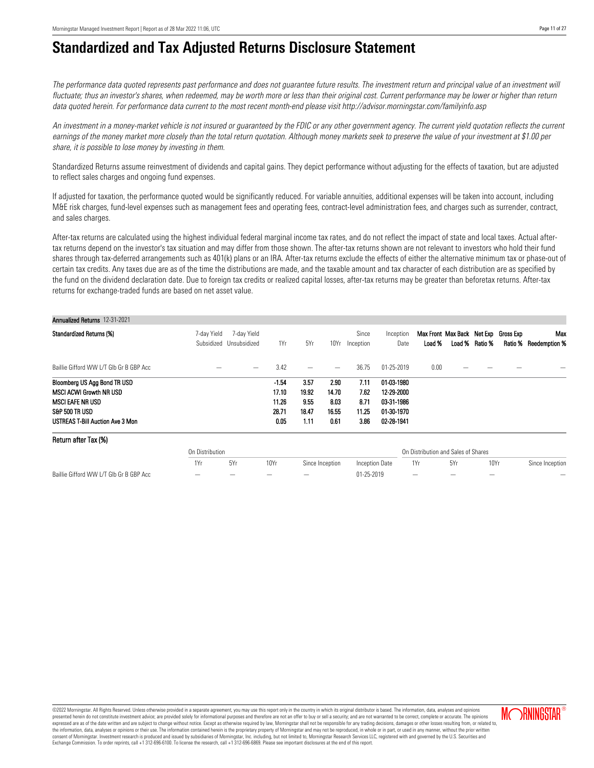# Standardized and Tax Adjusted Returns Disclosure Statement

*The performance data quoted represents past performance and does not guarantee future results. The investment return and principal value of an investment will fluctuate; thus an investor's shares, when redeemed, may be worth more or less than their original cost. Current performance may be lower or higher than return data quoted herein. For performance data current to the most recent month-end please visit http://advisor.morningstar.com/familyinfo.asp*

*An investment in a money-market vehicle is not insured or guaranteed by the FDIC or any other government agency. The current yield quotation reflects the current earnings of the money market more closely than the total return quotation. Although money markets seek to preserve the value of your investment at $1.00 per share, it is possible to lose money by investing in them.*

Standardized Returns assume reinvestment of dividends and capital gains. They depict performance without adjusting for the effects of taxation, but are adjusted to reflect sales charges and ongoing fund expenses.

If adjusted for taxation, the performance quoted would be significantly reduced. For variable annuities, additional expenses will be taken into account, including M&E risk charges, fund-level expenses such as management fees and operating fees, contract-level administration fees, and charges such as surrender, contract, and sales charges.

After-tax returns are calculated using the highest individual federal marginal income tax rates, and do not reflect the impact of state and local taxes. Actual after-tax returns depend on the investor's tax situation and may differ from those shown. The after-tax returns shown are not relevant to investors who hold their fund shares through tax-deferred arrangements such as 401(k) plans or an IRA. After-tax returns exclude the effects of either the alternative minimum tax or phase-out of certain tax credits. Any taxes due are as of the time the distributions are made, and the taxable amount and tax character of each distribution are as specified by the fund on the dividend declaration date. Due to foreign tax credits or realized capital losses, after-tax returns may be greater than beforetax returns. After-tax returns for exchange-traded funds are based on net asset value.

**Annualized Returns** 12-31-2021

| **Standardized Returns (%)** | 7-day Yield Subsidized | 7-day Yield Unsubsidized | 1Yr | 5Yr | 10Yr | Since Inception | Inception Date | **Max Front Load %** | **Max Back Load %** | **Net Exp Ratio %** | **Gross Exp Ratio %** | **Max Reedemption %** |
|---|---|---|---|---|---|---|---|---|---|---|---|---|
| Baillie Gifford WW L/T Glb Gr B GBP Acc | — | — | 3.42 | — | — | 36.75 | 01-25-2019 | 0.00 | — | — | — | — |
| **Bloomberg US Agg Bond TR USD** | | | **-1.54** | **3.57** | **2.90** | **7.11** | **01-03-1980** | | | | | |
| **MSCI ACWI Growth NR USD** | | | **17.10** | **19.92** | **14.70** | **7.62** | **12-29-2000** | | | | | |
| **MSCI EAFE NR USD** | | | **11.26** | **9.55** | **8.03** | **8.71** | **03-31-1986** | | | | | |
| **S&P 500 TR USD** | | | **28.71** | **18.47** | **16.55** | **11.25** | **01-30-1970** | | | | | |
| **USTREAS T-Bill Auction Ave 3 Mon** | | | **0.05** | **1.11** | **0.61** | **3.86** | **02-28-1941** | | | | | |

**Return after Tax (%)**

| | On Distribution | | | | | On Distribution and Sales of Shares | | | |
|---|---|---|---|---|---|---|---|---|---|
| | 1Yr | 5Yr | 10Yr | Since Inception | Inception Date | 1Yr | 5Yr | 10Yr | Since Inception |
| Baillie Gifford WW L/T Glb Gr B GBP Acc | — | — | — | — | 01-25-2019 | — | — | — | — |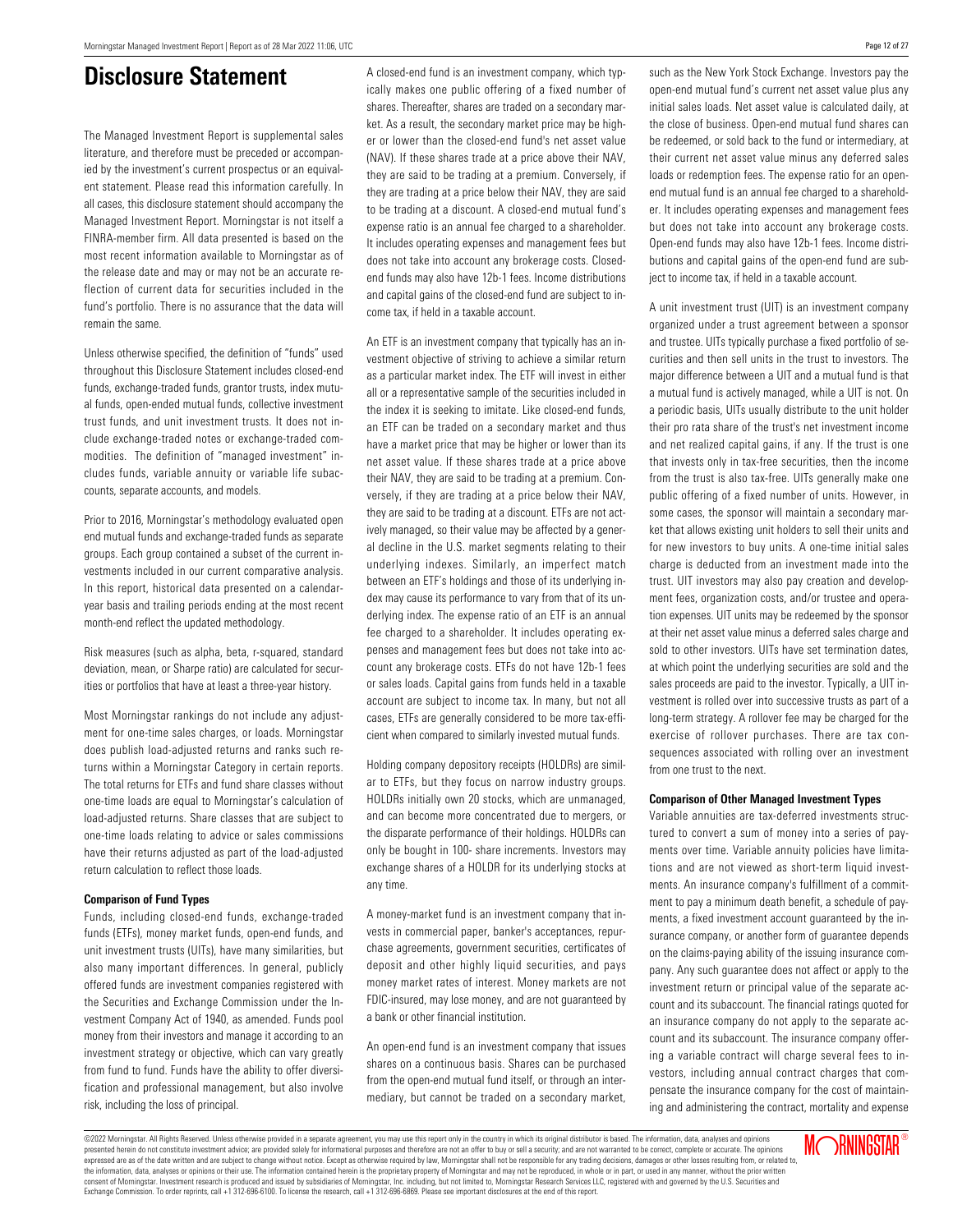# Disclosure Statement

The Managed Investment Report is supplemental sales literature, and therefore must be preceded or accompanied by the investment's current prospectus or an equivalent statement. Please read this information carefully. In all cases, this disclosure statement should accompany the Managed Investment Report. Morningstar is not itself a FINRA-member firm. All data presented is based on the most recent information available to Morningstar as of the release date and may or may not be an accurate reflection of current data for securities included in the fund's portfolio. There is no assurance that the data will remain the same.

Unless otherwise specified, the definition of "funds" used throughout this Disclosure Statement includes closed-end funds, exchange-traded funds, grantor trusts, index mutual funds, open-ended mutual funds, collective investment trust funds, and unit investment trusts. It does not include exchange-traded notes or exchange-traded commodities. The definition of "managed investment" includes funds, variable annuity or variable life subaccounts, separate accounts, and models.

Prior to 2016, Morningstar's methodology evaluated open end mutual funds and exchange-traded funds as separate groups. Each group contained a subset of the current investments included in our current comparative analysis. In this report, historical data presented on a calendar-year basis and trailing periods ending at the most recent month-end reflect the updated methodology.

Risk measures (such as alpha, beta, r-squared, standard deviation, mean, or Sharpe ratio) are calculated for securities or portfolios that have at least a three-year history.

Most Morningstar rankings do not include any adjustment for one-time sales charges, or loads. Morningstar does publish load-adjusted returns and ranks such returns within a Morningstar Category in certain reports. The total returns for ETFs and fund share classes without one-time loads are equal to Morningstar's calculation of load-adjusted returns. Share classes that are subject to one-time loads relating to advice or sales commissions have their returns adjusted as part of the load-adjusted return calculation to reflect those loads.

**Comparison of Fund Types**

Funds, including closed-end funds, exchange-traded funds (ETFs), money market funds, open-end funds, and unit investment trusts (UITs), have many similarities, but also many important differences. In general, publicly offered funds are investment companies registered with the Securities and Exchange Commission under the Investment Company Act of 1940, as amended. Funds pool money from their investors and manage it according to an investment strategy or objective, which can vary greatly from fund to fund. Funds have the ability to offer diversification and professional management, but also involve risk, including the loss of principal.

A closed-end fund is an investment company, which typically makes one public offering of a fixed number of shares. Thereafter, shares are traded on a secondary market. As a result, the secondary market price may be higher or lower than the closed-end fund's net asset value (NAV). If these shares trade at a price above their NAV, they are said to be trading at a premium. Conversely, if they are trading at a price below their NAV, they are said to be trading at a discount. A closed-end mutual fund's expense ratio is an annual fee charged to a shareholder. It includes operating expenses and management fees but does not take into account any brokerage costs. Closed-end funds may also have 12b-1 fees. Income distributions and capital gains of the closed-end fund are subject to income tax, if held in a taxable account.

An ETF is an investment company that typically has an investment objective of striving to achieve a similar return as a particular market index. The ETF will invest in either all or a representative sample of the securities included in the index it is seeking to imitate. Like closed-end funds, an ETF can be traded on a secondary market and thus have a market price that may be higher or lower than its net asset value. If these shares trade at a price above their NAV, they are said to be trading at a premium. Conversely, if they are trading at a price below their NAV, they are said to be trading at a discount. ETFs are not actively managed, so their value may be affected by a general decline in the U.S. market segments relating to their underlying indexes. Similarly, an imperfect match between an ETF's holdings and those of its underlying index may cause its performance to vary from that of its underlying index. The expense ratio of an ETF is an annual fee charged to a shareholder. It includes operating expenses and management fees but does not take into account any brokerage costs. ETFs do not have 12b-1 fees or sales loads. Capital gains from funds held in a taxable account are subject to income tax. In many, but not all cases, ETFs are generally considered to be more tax-efficient when compared to similarly invested mutual funds.

Holding company depository receipts (HOLDRs) are similar to ETFs, but they focus on narrow industry groups. HOLDRs initially own 20 stocks, which are unmanaged, and can become more concentrated due to mergers, or the disparate performance of their holdings. HOLDRs can only be bought in 100- share increments. Investors may exchange shares of a HOLDR for its underlying stocks at any time.

A money-market fund is an investment company that invests in commercial paper, banker's acceptances, repurchase agreements, government securities, certificates of deposit and other highly liquid securities, and pays money market rates of interest. Money markets are not FDIC-insured, may lose money, and are not guaranteed by a bank or other financial institution.

An open-end fund is an investment company that issues shares on a continuous basis. Shares can be purchased from the open-end mutual fund itself, or through an intermediary, but cannot be traded on a secondary market, such as the New York Stock Exchange. Investors pay the open-end mutual fund's current net asset value plus any initial sales loads. Net asset value is calculated daily, at the close of business. Open-end mutual fund shares can be redeemed, or sold back to the fund or intermediary, at their current net asset value minus any deferred sales loads or redemption fees. The expense ratio for an open-end mutual fund is an annual fee charged to a shareholder. It includes operating expenses and management fees but does not take into account any brokerage costs. Open-end funds may also have 12b-1 fees. Income distributions and capital gains of the open-end fund are subject to income tax, if held in a taxable account.

A unit investment trust (UIT) is an investment company organized under a trust agreement between a sponsor and trustee. UITs typically purchase a fixed portfolio of securities and then sell units in the trust to investors. The major difference between a UIT and a mutual fund is that a mutual fund is actively managed, while a UIT is not. On a periodic basis, UITs usually distribute to the unit holder their pro rata share of the trust's net investment income and net realized capital gains, if any. If the trust is one that invests only in tax-free securities, then the income from the trust is also tax-free. UITs generally make one public offering of a fixed number of units. However, in some cases, the sponsor will maintain a secondary market that allows existing unit holders to sell their units and for new investors to buy units. A one-time initial sales charge is deducted from an investment made into the trust. UIT investors may also pay creation and development fees, organization costs, and/or trustee and operation expenses. UIT units may be redeemed by the sponsor at their net asset value minus a deferred sales charge and sold to other investors. UITs have set termination dates, at which point the underlying securities are sold and the sales proceeds are paid to the investor. Typically, a UIT investment is rolled over into successive trusts as part of a long-term strategy. A rollover fee may be charged for the exercise of rollover purchases. There are tax consequences associated with rolling over an investment from one trust to the next.

**Comparison of Other Managed Investment Types**

Variable annuities are tax-deferred investments structured to convert a sum of money into a series of payments over time. Variable annuity policies have limitations and are not viewed as short-term liquid investments. An insurance company's fulfillment of a commitment to pay a minimum death benefit, a schedule of payments, a fixed investment account guaranteed by the insurance company, or another form of guarantee depends on the claims-paying ability of the issuing insurance company. Any such guarantee does not affect or apply to the investment return or principal value of the separate account and its subaccount. The financial ratings quoted for an insurance company do not apply to the separate account and its subaccount. The insurance company offering a variable contract will charge several fees to investors, including annual contract charges that compensate the insurance company for the cost of maintaining and administering the contract, mortality and expense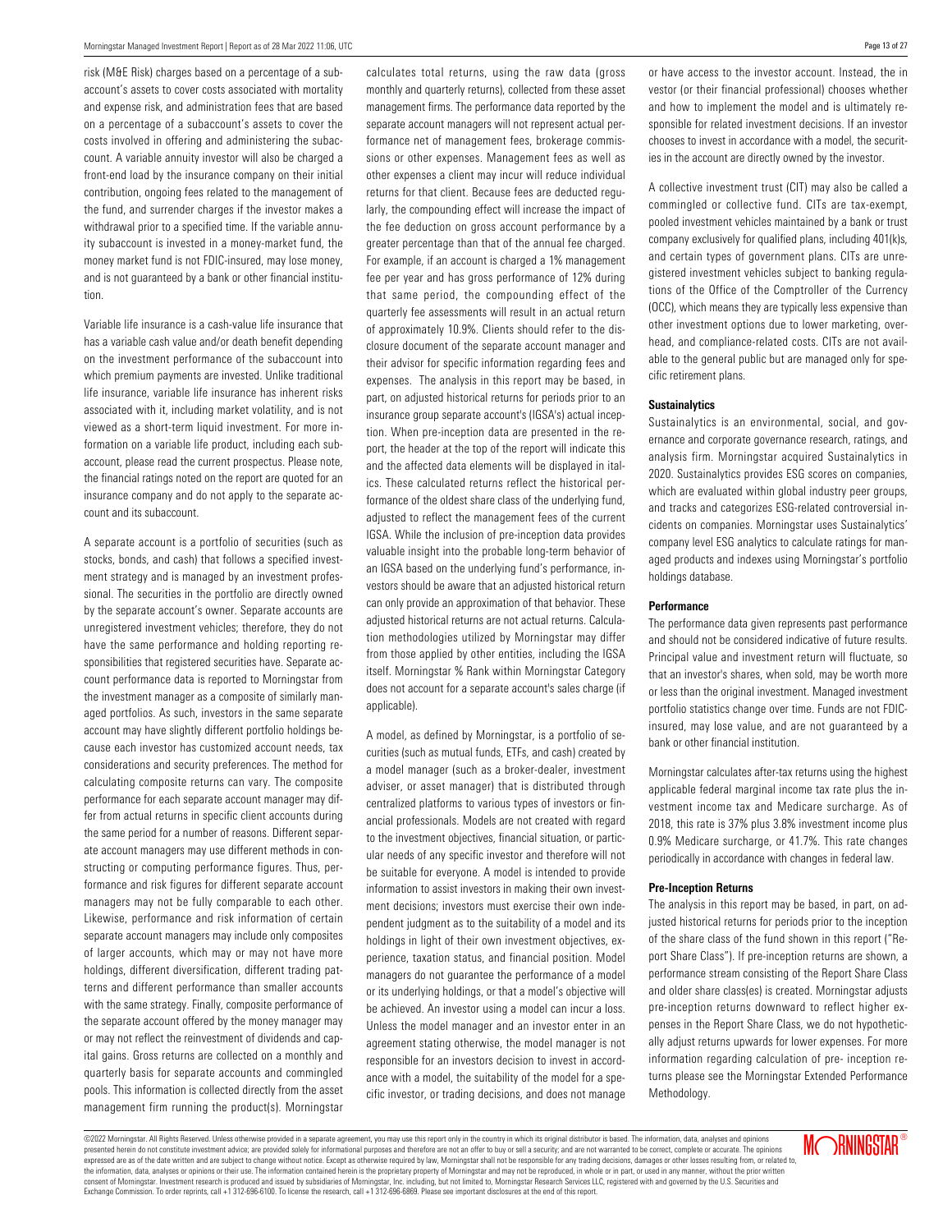risk (M&E Risk) charges based on a percentage of a subaccount's assets to cover costs associated with mortality and expense risk, and administration fees that are based on a percentage of a subaccount's assets to cover the costs involved in offering and administering the subaccount. A variable annuity investor will also be charged a front-end load by the insurance company on their initial contribution, ongoing fees related to the management of the fund, and surrender charges if the investor makes a withdrawal prior to a specified time. If the variable annuity subaccount is invested in a money-market fund, the money market fund is not FDIC-insured, may lose money, and is not guaranteed by a bank or other financial institution.

Variable life insurance is a cash-value life insurance that has a variable cash value and/or death benefit depending on the investment performance of the subaccount into which premium payments are invested. Unlike traditional life insurance, variable life insurance has inherent risks associated with it, including market volatility, and is not viewed as a short-term liquid investment. For more information on a variable life product, including each subaccount, please read the current prospectus. Please note, the financial ratings noted on the report are quoted for an insurance company and do not apply to the separate account and its subaccount.

A separate account is a portfolio of securities (such as stocks, bonds, and cash) that follows a specified investment strategy and is managed by an investment professional. The securities in the portfolio are directly owned by the separate account's owner. Separate accounts are unregistered investment vehicles; therefore, they do not have the same performance and holding reporting responsibilities that registered securities have. Separate account performance data is reported to Morningstar from the investment manager as a composite of similarly managed portfolios. As such, investors in the same separate account may have slightly different portfolio holdings because each investor has customized account needs, tax considerations and security preferences. The method for calculating composite returns can vary. The composite performance for each separate account manager may differ from actual returns in specific client accounts during the same period for a number of reasons. Different separate account managers may use different methods in constructing or computing performance figures. Thus, performance and risk figures for different separate account managers may not be fully comparable to each other. Likewise, performance and risk information of certain separate account managers may include only composites of larger accounts, which may or may not have more holdings, different diversification, different trading patterns and different performance than smaller accounts with the same strategy. Finally, composite performance of the separate account offered by the money manager may or may not reflect the reinvestment of dividends and capital gains. Gross returns are collected on a monthly and quarterly basis for separate accounts and commingled pools. This information is collected directly from the asset management firm running the product(s). Morningstar calculates total returns, using the raw data (gross monthly and quarterly returns), collected from these asset management firms. The performance data reported by the separate account managers will not represent actual performance net of management fees, brokerage commissions or other expenses. Management fees as well as other expenses a client may incur will reduce individual returns for that client. Because fees are deducted regularly, the compounding effect will increase the impact of the fee deduction on gross account performance by a greater percentage than that of the annual fee charged. For example, if an account is charged a 1% management fee per year and has gross performance of 12% during that same period, the compounding effect of the quarterly fee assessments will result in an actual return of approximately 10.9%. Clients should refer to the disclosure document of the separate account manager and their advisor for specific information regarding fees and expenses. The analysis in this report may be based, in part, on adjusted historical returns for periods prior to an insurance group separate account's (IGSA's) actual inception. When pre-inception data are presented in the report, the header at the top of the report will indicate this and the affected data elements will be displayed in italics. These calculated returns reflect the historical performance of the oldest share class of the underlying fund, adjusted to reflect the management fees of the current IGSA. While the inclusion of pre-inception data provides valuable insight into the probable long-term behavior of an IGSA based on the underlying fund's performance, investors should be aware that an adjusted historical return can only provide an approximation of that behavior. These adjusted historical returns are not actual returns. Calculation methodologies utilized by Morningstar may differ from those applied by other entities, including the IGSA itself. Morningstar % Rank within Morningstar Category does not account for a separate account's sales charge (if applicable).

A model, as defined by Morningstar, is a portfolio of securities (such as mutual funds, ETFs, and cash) created by a model manager (such as a broker-dealer, investment adviser, or asset manager) that is distributed through centralized platforms to various types of investors or financial professionals. Models are not created with regard to the investment objectives, financial situation, or particular needs of any specific investor and therefore will not be suitable for everyone. A model is intended to provide information to assist investors in making their own investment decisions; investors must exercise their own independent judgment as to the suitability of a model and its holdings in light of their own investment objectives, experience, taxation status, and financial position. Model managers do not guarantee the performance of a model or its underlying holdings, or that a model's objective will be achieved. An investor using a model can incur a loss. Unless the model manager and an investor enter in an agreement stating otherwise, the model manager is not responsible for an investors decision to invest in accordance with a model, the suitability of the model for a specific investor, or trading decisions, and does not manage or have access to the investor account. Instead, the investor (or their financial professional) chooses whether and how to implement the model and is ultimately responsible for related investment decisions. If an investor chooses to invest in accordance with a model, the securities in the account are directly owned by the investor.

A collective investment trust (CIT) may also be called a commingled or collective fund. CITs are tax-exempt, pooled investment vehicles maintained by a bank or trust company exclusively for qualified plans, including 401(k)s, and certain types of government plans. CITs are unregistered investment vehicles subject to banking regulations of the Office of the Comptroller of the Currency (OCC), which means they are typically less expensive than other investment options due to lower marketing, overhead, and compliance-related costs. CITs are not available to the general public but are managed only for specific retirement plans.

#### Sustainalytics

Sustainalytics is an environmental, social, and governance and corporate governance research, ratings, and analysis firm. Morningstar acquired Sustainalytics in 2020. Sustainalytics provides ESG scores on companies, which are evaluated within global industry peer groups, and tracks and categorizes ESG-related controversial incidents on companies. Morningstar uses Sustainalytics' company level ESG analytics to calculate ratings for managed products and indexes using Morningstar's portfolio holdings database.

#### Performance

The performance data given represents past performance and should not be considered indicative of future results. Principal value and investment return will fluctuate, so that an investor's shares, when sold, may be worth more or less than the original investment. Managed investment portfolio statistics change over time. Funds are not FDIC-insured, may lose value, and are not guaranteed by a bank or other financial institution.

Morningstar calculates after-tax returns using the highest applicable federal marginal income tax rate plus the investment income tax and Medicare surcharge. As of 2018, this rate is 37% plus 3.8% investment income plus 0.9% Medicare surcharge, or 41.7%. This rate changes periodically in accordance with changes in federal law.

#### Pre-Inception Returns

The analysis in this report may be based, in part, on adjusted historical returns for periods prior to the inception of the share class of the fund shown in this report ("Report Share Class"). If pre-inception returns are shown, a performance stream consisting of the Report Share Class and older share class(es) is created. Morningstar adjusts pre-inception returns downward to reflect higher expenses in the Report Share Class, we do not hypothetically adjust returns upwards for lower expenses. For more information regarding calculation of pre- inception returns please see the Morningstar Extended Performance Methodology.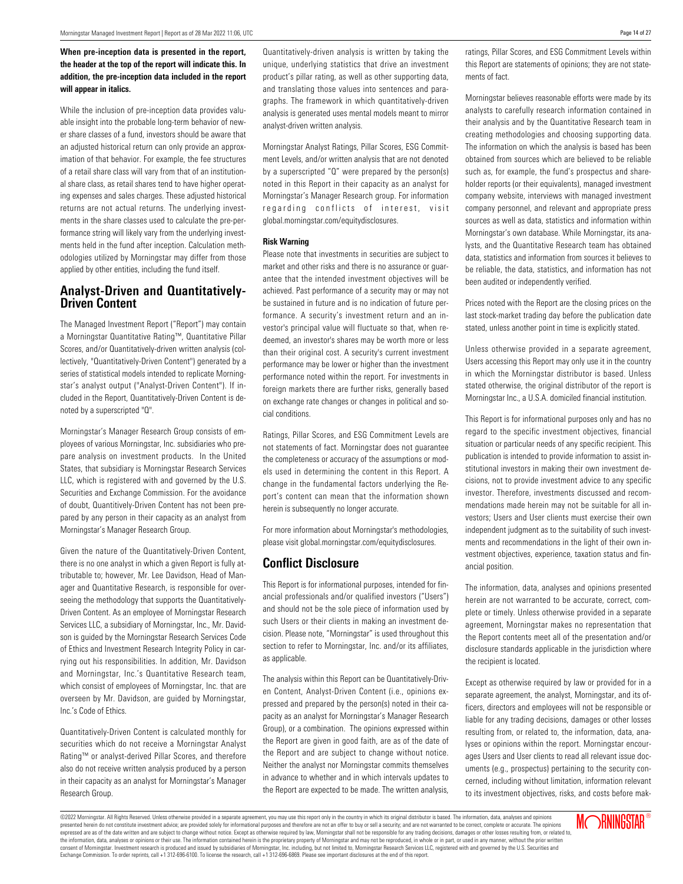**When pre-inception data is presented in the report, the header at the top of the report will indicate this. In addition, the pre-inception data included in the report will appear in italics.**

While the inclusion of pre-inception data provides valuable insight into the probable long-term behavior of newer share classes of a fund, investors should be aware that an adjusted historical return can only provide an approximation of that behavior. For example, the fee structures of a retail share class will vary from that of an institutional share class, as retail shares tend to have higher operating expenses and sales charges. These adjusted historical returns are not actual returns. The underlying investments in the share classes used to calculate the pre-performance string will likely vary from the underlying investments held in the fund after inception. Calculation methodologies utilized by Morningstar may differ from those applied by other entities, including the fund itself.

## Analyst-Driven and Quantitatively-Driven Content

The Managed Investment Report ("Report") may contain a Morningstar Quantitative Rating™, Quantitative Pillar Scores, and/or Quantitatively-driven written analysis (collectively, "Quantitatively-Driven Content") generated by a series of statistical models intended to replicate Morningstar's analyst output ("Analyst-Driven Content"). If included in the Report, Quantitatively-Driven Content is denoted by a superscripted "Q".

Morningstar's Manager Research Group consists of employees of various Morningstar, Inc. subsidiaries who prepare analysis on investment products. In the United States, that subsidiary is Morningstar Research Services LLC, which is registered with and governed by the U.S. Securities and Exchange Commission. For the avoidance of doubt, Quantitively-Driven Content has not been prepared by any person in their capacity as an analyst from Morningstar's Manager Research Group.

Given the nature of the Quantitatively-Driven Content, there is no one analyst in which a given Report is fully attributable to; however, Mr. Lee Davidson, Head of Manager and Quantitative Research, is responsible for overseeing the methodology that supports the Quantitatively-Driven Content. As an employee of Morningstar Research Services LLC, a subsidiary of Morningstar, Inc., Mr. Davidson is guided by the Morningstar Research Services Code of Ethics and Investment Research Integrity Policy in carrying out his responsibilities. In addition, Mr. Davidson and Morningstar, Inc.'s Quantitative Research team, which consist of employees of Morningstar, Inc. that are overseen by Mr. Davidson, are guided by Morningstar, Inc.'s Code of Ethics.

Quantitatively-Driven Content is calculated monthly for securities which do not receive a Morningstar Analyst Rating™ or analyst-derived Pillar Scores, and therefore also do not receive written analysis produced by a person in their capacity as an analyst for Morningstar's Manager Research Group.

Quantitatively-driven analysis is written by taking the unique, underlying statistics that drive an investment product's pillar rating, as well as other supporting data, and translating those values into sentences and paragraphs. The framework in which quantitatively-driven analysis is generated uses mental models meant to mirror analyst-driven written analysis.

Morningstar Analyst Ratings, Pillar Scores, ESG Commitment Levels, and/or written analysis that are not denoted by a superscripted "Q" were prepared by the person(s) noted in this Report in their capacity as an analyst for Morningstar's Manager Research group. For information regarding conflicts of interest, visit global.morningstar.com/equitydisclosures.

**Risk Warning**

Please note that investments in securities are subject to market and other risks and there is no assurance or guarantee that the intended investment objectives will be achieved. Past performance of a security may or may not be sustained in future and is no indication of future performance. A security's investment return and an investor's principal value will fluctuate so that, when redeemed, an investor's shares may be worth more or less than their original cost. A security's current investment performance may be lower or higher than the investment performance noted within the report. For investments in foreign markets there are further risks, generally based on exchange rate changes or changes in political and social conditions.

Ratings, Pillar Scores, and ESG Commitment Levels are not statements of fact. Morningstar does not guarantee the completeness or accuracy of the assumptions or models used in determining the content in this Report. A change in the fundamental factors underlying the Report's content can mean that the information shown herein is subsequently no longer accurate.

For more information about Morningstar's methodologies, please visit global.morningstar.com/equitydisclosures.

## Conflict Disclosure

This Report is for informational purposes, intended for financial professionals and/or qualified investors ("Users") and should not be the sole piece of information used by such Users or their clients in making an investment decision. Please note, "Morningstar" is used throughout this section to refer to Morningstar, Inc. and/or its affiliates, as applicable.

The analysis within this Report can be Quantitatively-Driven Content, Analyst-Driven Content (i.e., opinions expressed and prepared by the person(s) noted in their capacity as an analyst for Morningstar's Manager Research Group), or a combination. The opinions expressed within the Report are given in good faith, are as of the date of the Report and are subject to change without notice. Neither the analyst nor Morningstar commits themselves in advance to whether and in which intervals updates to the Report are expected to be made. The written analysis, ratings, Pillar Scores, and ESG Commitment Levels within this Report are statements of opinions; they are not statements of fact.

Morningstar believes reasonable efforts were made by its analysts to carefully research information contained in their analysis and by the Quantitative Research team in creating methodologies and choosing supporting data. The information on which the analysis is based has been obtained from sources which are believed to be reliable such as, for example, the fund's prospectus and shareholder reports (or their equivalents), managed investment company website, interviews with managed investment company personnel, and relevant and appropriate press sources as well as data, statistics and information within Morningstar's own database. While Morningstar, its analysts, and the Quantitative Research team has obtained data, statistics and information from sources it believes to be reliable, the data, the statistics, and information has not been audited or independently verified.

Prices noted with the Report are the closing prices on the last stock-market trading day before the publication date stated, unless another point in time is explicitly stated.

Unless otherwise provided in a separate agreement, Users accessing this Report may only use it in the country in which the Morningstar distributor is based. Unless stated otherwise, the original distributor of the report is Morningstar Inc., a U.S.A. domiciled financial institution.

This Report is for informational purposes only and has no regard to the specific investment objectives, financial situation or particular needs of any specific recipient. This publication is intended to provide information to assist institutional investors in making their own investment decisions, not to provide investment advice to any specific investor. Therefore, investments discussed and recommendations made herein may not be suitable for all investors; Users and User clients must exercise their own independent judgment as to the suitability of such investments and recommendations in the light of their own investment objectives, experience, taxation status and financial position.

The information, data, analyses and opinions presented herein are not warranted to be accurate, correct, complete or timely. Unless otherwise provided in a separate agreement, Morningstar makes no representation that the Report contents meet all of the presentation and/or disclosure standards applicable in the jurisdiction where the recipient is located.

Except as otherwise required by law or provided for in a separate agreement, the analyst, Morningstar, and its officers, directors and employees will not be responsible or liable for any trading decisions, damages or other losses resulting from, or related to, the information, data, analyses or opinions within the report. Morningstar encourages Users and User clients to read all relevant issue documents (e.g., prospectus) pertaining to the security concerned, including without limitation, information relevant to its investment objectives, risks, and costs before mak-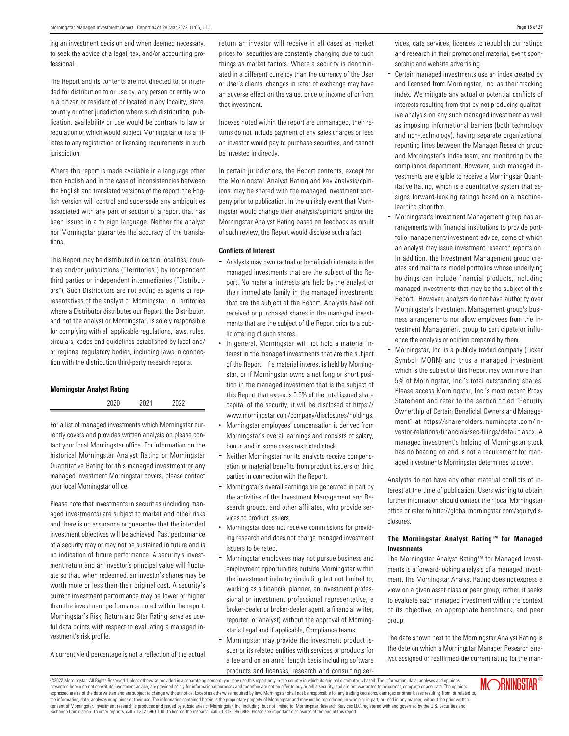ing an investment decision and when deemed necessary, to seek the advice of a legal, tax, and/or accounting professional.

The Report and its contents are not directed to, or intended for distribution to or use by, any person or entity who is a citizen or resident of or located in any locality, state, country or other jurisdiction where such distribution, publication, availability or use would be contrary to law or regulation or which would subject Morningstar or its affiliates to any registration or licensing requirements in such jurisdiction.

Where this report is made available in a language other than English and in the case of inconsistencies between the English and translated versions of the report, the English version will control and supersede any ambiguities associated with any part or section of a report that has been issued in a foreign language. Neither the analyst nor Morningstar guarantee the accuracy of the translations.

This Report may be distributed in certain localities, countries and/or jurisdictions ("Territories") by independent third parties or independent intermediaries ("Distributors"). Such Distributors are not acting as agents or representatives of the analyst or Morningstar. In Territories where a Distributor distributes our Report, the Distributor, and not the analyst or Morningstar, is solely responsible for complying with all applicable regulations, laws, rules, circulars, codes and guidelines established by local and/or regional regulatory bodies, including laws in connection with the distribution third-party research reports.

**Morningstar Analyst Rating**

| 2020 | 2021 | 2022 |
| --- | --- | --- |

For a list of managed investments which Morningstar currently covers and provides written analysis on please contact your local Morningstar office. For information on the historical Morningstar Analyst Rating or Morningstar Quantitative Rating for this managed investment or any managed investment Morningstar covers, please contact your local Morningstar office.

Please note that investments in securities (including managed investments) are subject to market and other risks and there is no assurance or guarantee that the intended investment objectives will be achieved. Past performance of a security may or may not be sustained in future and is no indication of future performance. A security's investment return and an investor's principal value will fluctuate so that, when redeemed, an investor's shares may be worth more or less than their original cost. A security's current investment performance may be lower or higher than the investment performance noted within the report. Morningstar's Risk, Return and Star Rating serve as useful data points with respect to evaluating a managed investment's risk profile.

A current yield percentage is not a reflection of the actual return an investor will receive in all cases as market prices for securities are constantly changing due to such things as market factors. Where a security is denominated in a different currency than the currency of the User or User's clients, changes in rates of exchange may have an adverse effect on the value, price or income of or from that investment.

Indexes noted within the report are unmanaged, their returns do not include payment of any sales charges or fees an investor would pay to purchase securities, and cannot be invested in directly.

In certain jurisdictions, the Report contents, except for the Morningstar Analyst Rating and key analysis/opinions, may be shared with the managed investment company prior to publication. In the unlikely event that Morningstar would change their analysis/opinions and/or the Morningstar Analyst Rating based on feedback as result of such review, the Report would disclose such a fact.

**Conflicts of Interest**

- Analysts may own (actual or beneficial) interests in the managed investments that are the subject of the Report. No material interests are held by the analyst or their immediate family in the managed investments that are the subject of the Report. Analysts have not received or purchased shares in the managed investments that are the subject of the Report prior to a public offering of such shares.
- In general, Morningstar will not hold a material interest in the managed investments that are the subject of the Report. If a material interest is held by Morningstar, or if Morningstar owns a net long or short position in the managed investment that is the subject of this Report that exceeds 0.5% of the total issued share capital of the security, it will be disclosed at https://www.morningstar.com/company/disclosures/holdings.
- Morningstar employees' compensation is derived from Morningstar's overall earnings and consists of salary, bonus and in some cases restricted stock.
- Neither Morningstar nor its analysts receive compensation or material benefits from product issuers or third parties in connection with the Report.
- Morningstar's overall earnings are generated in part by the activities of the Investment Management and Research groups, and other affiliates, who provide services to product issuers.
- Morningstar does not receive commissions for providing research and does not charge managed investment issuers to be rated.
- Morningstar employees may not pursue business and employment opportunities outside Morningstar within the investment industry (including but not limited to, working as a financial planner, an investment professional or investment professional representative, a broker-dealer or broker-dealer agent, a financial writer, reporter, or analyst) without the approval of Morningstar's Legal and if applicable, Compliance teams.
- Morningstar may provide the investment product issuer or its related entities with services or products for a fee and on an arms' length basis including software products and licenses, research and consulting services, data services, licenses to republish our ratings and research in their promotional material, event sponsorship and website advertising.
- Certain managed investments use an index created by and licensed from Morningstar, Inc. as their tracking index. We mitigate any actual or potential conflicts of interests resulting from that by not producing qualitative analysis on any such managed investment as well as imposing informational barriers (both technology and non-technology), having separate organizational reporting lines between the Manager Research group and Morningstar's Index team, and monitoring by the compliance department. However, such managed investments are eligible to receive a Morningstar Quantitative Rating, which is a quantitative system that assigns forward-looking ratings based on a machine-learning algorithm.
- Morningstar's Investment Management group has arrangements with financial institutions to provide portfolio management/investment advice, some of which an analyst may issue investment research reports on. In addition, the Investment Management group creates and maintains model portfolios whose underlying holdings can include financial products, including managed investments that may be the subject of this Report. However, analysts do not have authority over Morningstar's Investment Management group's business arrangements nor allow employees from the Investment Management group to participate or influence the analysis or opinion prepared by them.
- Morningstar, Inc. is a publicly traded company (Ticker Symbol: MORN) and thus a managed investment which is the subject of this Report may own more than 5% of Morningstar, Inc.'s total outstanding shares. Please access Morningstar, Inc.'s most recent Proxy Statement and refer to the section titled "Security Ownership of Certain Beneficial Owners and Management" at https://shareholders.morningstar.com/investor-relations/financials/sec-filings/default.aspx. A managed investment's holding of Morningstar stock has no bearing on and is not a requirement for managed investments Morningstar determines to cover.

Analysts do not have any other material conflicts of interest at the time of publication. Users wishing to obtain further information should contact their local Morningstar office or refer to http://global.morningstar.com/equitydisclosures.

**The Morningstar Analyst Rating™ for Managed Investments**

The Morningstar Analyst Rating™ for Managed Investments is a forward-looking analysis of a managed investment. The Morningstar Analyst Rating does not express a view on a given asset class or peer group; rather, it seeks to evaluate each managed investment within the context of its objective, an appropriate benchmark, and peer group.

The date shown next to the Morningstar Analyst Rating is the date on which a Morningstar Manager Research analyst assigned or reaffirmed the current rating for the man-

©2022 Morningstar. All Rights Reserved. Unless otherwise provided in a separate agreement, you may use this report only in the country in which its original distributor is based. The information, data, analyses and opinions presented herein do not constitute investment advice; are provided solely for informational purposes and therefore are not an offer to buy or sell a security; and are not warranted to be correct, complete or accurate. The opinions expressed are as of the date written and are subject to change without notice. Except as otherwise required by law, Morningstar shall not be responsible for any trading decisions, damages or other losses resulting from, or related to, the information, data, analyses or opinions or their use. The information contained herein is the proprietary property of Morningstar and may not be reproduced, in whole or in part, or used in any manner, without the prior written consent of Morningstar. Investment research is produced and issued by subsidiaries of Morningstar, Inc. including, but not limited to, Morningstar Research Services LLC, registered with and governed by the U.S. Securities and Exchange Commission. To order reprints, call +1 312-696-6100. To license the research, call +1 312-696-6869. Please see important disclosures at the end of this report.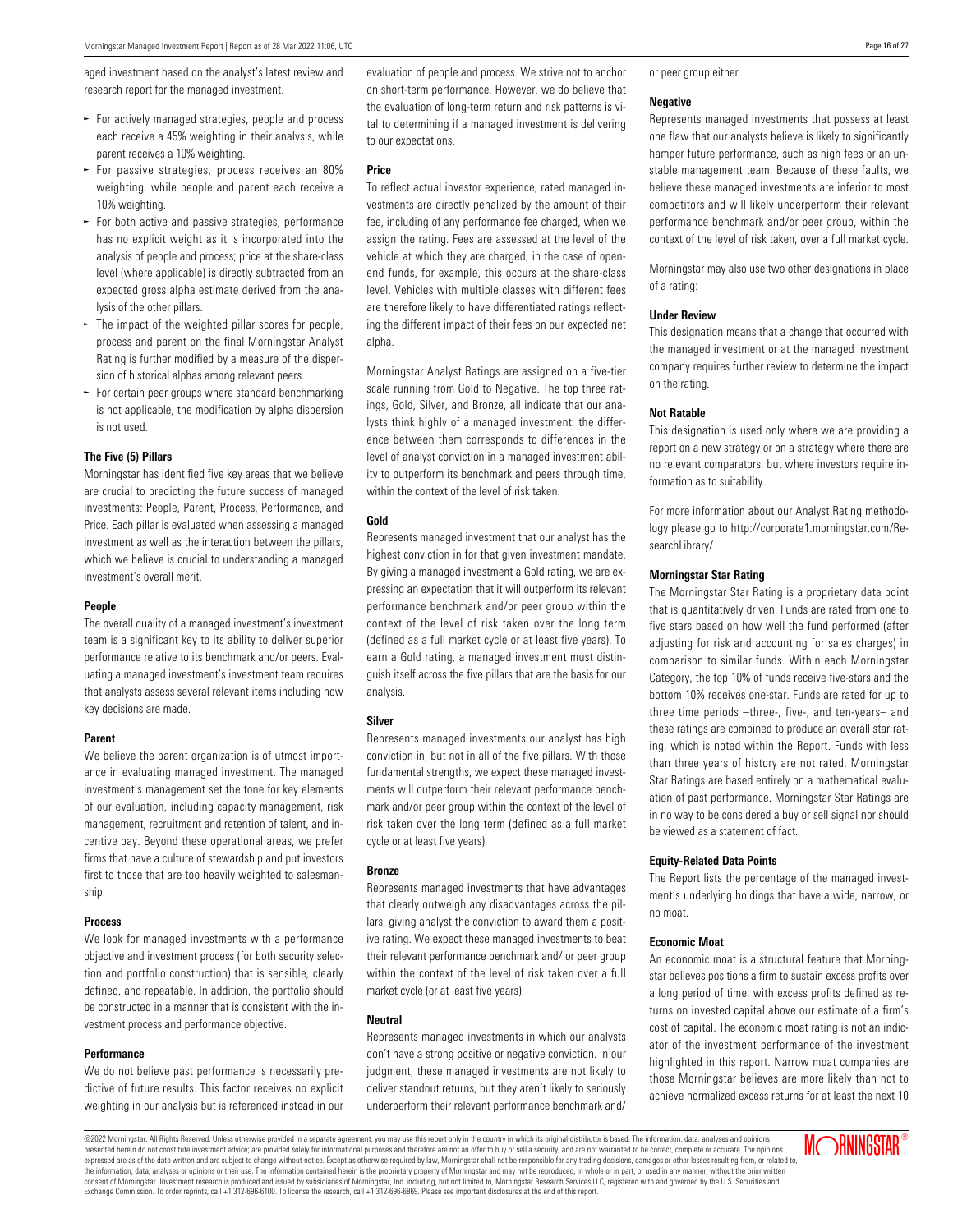aged investment based on the analyst's latest review and research report for the managed investment.

- For actively managed strategies, people and process each receive a 45% weighting in their analysis, while parent receives a 10% weighting.
- For passive strategies, process receives an 80% weighting, while people and parent each receive a 10% weighting.
- For both active and passive strategies, performance has no explicit weight as it is incorporated into the analysis of people and process; price at the share-class level (where applicable) is directly subtracted from an expected gross alpha estimate derived from the analysis of the other pillars.
- The impact of the weighted pillar scores for people, process and parent on the final Morningstar Analyst Rating is further modified by a measure of the dispersion of historical alphas among relevant peers.
- For certain peer groups where standard benchmarking is not applicable, the modification by alpha dispersion is not used.

**The Five (5) Pillars**

Morningstar has identified five key areas that we believe are crucial to predicting the future success of managed investments: People, Parent, Process, Performance, and Price. Each pillar is evaluated when assessing a managed investment as well as the interaction between the pillars, which we believe is crucial to understanding a managed investment's overall merit.

**People**

The overall quality of a managed investment's investment team is a significant key to its ability to deliver superior performance relative to its benchmark and/or peers. Evaluating a managed investment's investment team requires that analysts assess several relevant items including how key decisions are made.

**Parent**

We believe the parent organization is of utmost importance in evaluating managed investment. The managed investment's management set the tone for key elements of our evaluation, including capacity management, risk management, recruitment and retention of talent, and incentive pay. Beyond these operational areas, we prefer firms that have a culture of stewardship and put investors first to those that are too heavily weighted to salesmanship.

**Process**

We look for managed investments with a performance objective and investment process (for both security selection and portfolio construction) that is sensible, clearly defined, and repeatable. In addition, the portfolio should be constructed in a manner that is consistent with the investment process and performance objective.

**Performance**

We do not believe past performance is necessarily predictive of future results. This factor receives no explicit weighting in our analysis but is referenced instead in our evaluation of people and process. We strive not to anchor on short-term performance. However, we do believe that the evaluation of long-term return and risk patterns is vital to determining if a managed investment is delivering to our expectations.

**Price**

To reflect actual investor experience, rated managed investments are directly penalized by the amount of their fee, including of any performance fee charged, when we assign the rating. Fees are assessed at the level of the vehicle at which they are charged, in the case of open-end funds, for example, this occurs at the share-class level. Vehicles with multiple classes with different fees are therefore likely to have differentiated ratings reflecting the different impact of their fees on our expected net alpha.

Morningstar Analyst Ratings are assigned on a five-tier scale running from Gold to Negative. The top three ratings, Gold, Silver, and Bronze, all indicate that our analysts think highly of a managed investment; the difference between them corresponds to differences in the level of analyst conviction in a managed investment ability to outperform its benchmark and peers through time, within the context of the level of risk taken.

**Gold**

Represents managed investment that our analyst has the highest conviction in for that given investment mandate. By giving a managed investment a Gold rating, we are expressing an expectation that it will outperform its relevant performance benchmark and/or peer group within the context of the level of risk taken over the long term (defined as a full market cycle or at least five years). To earn a Gold rating, a managed investment must distinguish itself across the five pillars that are the basis for our analysis.

**Silver**

Represents managed investments our analyst has high conviction in, but not in all of the five pillars. With those fundamental strengths, we expect these managed investments will outperform their relevant performance benchmark and/or peer group within the context of the level of risk taken over the long term (defined as a full market cycle or at least five years).

**Bronze**

Represents managed investments that have advantages that clearly outweigh any disadvantages across the pillars, giving analyst the conviction to award them a positive rating. We expect these managed investments to beat their relevant performance benchmark and/ or peer group within the context of the level of risk taken over a full market cycle (or at least five years).

**Neutral**

Represents managed investments in which our analysts don't have a strong positive or negative conviction. In our judgment, these managed investments are not likely to deliver standout returns, but they aren't likely to seriously underperform their relevant performance benchmark and/ or peer group either.

**Negative**

Represents managed investments that possess at least one flaw that our analysts believe is likely to significantly hamper future performance, such as high fees or an unstable management team. Because of these faults, we believe these managed investments are inferior to most competitors and will likely underperform their relevant performance benchmark and/or peer group, within the context of the level of risk taken, over a full market cycle.

Morningstar may also use two other designations in place of a rating:

**Under Review**

This designation means that a change that occurred with the managed investment or at the managed investment company requires further review to determine the impact on the rating.

**Not Ratable**

This designation is used only where we are providing a report on a new strategy or on a strategy where there are no relevant comparators, but where investors require information as to suitability.

For more information about our Analyst Rating methodology please go to http://corporate1.morningstar.com/ResearchLibrary/

**Morningstar Star Rating**

The Morningstar Star Rating is a proprietary data point that is quantitatively driven. Funds are rated from one to five stars based on how well the fund performed (after adjusting for risk and accounting for sales charges) in comparison to similar funds. Within each Morningstar Category, the top 10% of funds receive five-stars and the bottom 10% receives one-star. Funds are rated for up to three time periods –three-, five-, and ten-years– and these ratings are combined to produce an overall star rating, which is noted within the Report. Funds with less than three years of history are not rated. Morningstar Star Ratings are based entirely on a mathematical evaluation of past performance. Morningstar Star Ratings are in no way to be considered a buy or sell signal nor should be viewed as a statement of fact.

**Equity-Related Data Points**

The Report lists the percentage of the managed investment's underlying holdings that have a wide, narrow, or no moat.

**Economic Moat**

An economic moat is a structural feature that Morningstar believes positions a firm to sustain excess profits over a long period of time, with excess profits defined as returns on invested capital above our estimate of a firm's cost of capital. The economic moat rating is not an indicator of the investment performance of the investment highlighted in this report. Narrow moat companies are those Morningstar believes are more likely than not to achieve normalized excess returns for at least the next 10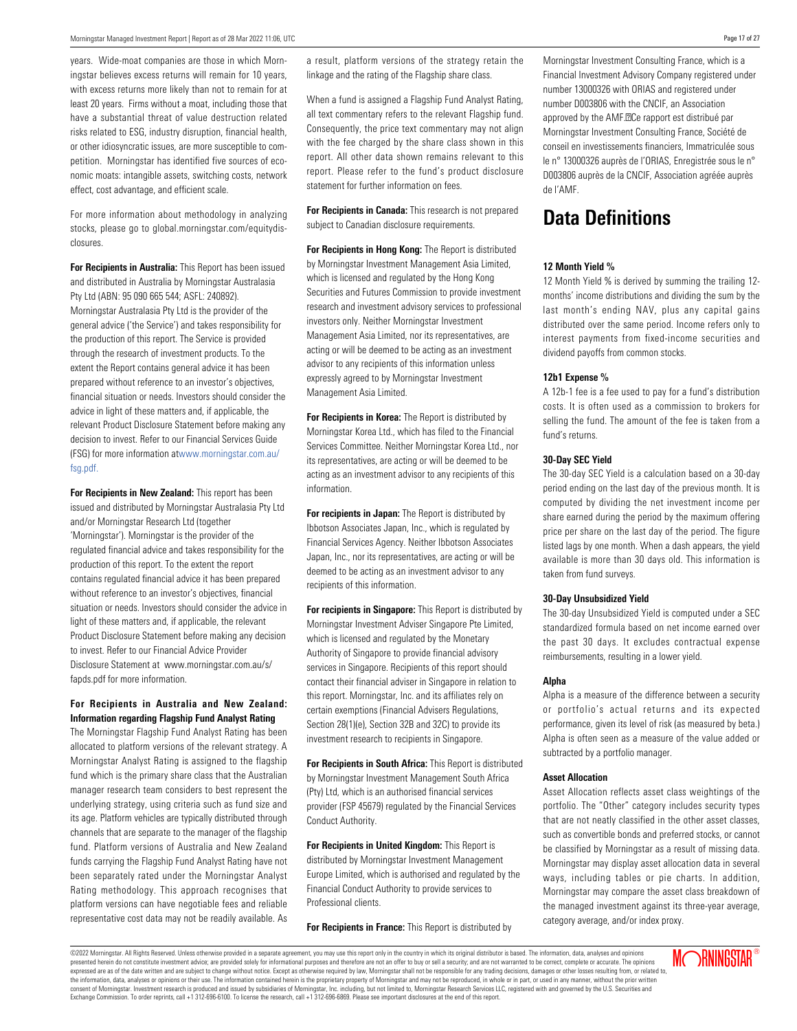years. Wide-moat companies are those in which Morningstar believes excess returns will remain for 10 years, with excess returns more likely than not to remain for at least 20 years. Firms without a moat, including those that have a substantial threat of value destruction related risks related to ESG, industry disruption, financial health, or other idiosyncratic issues, are more susceptible to competition. Morningstar has identified five sources of economic moats: intangible assets, switching costs, network effect, cost advantage, and efficient scale.

For more information about methodology in analyzing stocks, please go to global.morningstar.com/equitydisclosures.

**For Recipients in Australia:** This Report has been issued and distributed in Australia by Morningstar Australasia Pty Ltd (ABN: 95 090 665 544; ASFL: 240892). Morningstar Australasia Pty Ltd is the provider of the general advice ('the Service') and takes responsibility for the production of this report. The Service is provided through the research of investment products. To the extent the Report contains general advice it has been prepared without reference to an investor's objectives, financial situation or needs. Investors should consider the advice in light of these matters and, if applicable, the relevant Product Disclosure Statement before making any decision to invest. Refer to our Financial Services Guide (FSG) for more information atwww.morningstar.com.au/fsg.pdf.

**For Recipients in New Zealand:** This report has been issued and distributed by Morningstar Australasia Pty Ltd and/or Morningstar Research Ltd (together 'Morningstar'). Morningstar is the provider of the regulated financial advice and takes responsibility for the production of this report. To the extent the report contains regulated financial advice it has been prepared without reference to an investor's objectives, financial situation or needs. Investors should consider the advice in light of these matters and, if applicable, the relevant Product Disclosure Statement before making any decision to invest. Refer to our Financial Advice Provider Disclosure Statement at www.morningstar.com.au/s/fapds.pdf for more information.

**For Recipients in Australia and New Zealand: Information regarding Flagship Fund Analyst Rating**

The Morningstar Flagship Fund Analyst Rating has been allocated to platform versions of the relevant strategy. A Morningstar Analyst Rating is assigned to the flagship fund which is the primary share class that the Australian manager research team considers to best represent the underlying strategy, using criteria such as fund size and its age. Platform vehicles are typically distributed through channels that are separate to the manager of the flagship fund. Platform versions of Australia and New Zealand funds carrying the Flagship Fund Analyst Rating have not been separately rated under the Morningstar Analyst Rating methodology. This approach recognises that platform versions can have negotiable fees and reliable representative cost data may not be readily available. As a result, platform versions of the strategy retain the linkage and the rating of the Flagship share class.

When a fund is assigned a Flagship Fund Analyst Rating, all text commentary refers to the relevant Flagship fund. Consequently, the price text commentary may not align with the fee charged by the share class shown in this report. All other data shown remains relevant to this report. Please refer to the fund's product disclosure statement for further information on fees.

**For Recipients in Canada:** This research is not prepared subject to Canadian disclosure requirements.

**For Recipients in Hong Kong:** The Report is distributed by Morningstar Investment Management Asia Limited, which is licensed and regulated by the Hong Kong Securities and Futures Commission to provide investment research and investment advisory services to professional investors only. Neither Morningstar Investment Management Asia Limited, nor its representatives, are acting or will be deemed to be acting as an investment advisor to any recipients of this information unless expressly agreed to by Morningstar Investment Management Asia Limited.

**For Recipients in Korea:** The Report is distributed by Morningstar Korea Ltd., which has filed to the Financial Services Committee. Neither Morningstar Korea Ltd., nor its representatives, are acting or will be deemed to be acting as an investment advisor to any recipients of this information.

**For recipients in Japan:** The Report is distributed by Ibbotson Associates Japan, Inc., which is regulated by Financial Services Agency. Neither Ibbotson Associates Japan, Inc., nor its representatives, are acting or will be deemed to be acting as an investment advisor to any recipients of this information.

**For recipients in Singapore:** This Report is distributed by Morningstar Investment Adviser Singapore Pte Limited, which is licensed and regulated by the Monetary Authority of Singapore to provide financial advisory services in Singapore. Recipients of this report should contact their financial adviser in Singapore in relation to this report. Morningstar, Inc. and its affiliates rely on certain exemptions (Financial Advisers Regulations, Section 28(1)(e), Section 32B and 32C) to provide its investment research to recipients in Singapore.

**For Recipients in South Africa:** This Report is distributed by Morningstar Investment Management South Africa (Pty) Ltd, which is an authorised financial services provider (FSP 45679) regulated by the Financial Services Conduct Authority.

**For Recipients in United Kingdom:** This Report is distributed by Morningstar Investment Management Europe Limited, which is authorised and regulated by the Financial Conduct Authority to provide services to Professional clients.

**For Recipients in France:** This Report is distributed by Morningstar Investment Consulting France, which is a Financial Investment Advisory Company registered under number 13000326 with ORIAS and registered under number D003806 with the CNCIF, an Association approved by the AMF.Ce rapport est distribué par Morningstar Investment Consulting France, Société de conseil en investissements financiers, Immatriculée sous le n° 13000326 auprès de l'ORIAS, Enregistrée sous le n° D003806 auprès de la CNCIF, Association agréée auprès de l'AMF.

# Data Definitions

**12 Month Yield %**

12 Month Yield % is derived by summing the trailing 12-months' income distributions and dividing the sum by the last month's ending NAV, plus any capital gains distributed over the same period. Income refers only to interest payments from fixed-income securities and dividend payoffs from common stocks.

**12b1 Expense %**

A 12b-1 fee is a fee used to pay for a fund's distribution costs. It is often used as a commission to brokers for selling the fund. The amount of the fee is taken from a fund's returns.

**30-Day SEC Yield**

The 30-day SEC Yield is a calculation based on a 30-day period ending on the last day of the previous month. It is computed by dividing the net investment income per share earned during the period by the maximum offering price per share on the last day of the period. The figure listed lags by one month. When a dash appears, the yield available is more than 30 days old. This information is taken from fund surveys.

**30-Day Unsubsidized Yield**

The 30-day Unsubsidized Yield is computed under a SEC standardized formula based on net income earned over the past 30 days. It excludes contractual expense reimbursements, resulting in a lower yield.

**Alpha**

Alpha is a measure of the difference between a security or portfolio's actual returns and its expected performance, given its level of risk (as measured by beta.) Alpha is often seen as a measure of the value added or subtracted by a portfolio manager.

**Asset Allocation**

Asset Allocation reflects asset class weightings of the portfolio. The "Other" category includes security types that are not neatly classified in the other asset classes, such as convertible bonds and preferred stocks, or cannot be classified by Morningstar as a result of missing data. Morningstar may display asset allocation data in several ways, including tables or pie charts. In addition, Morningstar may compare the asset class breakdown of the managed investment against its three-year average, category average, and/or index proxy.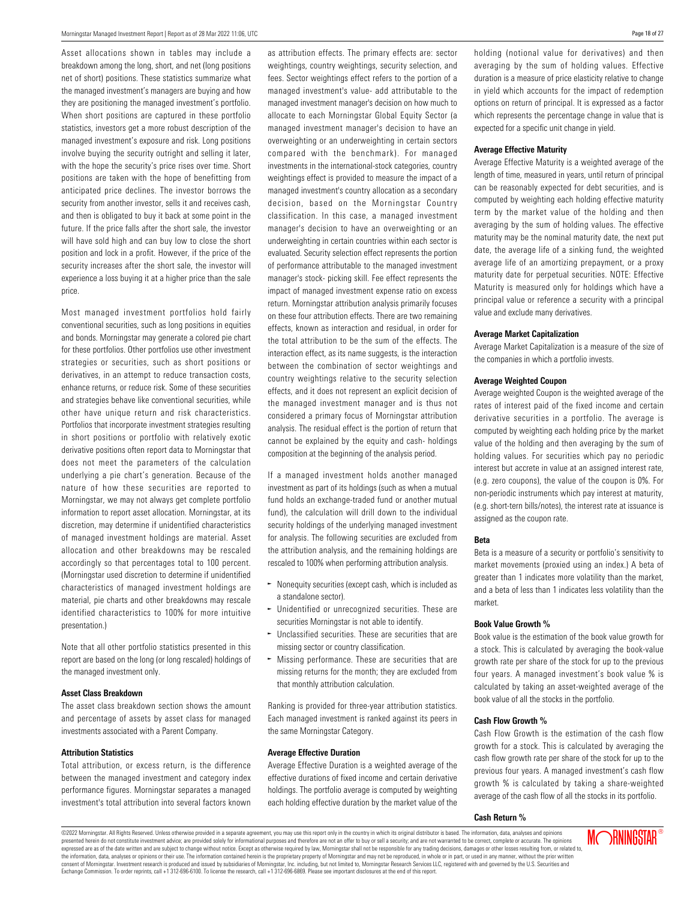Asset allocations shown in tables may include a breakdown among the long, short, and net (long positions net of short) positions. These statistics summarize what the managed investment's managers are buying and how they are positioning the managed investment's portfolio. When short positions are captured in these portfolio statistics, investors get a more robust description of the managed investment's exposure and risk. Long positions involve buying the security outright and selling it later, with the hope the security's price rises over time. Short positions are taken with the hope of benefitting from anticipated price declines. The investor borrows the security from another investor, sells it and receives cash, and then is obligated to buy it back at some point in the future. If the price falls after the short sale, the investor will have sold high and can buy low to close the short position and lock in a profit. However, if the price of the security increases after the short sale, the investor will experience a loss buying it at a higher price than the sale price.

Most managed investment portfolios hold fairly conventional securities, such as long positions in equities and bonds. Morningstar may generate a colored pie chart for these portfolios. Other portfolios use other investment strategies or securities, such as short positions or derivatives, in an attempt to reduce transaction costs, enhance returns, or reduce risk. Some of these securities and strategies behave like conventional securities, while other have unique return and risk characteristics. Portfolios that incorporate investment strategies resulting in short positions or portfolio with relatively exotic derivative positions often report data to Morningstar that does not meet the parameters of the calculation underlying a pie chart's generation. Because of the nature of how these securities are reported to Morningstar, we may not always get complete portfolio information to report asset allocation. Morningstar, at its discretion, may determine if unidentified characteristics of managed investment holdings are material. Asset allocation and other breakdowns may be rescaled accordingly so that percentages total to 100 percent. (Morningstar used discretion to determine if unidentified characteristics of managed investment holdings are material, pie charts and other breakdowns may rescale identified characteristics to 100% for more intuitive presentation.)

Note that all other portfolio statistics presented in this report are based on the long (or long rescaled) holdings of the managed investment only.

#### Asset Class Breakdown

The asset class breakdown section shows the amount and percentage of assets by asset class for managed investments associated with a Parent Company.

#### Attribution Statistics

Total attribution, or excess return, is the difference between the managed investment and category index performance figures. Morningstar separates a managed investment's total attribution into several factors known as attribution effects. The primary effects are: sector weightings, country weightings, security selection, and fees. Sector weightings effect refers to the portion of a managed investment's value- add attributable to the managed investment manager's decision on how much to allocate to each Morningstar Global Equity Sector (a managed investment manager's decision to have an overweighting or an underweighting in certain sectors compared with the benchmark). For managed investments in the international-stock categories, country weightings effect is provided to measure the impact of a managed investment's country allocation as a secondary decision, based on the Morningstar Country classification. In this case, a managed investment manager's decision to have an overweighting or an underweighting in certain countries within each sector is evaluated. Security selection effect represents the portion of performance attributable to the managed investment manager's stock- picking skill. Fee effect represents the impact of managed investment expense ratio on excess return. Morningstar attribution analysis primarily focuses on these four attribution effects. There are two remaining effects, known as interaction and residual, in order for the total attribution to be the sum of the effects. The interaction effect, as its name suggests, is the interaction between the combination of sector weightings and country weightings relative to the security selection effects, and it does not represent an explicit decision of the managed investment manager and is thus not considered a primary focus of Morningstar attribution analysis. The residual effect is the portion of return that cannot be explained by the equity and cash- holdings composition at the beginning of the analysis period.

If a managed investment holds another managed investment as part of its holdings (such as when a mutual fund holds an exchange-traded fund or another mutual fund), the calculation will drill down to the individual security holdings of the underlying managed investment for analysis. The following securities are excluded from the attribution analysis, and the remaining holdings are rescaled to 100% when performing attribution analysis.

- Nonequity securities (except cash, which is included as a standalone sector).
- Unidentified or unrecognized securities. These are securities Morningstar is not able to identify.
- Unclassified securities. These are securities that are missing sector or country classification.
- Missing performance. These are securities that are missing returns for the month; they are excluded from that monthly attribution calculation.

Ranking is provided for three-year attribution statistics. Each managed investment is ranked against its peers in the same Morningstar Category.

#### Average Effective Duration

Average Effective Duration is a weighted average of the effective durations of fixed income and certain derivative holdings. The portfolio average is computed by weighting each holding effective duration by the market value of the holding (notional value for derivatives) and then averaging by the sum of holding values. Effective duration is a measure of price elasticity relative to change in yield which accounts for the impact of redemption options on return of principal. It is expressed as a factor which represents the percentage change in value that is expected for a specific unit change in yield.

#### Average Effective Maturity

Average Effective Maturity is a weighted average of the length of time, measured in years, until return of principal can be reasonably expected for debt securities, and is computed by weighting each holding effective maturity term by the market value of the holding and then averaging by the sum of holding values. The effective maturity may be the nominal maturity date, the next put date, the average life of a sinking fund, the weighted average life of an amortizing prepayment, or a proxy maturity date for perpetual securities. NOTE: Effective Maturity is measured only for holdings which have a principal value or reference a security with a principal value and exclude many derivatives.

#### Average Market Capitalization

Average Market Capitalization is a measure of the size of the companies in which a portfolio invests.

#### Average Weighted Coupon

Average weighted Coupon is the weighted average of the rates of interest paid of the fixed income and certain derivative securities in a portfolio. The average is computed by weighting each holding price by the market value of the holding and then averaging by the sum of holding values. For securities which pay no periodic interest but accrete in value at an assigned interest rate, (e.g. zero coupons), the value of the coupon is 0%. For non-periodic instruments which pay interest at maturity, (e.g. short-tern bills/notes), the interest rate at issuance is assigned as the coupon rate.

#### Beta

Beta is a measure of a security or portfolio's sensitivity to market movements (proxied using an index.) A beta of greater than 1 indicates more volatility than the market, and a beta of less than 1 indicates less volatility than the market.

#### Book Value Growth %

Book value is the estimation of the book value growth for a stock. This is calculated by averaging the book-value growth rate per share of the stock for up to the previous four years. A managed investment's book value % is calculated by taking an asset-weighted average of the book value of all the stocks in the portfolio.

#### Cash Flow Growth %

Cash Flow Growth is the estimation of the cash flow growth for a stock. This is calculated by averaging the cash flow growth rate per share of the stock for up to the previous four years. A managed investment's cash flow growth % is calculated by taking a share-weighted average of the cash flow of all the stocks in its portfolio.

#### Cash Return %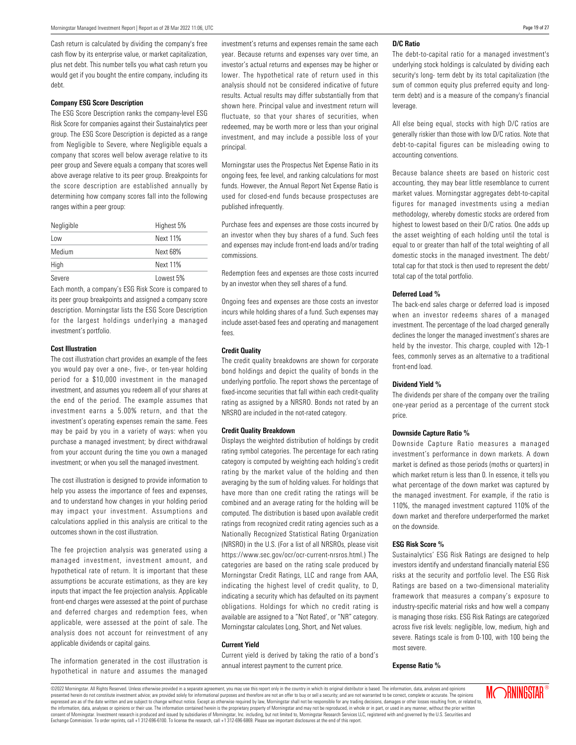Cash return is calculated by dividing the company's free cash flow by its enterprise value, or market capitalization, plus net debt. This number tells you what cash return you would get if you bought the entire company, including its debt.

**Company ESG Score Description**

The ESG Score Description ranks the company-level ESG Risk Score for companies against their Sustainalytics peer group. The ESG Score Description is depicted as a range from Negligible to Severe, where Negligible equals a company that scores well below average relative to its peer group and Severe equals a company that scores well above average relative to its peer group. Breakpoints for the score description are established annually by determining how company scores fall into the following ranges within a peer group:

| | |
|---|---|
| Negligible | Highest 5% |
| Low | Next 11% |
| Medium | Next 68% |
| High | Next 11% |
| Severe | Lowest 5% |

Each month, a company's ESG Risk Score is compared to its peer group breakpoints and assigned a company score description. Morningstar lists the ESG Score Description for the largest holdings underlying a managed investment's portfolio.

**Cost Illustration**

The cost illustration chart provides an example of the fees you would pay over a one-, five-, or ten-year holding period for a $10,000 investment in the managed investment, and assumes you redeem all of your shares at the end of the period. The example assumes that investment earns a 5.00% return, and that the investment's operating expenses remain the same. Fees may be paid by you in a variety of ways: when you purchase a managed investment; by direct withdrawal from your account during the time you own a managed investment; or when you sell the managed investment.

The cost illustration is designed to provide information to help you assess the importance of fees and expenses, and to understand how changes in your holding period may impact your investment. Assumptions and calculations applied in this analysis are critical to the outcomes shown in the cost illustration.

The fee projection analysis was generated using a managed investment, investment amount, and hypothetical rate of return. It is important that these assumptions be accurate estimations, as they are key inputs that impact the fee projection analysis. Applicable front-end charges were assessed at the point of purchase and deferred charges and redemption fees, when applicable, were assessed at the point of sale. The analysis does not account for reinvestment of any applicable dividends or capital gains.

The information generated in the cost illustration is hypothetical in nature and assumes the managed investment's returns and expenses remain the same each year. Because returns and expenses vary over time, an investor's actual returns and expenses may be higher or lower. The hypothetical rate of return used in this analysis should not be considered indicative of future results. Actual results may differ substantially from that shown here. Principal value and investment return will fluctuate, so that your shares of securities, when redeemed, may be worth more or less than your original investment, and may include a possible loss of your principal.

Morningstar uses the Prospectus Net Expense Ratio in its ongoing fees, fee level, and ranking calculations for most funds. However, the Annual Report Net Expense Ratio is used for closed-end funds because prospectuses are published infrequently.

Purchase fees and expenses are those costs incurred by an investor when they buy shares of a fund. Such fees and expenses may include front-end loads and/or trading commissions.

Redemption fees and expenses are those costs incurred by an investor when they sell shares of a fund.

Ongoing fees and expenses are those costs an investor incurs while holding shares of a fund. Such expenses may include asset-based fees and operating and management fees.

**Credit Quality**

The credit quality breakdowns are shown for corporate bond holdings and depict the quality of bonds in the underlying portfolio. The report shows the percentage of fixed-income securities that fall within each credit-quality rating as assigned by a NRSRO. Bonds not rated by an NRSRO are included in the not-rated category.

**Credit Quality Breakdown**

Displays the weighted distribution of holdings by credit rating symbol categories. The percentage for each rating category is computed by weighting each holding's credit rating by the market value of the holding and then averaging by the sum of holding values. For holdings that have more than one credit rating the ratings will be combined and an average rating for the holding will be computed. The distribution is based upon available credit ratings from recognized credit rating agencies such as a Nationally Recognized Statistical Rating Organization (NRSRO) in the U.S. (For a list of all NRSROs, please visit https://www.sec.gov/ocr/ocr-current-nrsros.html.) The categories are based on the rating scale produced by Morningstar Credit Ratings, LLC and range from AAA, indicating the highest level of credit quality, to D, indicating a security which has defaulted on its payment obligations. Holdings for which no credit rating is available are assigned to a "Not Rated", or "NR" category. Morningstar calculates Long, Short, and Net values.

**Current Yield**

Current yield is derived by taking the ratio of a bond's annual interest payment to the current price.

**D/C Ratio**

The debt-to-capital ratio for a managed investment's underlying stock holdings is calculated by dividing each security's long- term debt by its total capitalization (the sum of common equity plus preferred equity and long-term debt) and is a measure of the company's financial leverage.

All else being equal, stocks with high D/C ratios are generally riskier than those with low D/C ratios. Note that debt-to-capital figures can be misleading owing to accounting conventions.

Because balance sheets are based on historic cost accounting, they may bear little resemblance to current market values. Morningstar aggregates debt-to-capital figures for managed investments using a median methodology, whereby domestic stocks are ordered from highest to lowest based on their D/C ratios. One adds up the asset weighting of each holding until the total is equal to or greater than half of the total weighting of all domestic stocks in the managed investment. The debt/total cap for that stock is then used to represent the debt/total cap of the total portfolio.

**Deferred Load %**

The back-end sales charge or deferred load is imposed when an investor redeems shares of a managed investment. The percentage of the load charged generally declines the longer the managed investment's shares are held by the investor. This charge, coupled with 12b-1 fees, commonly serves as an alternative to a traditional front-end load.

**Dividend Yield %**

The dividends per share of the company over the trailing one-year period as a percentage of the current stock price.

**Downside Capture Ratio %**

Downside Capture Ratio measures a managed investment's performance in down markets. A down market is defined as those periods (moths or quarters) in which market return is less than 0. In essence, it tells you what percentage of the down market was captured by the managed investment. For example, if the ratio is 110%, the managed investment captured 110% of the down market and therefore underperformed the market on the downside.

**ESG Risk Score %**

Sustainalytics' ESG Risk Ratings are designed to help investors identify and understand financially material ESG risks at the security and portfolio level. The ESG Risk Ratings are based on a two-dimensional materiality framework that measures a company's exposure to industry-specific material risks and how well a company is managing those risks. ESG Risk Ratings are categorized across five risk levels: negligible, low, medium, high and severe. Ratings scale is from 0-100, with 100 being the most severe.

**Expense Ratio %**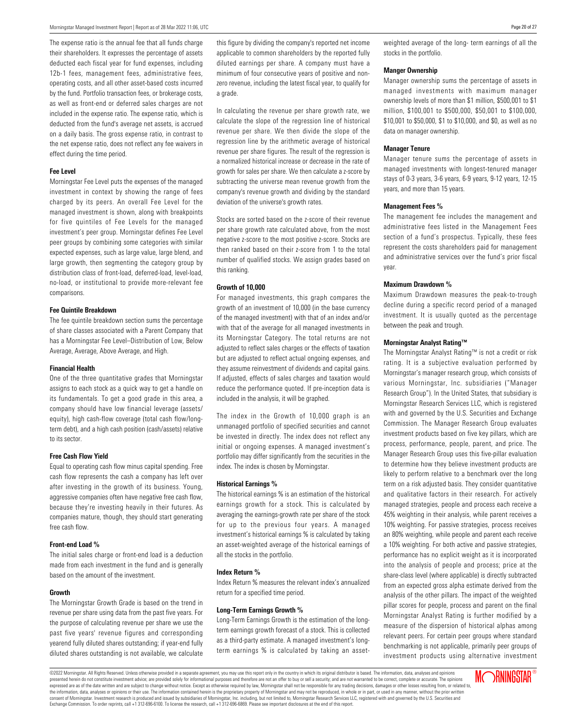The expense ratio is the annual fee that all funds charge their shareholders. It expresses the percentage of assets deducted each fiscal year for fund expenses, including 12b-1 fees, management fees, administrative fees, operating costs, and all other asset-based costs incurred by the fund. Portfolio transaction fees, or brokerage costs, as well as front-end or deferred sales charges are not included in the expense ratio. The expense ratio, which is deducted from the fund's average net assets, is accrued on a daily basis. The gross expense ratio, in contrast to the net expense ratio, does not reflect any fee waivers in effect during the time period.

#### Fee Level

Morningstar Fee Level puts the expenses of the managed investment in context by showing the range of fees charged by its peers. An overall Fee Level for the managed investment is shown, along with breakpoints for five quintiles of Fee Levels for the managed investment's peer group. Morningstar defines Fee Level peer groups by combining some categories with similar expected expenses, such as large value, large blend, and large growth, then segmenting the category group by distribution class of front-load, deferred-load, level-load, no-load, or institutional to provide more-relevant fee comparisons.

#### Fee Quintile Breakdown

The fee quintile breakdown section sums the percentage of share classes associated with a Parent Company that has a Morningstar Fee Level–Distribution of Low, Below Average, Average, Above Average, and High.

#### Financial Health

One of the three quantitative grades that Morningstar assigns to each stock as a quick way to get a handle on its fundamentals. To get a good grade in this area, a company should have low financial leverage (assets/equity), high cash-flow coverage (total cash flow/long-term debt), and a high cash position (cash/assets) relative to its sector.

#### Free Cash Flow Yield

Equal to operating cash flow minus capital spending. Free cash flow represents the cash a company has left over after investing in the growth of its business. Young, aggressive companies often have negative free cash flow, because they're investing heavily in their futures. As companies mature, though, they should start generating free cash flow.

#### Front-end Load %

The initial sales charge or front-end load is a deduction made from each investment in the fund and is generally based on the amount of the investment.

#### Growth

The Morningstar Growth Grade is based on the trend in revenue per share using data from the past five years. For the purpose of calculating revenue per share we use the past five years' revenue figures and corresponding yearend fully diluted shares outstanding; if year-end fully diluted shares outstanding is not available, we calculate this figure by dividing the company's reported net income applicable to common shareholders by the reported fully diluted earnings per share. A company must have a minimum of four consecutive years of positive and non-zero revenue, including the latest fiscal year, to qualify for a grade.

In calculating the revenue per share growth rate, we calculate the slope of the regression line of historical revenue per share. We then divide the slope of the regression line by the arithmetic average of historical revenue per share figures. The result of the regression is a normalized historical increase or decrease in the rate of growth for sales per share. We then calculate a z-score by subtracting the universe mean revenue growth from the company's revenue growth and dividing by the standard deviation of the universe's growth rates.

Stocks are sorted based on the z-score of their revenue per share growth rate calculated above, from the most negative z-score to the most positive z-score. Stocks are then ranked based on their z-score from 1 to the total number of qualified stocks. We assign grades based on this ranking.

#### Growth of 10,000

For managed investments, this graph compares the growth of an investment of 10,000 (in the base currency of the managed investment) with that of an index and/or with that of the average for all managed investments in its Morningstar Category. The total returns are not adjusted to reflect sales charges or the effects of taxation but are adjusted to reflect actual ongoing expenses, and they assume reinvestment of dividends and capital gains. If adjusted, effects of sales charges and taxation would reduce the performance quoted. If pre-inception data is included in the analysis, it will be graphed.

The index in the Growth of 10,000 graph is an unmanaged portfolio of specified securities and cannot be invested in directly. The index does not reflect any initial or ongoing expenses. A managed investment's portfolio may differ significantly from the securities in the index. The index is chosen by Morningstar.

#### Historical Earnings %

The historical earnings % is an estimation of the historical earnings growth for a stock. This is calculated by averaging the earnings-growth rate per share of the stock for up to the previous four years. A managed investment's historical earnings % is calculated by taking an asset-weighted average of the historical earnings of all the stocks in the portfolio.

#### Index Return %

Index Return % measures the relevant index's annualized return for a specified time period.

#### Long-Term Earnings Growth %

Long-Term Earnings Growth is the estimation of the long-term earnings growth forecast of a stock. This is collected as a third-party estimate. A managed investment's long-term earnings % is calculated by taking an asset-weighted average of the long- term earnings of all the stocks in the portfolio.

#### Manger Ownership

Manager ownership sums the percentage of assets in managed investments with maximum manager ownership levels of more than $1 million, $500,001 to $1 million, $100,001 to $500,000, $50,001 to $100,000, $10,001 to $50,000, $1 to $10,000, and $0, as well as no data on manager ownership.

#### Manager Tenure

Manager tenure sums the percentage of assets in managed investments with longest-tenured manager stays of 0-3 years, 3-6 years, 6-9 years, 9-12 years, 12-15 years, and more than 15 years.

#### Management Fees %

The management fee includes the management and administrative fees listed in the Management Fees section of a fund's prospectus. Typically, these fees represent the costs shareholders paid for management and administrative services over the fund's prior fiscal year.

#### Maximum Drawdown %

Maximum Drawdown measures the peak-to-trough decline during a specific record period of a managed investment. It is usually quoted as the percentage between the peak and trough.

#### Morningstar Analyst Rating™

The Morningstar Analyst Rating™ is not a credit or risk rating. It is a subjective evaluation performed by Morningstar's manager research group, which consists of various Morningstar, Inc. subsidiaries ("Manager Research Group"). In the United States, that subsidiary is Morningstar Research Services LLC, which is registered with and governed by the U.S. Securities and Exchange Commission. The Manager Research Group evaluates investment products based on five key pillars, which are process, performance, people, parent, and price. The Manager Research Group uses this five-pillar evaluation to determine how they believe investment products are likely to perform relative to a benchmark over the long term on a risk adjusted basis. They consider quantitative and qualitative factors in their research. For actively managed strategies, people and process each receive a 45% weighting in their analysis, while parent receives a 10% weighting. For passive strategies, process receives an 80% weighting, while people and parent each receive a 10% weighting. For both active and passive strategies, performance has no explicit weight as it is incorporated into the analysis of people and process; price at the share-class level (where applicable) is directly subtracted from an expected gross alpha estimate derived from the analysis of the other pillars. The impact of the weighted pillar scores for people, process and parent on the final Morningstar Analyst Rating is further modified by a measure of the dispersion of historical alphas among relevant peers. For certain peer groups where standard benchmarking is not applicable, primarily peer groups of investment products using alternative investment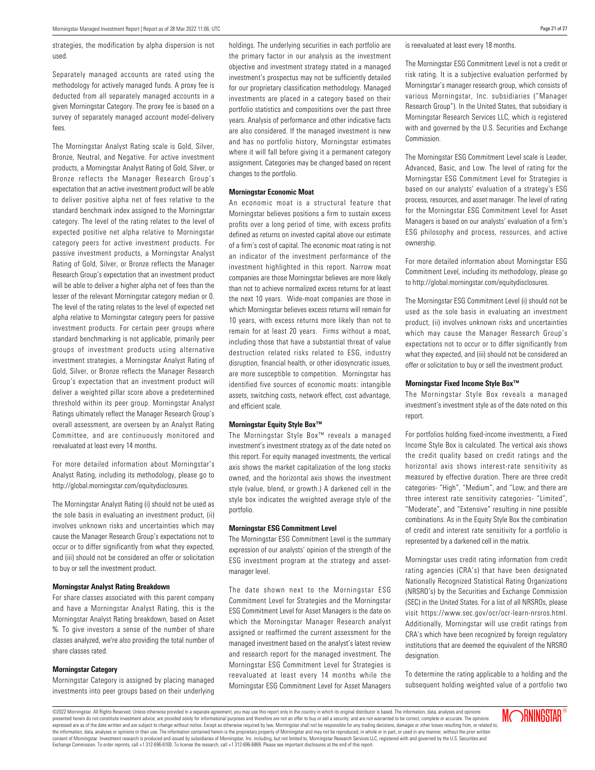strategies, the modification by alpha dispersion is not used.

Separately managed accounts are rated using the methodology for actively managed funds. A proxy fee is deducted from all separately managed accounts in a given Morningstar Category. The proxy fee is based on a survey of separately managed account model-delivery fees.

The Morningstar Analyst Rating scale is Gold, Silver, Bronze, Neutral, and Negative. For active investment products, a Morningstar Analyst Rating of Gold, Silver, or Bronze reflects the Manager Research Group's expectation that an active investment product will be able to deliver positive alpha net of fees relative to the standard benchmark index assigned to the Morningstar category. The level of the rating relates to the level of expected positive net alpha relative to Morningstar category peers for active investment products. For passive investment products, a Morningstar Analyst Rating of Gold, Silver, or Bronze reflects the Manager Research Group's expectation that an investment product will be able to deliver a higher alpha net of fees than the lesser of the relevant Morningstar category median or 0. The level of the rating relates to the level of expected net alpha relative to Morningstar category peers for passive investment products. For certain peer groups where standard benchmarking is not applicable, primarily peer groups of investment products using alternative investment strategies, a Morningstar Analyst Rating of Gold, Silver, or Bronze reflects the Manager Research Group's expectation that an investment product will deliver a weighted pillar score above a predetermined threshold within its peer group. Morningstar Analyst Ratings ultimately reflect the Manager Research Group's overall assessment, are overseen by an Analyst Rating Committee, and are continuously monitored and reevaluated at least every 14 months.

For more detailed information about Morningstar's Analyst Rating, including its methodology, please go to http://global.morningstar.com/equitydisclosures.

The Morningstar Analyst Rating (i) should not be used as the sole basis in evaluating an investment product, (ii) involves unknown risks and uncertainties which may cause the Manager Research Group's expectations not to occur or to differ significantly from what they expected, and (iii) should not be considered an offer or solicitation to buy or sell the investment product.

**Morningstar Analyst Rating Breakdown**

For share classes associated with this parent company and have a Morningstar Analyst Rating, this is the Morningstar Analyst Rating breakdown, based on Asset %. To give investors a sense of the number of share classes analyzed, we're also providing the total number of share classes rated.

**Morningstar Category**

Morningstar Category is assigned by placing managed investments into peer groups based on their underlying holdings. The underlying securities in each portfolio are the primary factor in our analysis as the investment objective and investment strategy stated in a managed investment's prospectus may not be sufficiently detailed for our proprietary classification methodology. Managed investments are placed in a category based on their portfolio statistics and compositions over the past three years. Analysis of performance and other indicative facts are also considered. If the managed investment is new and has no portfolio history, Morningstar estimates where it will fall before giving it a permanent category assignment. Categories may be changed based on recent changes to the portfolio.

**Morningstar Economic Moat**

An economic moat is a structural feature that Morningstar believes positions a firm to sustain excess profits over a long period of time, with excess profits defined as returns on invested capital above our estimate of a firm's cost of capital. The economic moat rating is not an indicator of the investment performance of the investment highlighted in this report. Narrow moat companies are those Morningstar believes are more likely than not to achieve normalized excess returns for at least the next 10 years. Wide-moat companies are those in which Morningstar believes excess returns will remain for 10 years, with excess returns more likely than not to remain for at least 20 years. Firms without a moat, including those that have a substantial threat of value destruction related risks related to ESG, industry disruption, financial health, or other idiosyncratic issues, are more susceptible to competition. Morningstar has identified five sources of economic moats: intangible assets, switching costs, network effect, cost advantage, and efficient scale.

**Morningstar Equity Style Box™**

The Morningstar Style Box™ reveals a managed investment's investment strategy as of the date noted on this report. For equity managed investments, the vertical axis shows the market capitalization of the long stocks owned, and the horizontal axis shows the investment style (value, blend, or growth.) A darkened cell in the style box indicates the weighted average style of the portfolio.

**Morningstar ESG Commitment Level**

The Morningstar ESG Commitment Level is the summary expression of our analysts' opinion of the strength of the ESG investment program at the strategy and asset-manager level.

The date shown next to the Morningstar ESG Commitment Level for Strategies and the Morningstar ESG Commitment Level for Asset Managers is the date on which the Morningstar Manager Research analyst assigned or reaffirmed the current assessment for the managed investment based on the analyst's latest review and research report for the managed investment. The Morningstar ESG Commitment Level for Strategies is reevaluated at least every 14 months while the Morningstar ESG Commitment Level for Asset Managers is reevaluated at least every 18 months.

The Morningstar ESG Commitment Level is not a credit or risk rating. It is a subjective evaluation performed by Morningstar's manager research group, which consists of various Morningstar, Inc. subsidiaries ("Manager Research Group"). In the United States, that subsidiary is Morningstar Research Services LLC, which is registered with and governed by the U.S. Securities and Exchange Commission.

The Morningstar ESG Commitment Level scale is Leader, Advanced, Basic, and Low. The level of rating for the Morningstar ESG Commitment Level for Strategies is based on our analysts' evaluation of a strategy's ESG process, resources, and asset manager. The level of rating for the Morningstar ESG Commitment Level for Asset Managers is based on our analysts' evaluation of a firm's ESG philosophy and process, resources, and active ownership.

For more detailed information about Morningstar ESG Commitment Level, including its methodology, please go to http://global.morningstar.com/equitydisclosures.

The Morningstar ESG Commitment Level (i) should not be used as the sole basis in evaluating an investment product, (ii) involves unknown risks and uncertainties which may cause the Manager Research Group's expectations not to occur or to differ significantly from what they expected, and (iii) should not be considered an offer or solicitation to buy or sell the investment product.

**Morningstar Fixed Income Style Box™**

The Morningstar Style Box reveals a managed investment's investment style as of the date noted on this report.

For portfolios holding fixed-income investments, a Fixed Income Style Box is calculated. The vertical axis shows the credit quality based on credit ratings and the horizontal axis shows interest-rate sensitivity as measured by effective duration. There are three credit categories- "High", "Medium", and "Low; and there are three interest rate sensitivity categories- "Limited", "Moderate", and "Extensive" resulting in nine possible combinations. As in the Equity Style Box the combination of credit and interest rate sensitivity for a portfolio is represented by a darkened cell in the matrix.

Morningstar uses credit rating information from credit rating agencies (CRA's) that have been designated Nationally Recognized Statistical Rating Organizations (NRSRO's) by the Securities and Exchange Commission (SEC) in the United States. For a list of all NRSROs, please visit https://www.sec.gov/ocr/ocr-learn-nrsros.html. Additionally, Morningstar will use credit ratings from CRA's which have been recognized by foreign regulatory institutions that are deemed the equivalent of the NRSRO designation.

To determine the rating applicable to a holding and the subsequent holding weighted value of a portfolio two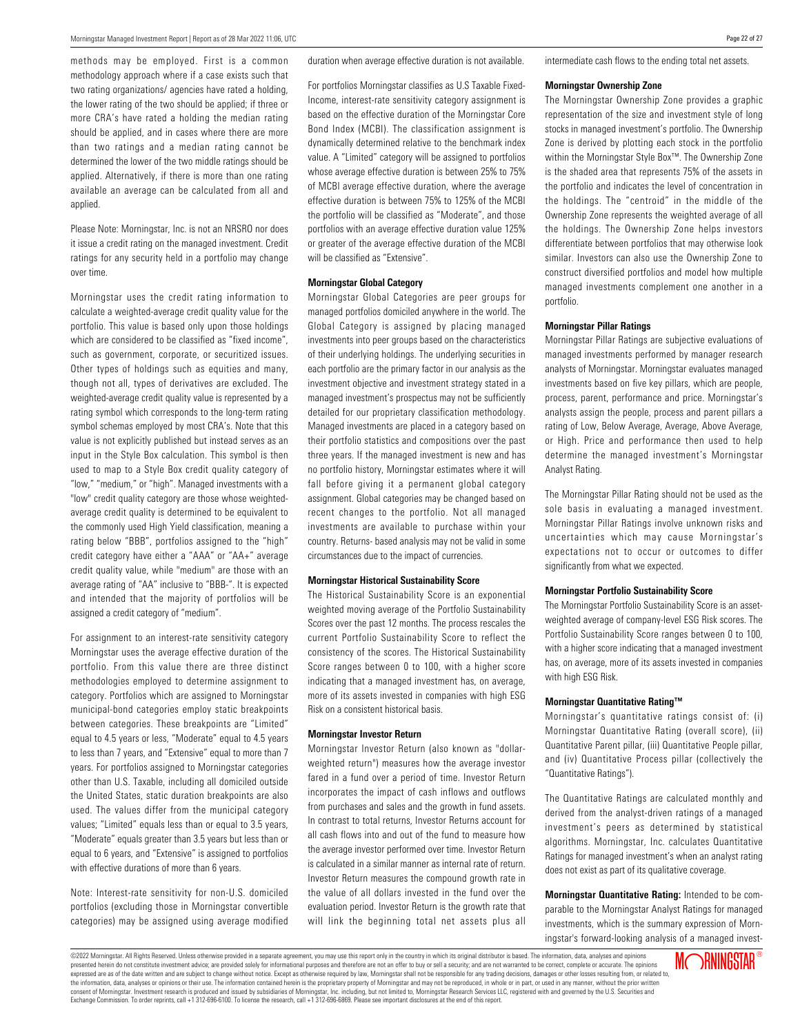methods may be employed. First is a common methodology approach where if a case exists such that two rating organizations/ agencies have rated a holding, the lower rating of the two should be applied; if three or more CRA's have rated a holding the median rating should be applied, and in cases where there are more than two ratings and a median rating cannot be determined the lower of the two middle ratings should be applied. Alternatively, if there is more than one rating available an average can be calculated from all and applied.

Please Note: Morningstar, Inc. is not an NRSRO nor does it issue a credit rating on the managed investment. Credit ratings for any security held in a portfolio may change over time.

Morningstar uses the credit rating information to calculate a weighted-average credit quality value for the portfolio. This value is based only upon those holdings which are considered to be classified as "fixed income", such as government, corporate, or securitized issues. Other types of holdings such as equities and many, though not all, types of derivatives are excluded. The weighted-average credit quality value is represented by a rating symbol which corresponds to the long-term rating symbol schemas employed by most CRA's. Note that this value is not explicitly published but instead serves as an input in the Style Box calculation. This symbol is then used to map to a Style Box credit quality category of "low," "medium," or "high". Managed investments with a "low" credit quality category are those whose weighted-average credit quality is determined to be equivalent to the commonly used High Yield classification, meaning a rating below "BBB", portfolios assigned to the "high" credit category have either a "AAA" or "AA+" average credit quality value, while "medium" are those with an average rating of "AA" inclusive to "BBB-". It is expected and intended that the majority of portfolios will be assigned a credit category of "medium".

For assignment to an interest-rate sensitivity category Morningstar uses the average effective duration of the portfolio. From this value there are three distinct methodologies employed to determine assignment to category. Portfolios which are assigned to Morningstar municipal-bond categories employ static breakpoints between categories. These breakpoints are "Limited" equal to 4.5 years or less, "Moderate" equal to 4.5 years to less than 7 years, and "Extensive" equal to more than 7 years. For portfolios assigned to Morningstar categories other than U.S. Taxable, including all domiciled outside the United States, static duration breakpoints are also used. The values differ from the municipal category values; "Limited" equals less than or equal to 3.5 years, "Moderate" equals greater than 3.5 years but less than or equal to 6 years, and "Extensive" is assigned to portfolios with effective durations of more than 6 years.

Note: Interest-rate sensitivity for non-U.S. domiciled portfolios (excluding those in Morningstar convertible categories) may be assigned using average modified duration when average effective duration is not available.

For portfolios Morningstar classifies as U.S Taxable Fixed-Income, interest-rate sensitivity category assignment is based on the effective duration of the Morningstar Core Bond Index (MCBI). The classification assignment is dynamically determined relative to the benchmark index value. A "Limited" category will be assigned to portfolios whose average effective duration is between 25% to 75% of MCBI average effective duration, where the average effective duration is between 75% to 125% of the MCBI the portfolio will be classified as "Moderate", and those portfolios with an average effective duration value 125% or greater of the average effective duration of the MCBI will be classified as "Extensive".

#### Morningstar Global Category

Morningstar Global Categories are peer groups for managed portfolios domiciled anywhere in the world. The Global Category is assigned by placing managed investments into peer groups based on the characteristics of their underlying holdings. The underlying securities in each portfolio are the primary factor in our analysis as the investment objective and investment strategy stated in a managed investment's prospectus may not be sufficiently detailed for our proprietary classification methodology. Managed investments are placed in a category based on their portfolio statistics and compositions over the past three years. If the managed investment is new and has no portfolio history, Morningstar estimates where it will fall before giving it a permanent global category assignment. Global categories may be changed based on recent changes to the portfolio. Not all managed investments are available to purchase within your country. Returns- based analysis may not be valid in some circumstances due to the impact of currencies.

#### Morningstar Historical Sustainability Score

The Historical Sustainability Score is an exponential weighted moving average of the Portfolio Sustainability Scores over the past 12 months. The process rescales the current Portfolio Sustainability Score to reflect the consistency of the scores. The Historical Sustainability Score ranges between 0 to 100, with a higher score indicating that a managed investment has, on average, more of its assets invested in companies with high ESG Risk on a consistent historical basis.

#### Morningstar Investor Return

Morningstar Investor Return (also known as "dollar-weighted return") measures how the average investor fared in a fund over a period of time. Investor Return incorporates the impact of cash inflows and outflows from purchases and sales and the growth in fund assets. In contrast to total returns, Investor Returns account for all cash flows into and out of the fund to measure how the average investor performed over time. Investor Return is calculated in a similar manner as internal rate of return. Investor Return measures the compound growth rate in the value of all dollars invested in the fund over the evaluation period. Investor Return is the growth rate that will link the beginning total net assets plus all intermediate cash flows to the ending total net assets.

#### Morningstar Ownership Zone

The Morningstar Ownership Zone provides a graphic representation of the size and investment style of long stocks in managed investment's portfolio. The Ownership Zone is derived by plotting each stock in the portfolio within the Morningstar Style Box™. The Ownership Zone is the shaded area that represents 75% of the assets in the portfolio and indicates the level of concentration in the holdings. The "centroid" in the middle of the Ownership Zone represents the weighted average of all the holdings. The Ownership Zone helps investors differentiate between portfolios that may otherwise look similar. Investors can also use the Ownership Zone to construct diversified portfolios and model how multiple managed investments complement one another in a portfolio.

#### Morningstar Pillar Ratings

Morningstar Pillar Ratings are subjective evaluations of managed investments performed by manager research analysts of Morningstar. Morningstar evaluates managed investments based on five key pillars, which are people, process, parent, performance and price. Morningstar's analysts assign the people, process and parent pillars a rating of Low, Below Average, Average, Above Average, or High. Price and performance then used to help determine the managed investment's Morningstar Analyst Rating.

The Morningstar Pillar Rating should not be used as the sole basis in evaluating a managed investment. Morningstar Pillar Ratings involve unknown risks and uncertainties which may cause Morningstar's expectations not to occur or outcomes to differ significantly from what we expected.

#### Morningstar Portfolio Sustainability Score

The Morningstar Portfolio Sustainability Score is an asset-weighted average of company-level ESG Risk scores. The Portfolio Sustainability Score ranges between 0 to 100, with a higher score indicating that a managed investment has, on average, more of its assets invested in companies with high ESG Risk.

#### Morningstar Quantitative Rating™

Morningstar's quantitative ratings consist of: (i) Morningstar Quantitative Rating (overall score), (ii) Quantitative Parent pillar, (iii) Quantitative People pillar, and (iv) Quantitative Process pillar (collectively the "Quantitative Ratings").

The Quantitative Ratings are calculated monthly and derived from the analyst-driven ratings of a managed investment's peers as determined by statistical algorithms. Morningstar, Inc. calculates Quantitative Ratings for managed investment's when an analyst rating does not exist as part of its qualitative coverage.

**Morningstar Quantitative Rating:** Intended to be comparable to the Morningstar Analyst Ratings for managed investments, which is the summary expression of Morningstar's forward-looking analysis of a managed invest-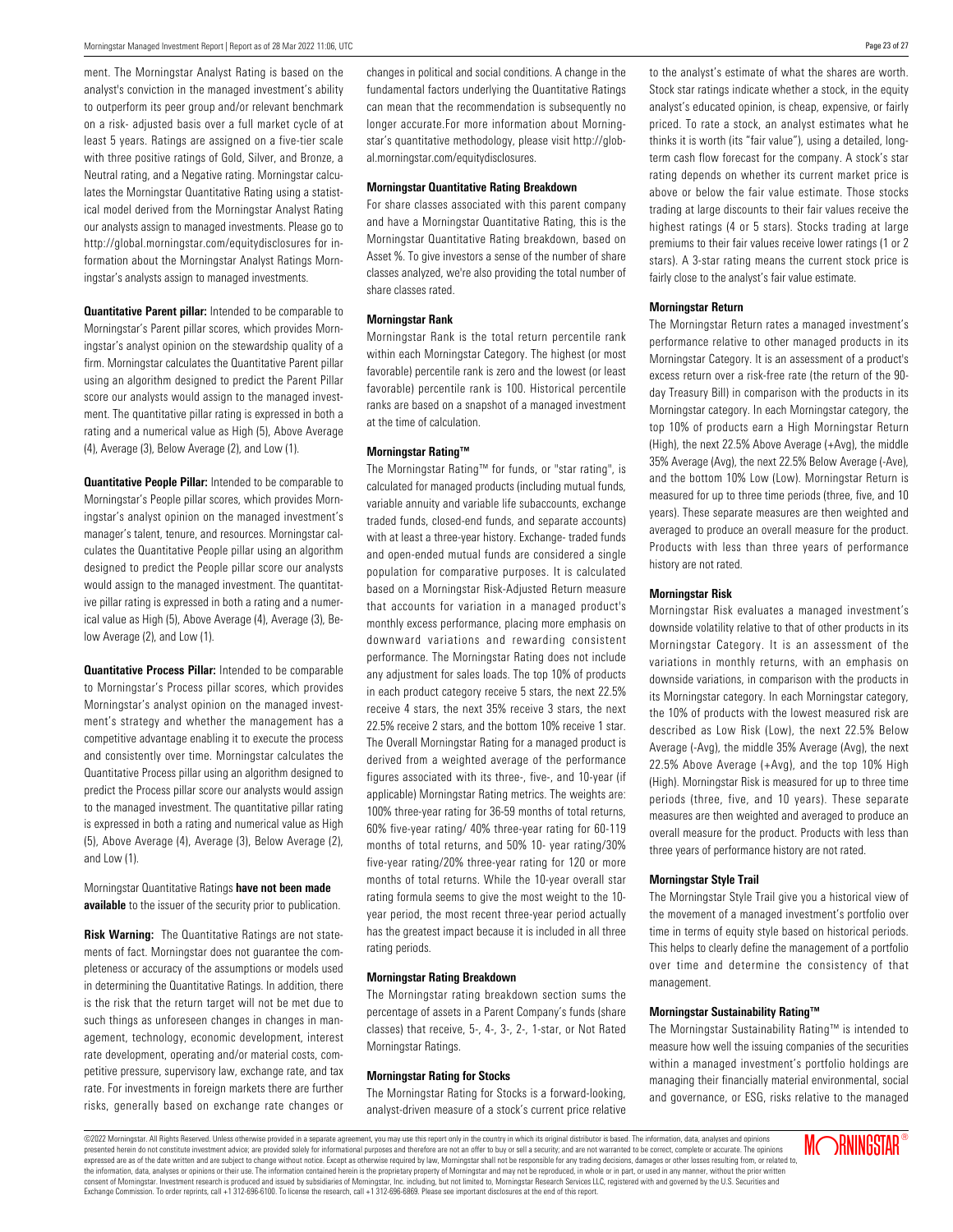ment. The Morningstar Analyst Rating is based on the analyst's conviction in the managed investment's ability to outperform its peer group and/or relevant benchmark on a risk- adjusted basis over a full market cycle of at least 5 years. Ratings are assigned on a five-tier scale with three positive ratings of Gold, Silver, and Bronze, a Neutral rating, and a Negative rating. Morningstar calculates the Morningstar Quantitative Rating using a statistical model derived from the Morningstar Analyst Rating our analysts assign to managed investments. Please go to http://global.morningstar.com/equitydisclosures for information about the Morningstar Analyst Ratings Morningstar's analysts assign to managed investments.

**Quantitative Parent pillar:** Intended to be comparable to Morningstar's Parent pillar scores, which provides Morningstar's analyst opinion on the stewardship quality of a firm. Morningstar calculates the Quantitative Parent pillar using an algorithm designed to predict the Parent Pillar score our analysts would assign to the managed investment. The quantitative pillar rating is expressed in both a rating and a numerical value as High (5), Above Average (4), Average (3), Below Average (2), and Low (1).

**Quantitative People Pillar:** Intended to be comparable to Morningstar's People pillar scores, which provides Morningstar's analyst opinion on the managed investment's manager's talent, tenure, and resources. Morningstar calculates the Quantitative People pillar using an algorithm designed to predict the People pillar score our analysts would assign to the managed investment. The quantitative pillar rating is expressed in both a rating and a numerical value as High (5), Above Average (4), Average (3), Below Average (2), and Low (1).

**Quantitative Process Pillar:** Intended to be comparable to Morningstar's Process pillar scores, which provides Morningstar's analyst opinion on the managed investment's strategy and whether the management has a competitive advantage enabling it to execute the process and consistently over time. Morningstar calculates the Quantitative Process pillar using an algorithm designed to predict the Process pillar score our analysts would assign to the managed investment. The quantitative pillar rating is expressed in both a rating and numerical value as High (5), Above Average (4), Average (3), Below Average (2), and Low (1).

Morningstar Quantitative Ratings **have not been made available** to the issuer of the security prior to publication.

**Risk Warning:** The Quantitative Ratings are not statements of fact. Morningstar does not guarantee the completeness or accuracy of the assumptions or models used in determining the Quantitative Ratings. In addition, there is the risk that the return target will not be met due to such things as unforeseen changes in changes in management, technology, economic development, interest rate development, operating and/or material costs, competitive pressure, supervisory law, exchange rate, and tax rate. For investments in foreign markets there are further risks, generally based on exchange rate changes or changes in political and social conditions. A change in the fundamental factors underlying the Quantitative Ratings can mean that the recommendation is subsequently no longer accurate.For more information about Morningstar's quantitative methodology, please visit http://global.morningstar.com/equitydisclosures.

#### Morningstar Quantitative Rating Breakdown

For share classes associated with this parent company and have a Morningstar Quantitative Rating, this is the Morningstar Quantitative Rating breakdown, based on Asset %. To give investors a sense of the number of share classes analyzed, we're also providing the total number of share classes rated.

#### Morningstar Rank

Morningstar Rank is the total return percentile rank within each Morningstar Category. The highest (or most favorable) percentile rank is zero and the lowest (or least favorable) percentile rank is 100. Historical percentile ranks are based on a snapshot of a managed investment at the time of calculation.

#### Morningstar Rating™

The Morningstar Rating™ for funds, or "star rating", is calculated for managed products (including mutual funds, variable annuity and variable life subaccounts, exchange traded funds, closed-end funds, and separate accounts) with at least a three-year history. Exchange- traded funds and open-ended mutual funds are considered a single population for comparative purposes. It is calculated based on a Morningstar Risk-Adjusted Return measure that accounts for variation in a managed product's monthly excess performance, placing more emphasis on downward variations and rewarding consistent performance. The Morningstar Rating does not include any adjustment for sales loads. The top 10% of products in each product category receive 5 stars, the next 22.5% receive 4 stars, the next 35% receive 3 stars, the next 22.5% receive 2 stars, and the bottom 10% receive 1 star. The Overall Morningstar Rating for a managed product is derived from a weighted average of the performance figures associated with its three-, five-, and 10-year (if applicable) Morningstar Rating metrics. The weights are: 100% three-year rating for 36-59 months of total returns, 60% five-year rating/ 40% three-year rating for 60-119 months of total returns, and 50% 10- year rating/30% five-year rating/20% three-year rating for 120 or more months of total returns. While the 10-year overall star rating formula seems to give the most weight to the 10-year period, the most recent three-year period actually has the greatest impact because it is included in all three rating periods.

#### Morningstar Rating Breakdown

The Morningstar rating breakdown section sums the percentage of assets in a Parent Company's funds (share classes) that receive, 5-, 4-, 3-, 2-, 1-star, or Not Rated Morningstar Ratings.

#### Morningstar Rating for Stocks

The Morningstar Rating for Stocks is a forward-looking, analyst-driven measure of a stock's current price relative to the analyst's estimate of what the shares are worth. Stock star ratings indicate whether a stock, in the equity analyst's educated opinion, is cheap, expensive, or fairly priced. To rate a stock, an analyst estimates what he thinks it is worth (its "fair value"), using a detailed, long-term cash flow forecast for the company. A stock's star rating depends on whether its current market price is above or below the fair value estimate. Those stocks trading at large discounts to their fair values receive the highest ratings (4 or 5 stars). Stocks trading at large premiums to their fair values receive lower ratings (1 or 2 stars). A 3-star rating means the current stock price is fairly close to the analyst's fair value estimate.

#### Morningstar Return

The Morningstar Return rates a managed investment's performance relative to other managed products in its Morningstar Category. It is an assessment of a product's excess return over a risk-free rate (the return of the 90-day Treasury Bill) in comparison with the products in its Morningstar category. In each Morningstar category, the top 10% of products earn a High Morningstar Return (High), the next 22.5% Above Average (+Avg), the middle 35% Average (Avg), the next 22.5% Below Average (-Ave), and the bottom 10% Low (Low). Morningstar Return is measured for up to three time periods (three, five, and 10 years). These separate measures are then weighted and averaged to produce an overall measure for the product. Products with less than three years of performance history are not rated.

#### Morningstar Risk

Morningstar Risk evaluates a managed investment's downside volatility relative to that of other products in its Morningstar Category. It is an assessment of the variations in monthly returns, with an emphasis on downside variations, in comparison with the products in its Morningstar category. In each Morningstar category, the 10% of products with the lowest measured risk are described as Low Risk (Low), the next 22.5% Below Average (-Avg), the middle 35% Average (Avg), the next 22.5% Above Average (+Avg), and the top 10% High (High). Morningstar Risk is measured for up to three time periods (three, five, and 10 years). These separate measures are then weighted and averaged to produce an overall measure for the product. Products with less than three years of performance history are not rated.

#### Morningstar Style Trail

The Morningstar Style Trail give you a historical view of the movement of a managed investment's portfolio over time in terms of equity style based on historical periods. This helps to clearly define the management of a portfolio over time and determine the consistency of that management.

#### Morningstar Sustainability Rating™

The Morningstar Sustainability Rating™ is intended to measure how well the issuing companies of the securities within a managed investment's portfolio holdings are managing their financially material environmental, social and governance, or ESG, risks relative to the managed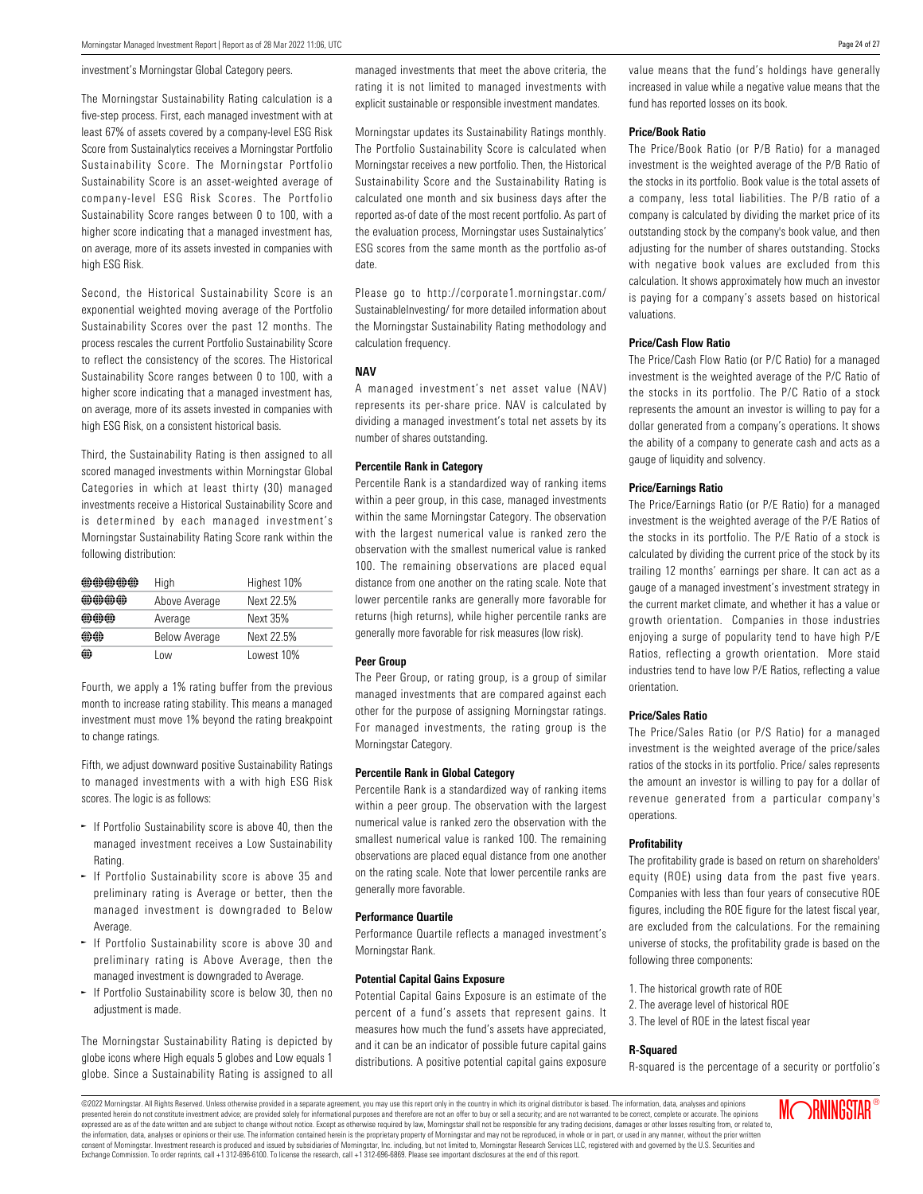investment's Morningstar Global Category peers.

The Morningstar Sustainability Rating calculation is a five-step process. First, each managed investment with at least 67% of assets covered by a company-level ESG Risk Score from Sustainalytics receives a Morningstar Portfolio Sustainability Score. The Morningstar Portfolio Sustainability Score is an asset-weighted average of company-level ESG Risk Scores. The Portfolio Sustainability Score ranges between 0 to 100, with a higher score indicating that a managed investment has, on average, more of its assets invested in companies with high ESG Risk.

Second, the Historical Sustainability Score is an exponential weighted moving average of the Portfolio Sustainability Scores over the past 12 months. The process rescales the current Portfolio Sustainability Score to reflect the consistency of the scores. The Historical Sustainability Score ranges between 0 to 100, with a higher score indicating that a managed investment has, on average, more of its assets invested in companies with high ESG Risk, on a consistent historical basis.

Third, the Sustainability Rating is then assigned to all scored managed investments within Morningstar Global Categories in which at least thirty (30) managed investments receive a Historical Sustainability Score and is determined by each managed investment's Morningstar Sustainability Rating Score rank within the following distribution:

| | | |
|---|---|---|
| 🌐🌐🌐🌐🌐 | High | Highest 10% |
| 🌐🌐🌐🌐 | Above Average | Next 22.5% |
| 🌐🌐🌐 | Average | Next 35% |
| 🌐🌐 | Below Average | Next 22.5% |
| 🌐 | Low | Lowest 10% |

Fourth, we apply a 1% rating buffer from the previous month to increase rating stability. This means a managed investment must move 1% beyond the rating breakpoint to change ratings.

Fifth, we adjust downward positive Sustainability Ratings to managed investments with a with high ESG Risk scores. The logic is as follows:

- If Portfolio Sustainability score is above 40, then the managed investment receives a Low Sustainability Rating.
- If Portfolio Sustainability score is above 35 and preliminary rating is Average or better, then the managed investment is downgraded to Below Average.
- If Portfolio Sustainability score is above 30 and preliminary rating is Above Average, then the managed investment is downgraded to Average.
- If Portfolio Sustainability score is below 30, then no adjustment is made.

The Morningstar Sustainability Rating is depicted by globe icons where High equals 5 globes and Low equals 1 globe. Since a Sustainability Rating is assigned to all managed investments that meet the above criteria, the rating it is not limited to managed investments with explicit sustainable or responsible investment mandates.

Morningstar updates its Sustainability Ratings monthly. The Portfolio Sustainability Score is calculated when Morningstar receives a new portfolio. Then, the Historical Sustainability Score and the Sustainability Rating is calculated one month and six business days after the reported as-of date of the most recent portfolio. As part of the evaluation process, Morningstar uses Sustainalytics' ESG scores from the same month as the portfolio as-of date.

Please go to http://corporate1.morningstar.com/SustainableInvesting/ for more detailed information about the Morningstar Sustainability Rating methodology and calculation frequency.

### NAV

A managed investment's net asset value (NAV) represents its per-share price. NAV is calculated by dividing a managed investment's total net assets by its number of shares outstanding.

### Percentile Rank in Category

Percentile Rank is a standardized way of ranking items within a peer group, in this case, managed investments within the same Morningstar Category. The observation with the largest numerical value is ranked zero the observation with the smallest numerical value is ranked 100. The remaining observations are placed equal distance from one another on the rating scale. Note that lower percentile ranks are generally more favorable for returns (high returns), while higher percentile ranks are generally more favorable for risk measures (low risk).

### Peer Group

The Peer Group, or rating group, is a group of similar managed investments that are compared against each other for the purpose of assigning Morningstar ratings. For managed investments, the rating group is the Morningstar Category.

### Percentile Rank in Global Category

Percentile Rank is a standardized way of ranking items within a peer group. The observation with the largest numerical value is ranked zero the observation with the smallest numerical value is ranked 100. The remaining observations are placed equal distance from one another on the rating scale. Note that lower percentile ranks are generally more favorable.

### Performance Quartile

Performance Quartile reflects a managed investment's Morningstar Rank.

### Potential Capital Gains Exposure

Potential Capital Gains Exposure is an estimate of the percent of a fund's assets that represent gains. It measures how much the fund's assets have appreciated, and it can be an indicator of possible future capital gains distributions. A positive potential capital gains exposure value means that the fund's holdings have generally increased in value while a negative value means that the fund has reported losses on its book.

### Price/Book Ratio

The Price/Book Ratio (or P/B Ratio) for a managed investment is the weighted average of the P/B Ratio of the stocks in its portfolio. Book value is the total assets of a company, less total liabilities. The P/B ratio of a company is calculated by dividing the market price of its outstanding stock by the company's book value, and then adjusting for the number of shares outstanding. Stocks with negative book values are excluded from this calculation. It shows approximately how much an investor is paying for a company's assets based on historical valuations.

### Price/Cash Flow Ratio

The Price/Cash Flow Ratio (or P/C Ratio) for a managed investment is the weighted average of the P/C Ratio of the stocks in its portfolio. The P/C Ratio of a stock represents the amount an investor is willing to pay for a dollar generated from a company's operations. It shows the ability of a company to generate cash and acts as a gauge of liquidity and solvency.

### Price/Earnings Ratio

The Price/Earnings Ratio (or P/E Ratio) for a managed investment is the weighted average of the P/E Ratios of the stocks in its portfolio. The P/E Ratio of a stock is calculated by dividing the current price of the stock by its trailing 12 months' earnings per share. It can act as a gauge of a managed investment's investment strategy in the current market climate, and whether it has a value or growth orientation. Companies in those industries enjoying a surge of popularity tend to have high P/E Ratios, reflecting a growth orientation. More staid industries tend to have low P/E Ratios, reflecting a value orientation.

### Price/Sales Ratio

The Price/Sales Ratio (or P/S Ratio) for a managed investment is the weighted average of the price/sales ratios of the stocks in its portfolio. Price/ sales represents the amount an investor is willing to pay for a dollar of revenue generated from a particular company's operations.

### Profitability

The profitability grade is based on return on shareholders' equity (ROE) using data from the past five years. Companies with less than four years of consecutive ROE figures, including the ROE figure for the latest fiscal year, are excluded from the calculations. For the remaining universe of stocks, the profitability grade is based on the following three components:

1. The historical growth rate of ROE
2. The average level of historical ROE
3. The level of ROE in the latest fiscal year

### R-Squared

R-squared is the percentage of a security or portfolio's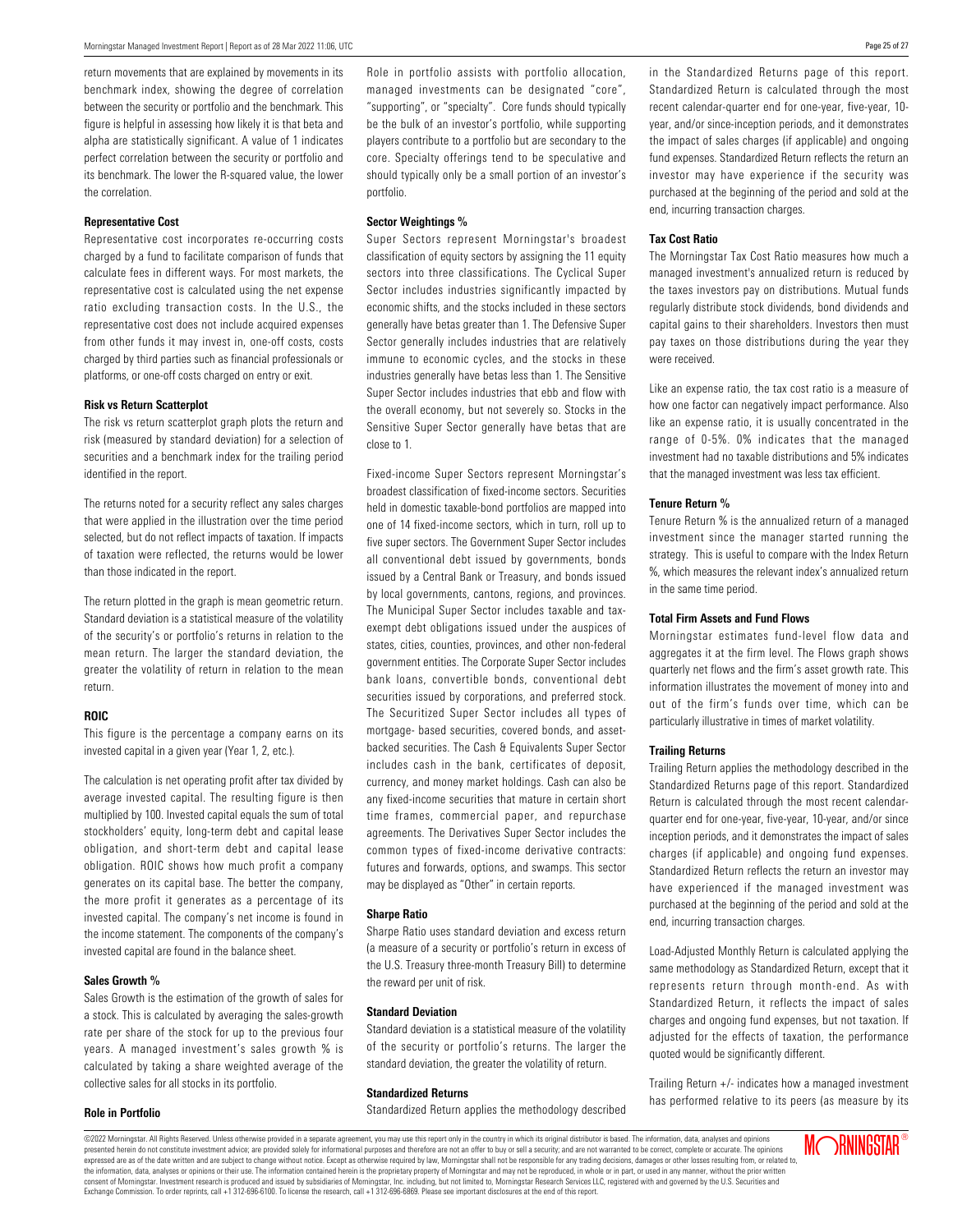return movements that are explained by movements in its benchmark index, showing the degree of correlation between the security or portfolio and the benchmark. This figure is helpful in assessing how likely it is that beta and alpha are statistically significant. A value of 1 indicates perfect correlation between the security or portfolio and its benchmark. The lower the R-squared value, the lower the correlation.

**Representative Cost**

Representative cost incorporates re-occurring costs charged by a fund to facilitate comparison of funds that calculate fees in different ways. For most markets, the representative cost is calculated using the net expense ratio excluding transaction costs. In the U.S., the representative cost does not include acquired expenses from other funds it may invest in, one-off costs, costs charged by third parties such as financial professionals or platforms, or one-off costs charged on entry or exit.

**Risk vs Return Scatterplot**

The risk vs return scatterplot graph plots the return and risk (measured by standard deviation) for a selection of securities and a benchmark index for the trailing period identified in the report.

The returns noted for a security reflect any sales charges that were applied in the illustration over the time period selected, but do not reflect impacts of taxation. If impacts of taxation were reflected, the returns would be lower than those indicated in the report.

The return plotted in the graph is mean geometric return. Standard deviation is a statistical measure of the volatility of the security's or portfolio's returns in relation to the mean return. The larger the standard deviation, the greater the volatility of return in relation to the mean return.

**ROIC**

This figure is the percentage a company earns on its invested capital in a given year (Year 1, 2, etc.).

The calculation is net operating profit after tax divided by average invested capital. The resulting figure is then multiplied by 100. Invested capital equals the sum of total stockholders' equity, long-term debt and capital lease obligation, and short-term debt and capital lease obligation. ROIC shows how much profit a company generates on its capital base. The better the company, the more profit it generates as a percentage of its invested capital. The company's net income is found in the income statement. The components of the company's invested capital are found in the balance sheet.

**Sales Growth %**

Sales Growth is the estimation of the growth of sales for a stock. This is calculated by averaging the sales-growth rate per share of the stock for up to the previous four years. A managed investment's sales growth % is calculated by taking a share weighted average of the collective sales for all stocks in its portfolio.

**Role in Portfolio**

Role in portfolio assists with portfolio allocation, managed investments can be designated "core", "supporting", or "specialty". Core funds should typically be the bulk of an investor's portfolio, while supporting players contribute to a portfolio but are secondary to the core. Specialty offerings tend to be speculative and should typically only be a small portion of an investor's portfolio.

**Sector Weightings %**

Super Sectors represent Morningstar's broadest classification of equity sectors by assigning the 11 equity sectors into three classifications. The Cyclical Super Sector includes industries significantly impacted by economic shifts, and the stocks included in these sectors generally have betas greater than 1. The Defensive Super Sector generally includes industries that are relatively immune to economic cycles, and the stocks in these industries generally have betas less than 1. The Sensitive Super Sector includes industries that ebb and flow with the overall economy, but not severely so. Stocks in the Sensitive Super Sector generally have betas that are close to 1.

Fixed-income Super Sectors represent Morningstar's broadest classification of fixed-income sectors. Securities held in domestic taxable-bond portfolios are mapped into one of 14 fixed-income sectors, which in turn, roll up to five super sectors. The Government Super Sector includes all conventional debt issued by governments, bonds issued by a Central Bank or Treasury, and bonds issued by local governments, cantons, regions, and provinces. The Municipal Super Sector includes taxable and tax-exempt debt obligations issued under the auspices of states, cities, counties, provinces, and other non-federal government entities. The Corporate Super Sector includes bank loans, convertible bonds, conventional debt securities issued by corporations, and preferred stock. The Securitized Super Sector includes all types of mortgage- based securities, covered bonds, and asset-backed securities. The Cash & Equivalents Super Sector includes cash in the bank, certificates of deposit, currency, and money market holdings. Cash can also be any fixed-income securities that mature in certain short time frames, commercial paper, and repurchase agreements. The Derivatives Super Sector includes the common types of fixed-income derivative contracts: futures and forwards, options, and swamps. This sector may be displayed as "Other" in certain reports.

**Sharpe Ratio**

Sharpe Ratio uses standard deviation and excess return (a measure of a security or portfolio's return in excess of the U.S. Treasury three-month Treasury Bill) to determine the reward per unit of risk.

**Standard Deviation**

Standard deviation is a statistical measure of the volatility of the security or portfolio's returns. The larger the standard deviation, the greater the volatility of return.

**Standardized Returns**

Standardized Return applies the methodology described in the Standardized Returns page of this report. Standardized Return is calculated through the most recent calendar-quarter end for one-year, five-year, 10-year, and/or since-inception periods, and it demonstrates the impact of sales charges (if applicable) and ongoing fund expenses. Standardized Return reflects the return an investor may have experience if the security was purchased at the beginning of the period and sold at the end, incurring transaction charges.

**Tax Cost Ratio**

The Morningstar Tax Cost Ratio measures how much a managed investment's annualized return is reduced by the taxes investors pay on distributions. Mutual funds regularly distribute stock dividends, bond dividends and capital gains to their shareholders. Investors then must pay taxes on those distributions during the year they were received.

Like an expense ratio, the tax cost ratio is a measure of how one factor can negatively impact performance. Also like an expense ratio, it is usually concentrated in the range of 0-5%. 0% indicates that the managed investment had no taxable distributions and 5% indicates that the managed investment was less tax efficient.

**Tenure Return %**

Tenure Return % is the annualized return of a managed investment since the manager started running the strategy. This is useful to compare with the Index Return %, which measures the relevant index's annualized return in the same time period.

**Total Firm Assets and Fund Flows**

Morningstar estimates fund-level flow data and aggregates it at the firm level. The Flows graph shows quarterly net flows and the firm's asset growth rate. This information illustrates the movement of money into and out of the firm's funds over time, which can be particularly illustrative in times of market volatility.

**Trailing Returns**

Trailing Return applies the methodology described in the Standardized Returns page of this report. Standardized Return is calculated through the most recent calendar-quarter end for one-year, five-year, 10-year, and/or since inception periods, and it demonstrates the impact of sales charges (if applicable) and ongoing fund expenses. Standardized Return reflects the return an investor may have experienced if the managed investment was purchased at the beginning of the period and sold at the end, incurring transaction charges.

Load-Adjusted Monthly Return is calculated applying the same methodology as Standardized Return, except that it represents return through month-end. As with Standardized Return, it reflects the impact of sales charges and ongoing fund expenses, but not taxation. If adjusted for the effects of taxation, the performance quoted would be significantly different.

Trailing Return +/- indicates how a managed investment has performed relative to its peers (as measure by its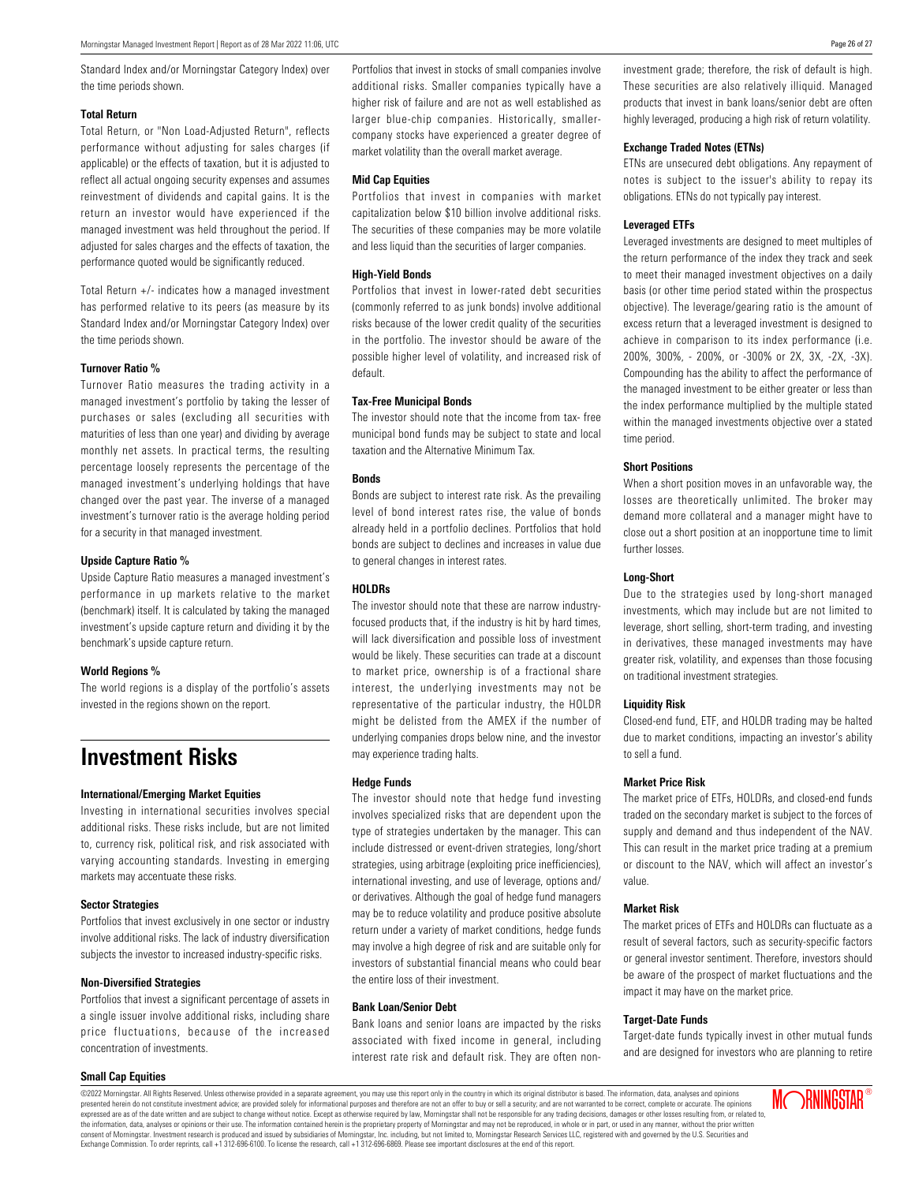Standard Index and/or Morningstar Category Index) over the time periods shown.

#### Total Return

Total Return, or "Non Load-Adjusted Return", reflects performance without adjusting for sales charges (if applicable) or the effects of taxation, but it is adjusted to reflect all actual ongoing security expenses and assumes reinvestment of dividends and capital gains. It is the return an investor would have experienced if the managed investment was held throughout the period. If adjusted for sales charges and the effects of taxation, the performance quoted would be significantly reduced.

Total Return +/- indicates how a managed investment has performed relative to its peers (as measure by its Standard Index and/or Morningstar Category Index) over the time periods shown.

#### Turnover Ratio %

Turnover Ratio measures the trading activity in a managed investment's portfolio by taking the lesser of purchases or sales (excluding all securities with maturities of less than one year) and dividing by average monthly net assets. In practical terms, the resulting percentage loosely represents the percentage of the managed investment's underlying holdings that have changed over the past year. The inverse of a managed investment's turnover ratio is the average holding period for a security in that managed investment.

#### Upside Capture Ratio %

Upside Capture Ratio measures a managed investment's performance in up markets relative to the market (benchmark) itself. It is calculated by taking the managed investment's upside capture return and dividing it by the benchmark's upside capture return.

#### World Regions %

The world regions is a display of the portfolio's assets invested in the regions shown on the report.

# Investment Risks

#### International/Emerging Market Equities

Investing in international securities involves special additional risks. These risks include, but are not limited to, currency risk, political risk, and risk associated with varying accounting standards. Investing in emerging markets may accentuate these risks.

#### Sector Strategies

Portfolios that invest exclusively in one sector or industry involve additional risks. The lack of industry diversification subjects the investor to increased industry-specific risks.

#### Non-Diversified Strategies

Portfolios that invest a significant percentage of assets in a single issuer involve additional risks, including share price fluctuations, because of the increased concentration of investments.

#### Small Cap Equities

Portfolios that invest in stocks of small companies involve additional risks. Smaller companies typically have a higher risk of failure and are not as well established as larger blue-chip companies. Historically, smaller-company stocks have experienced a greater degree of market volatility than the overall market average.

#### Mid Cap Equities

Portfolios that invest in companies with market capitalization below $10 billion involve additional risks. The securities of these companies may be more volatile and less liquid than the securities of larger companies.

#### High-Yield Bonds

Portfolios that invest in lower-rated debt securities (commonly referred to as junk bonds) involve additional risks because of the lower credit quality of the securities in the portfolio. The investor should be aware of the possible higher level of volatility, and increased risk of default.

#### Tax-Free Municipal Bonds

The investor should note that the income from tax- free municipal bond funds may be subject to state and local taxation and the Alternative Minimum Tax.

#### Bonds

Bonds are subject to interest rate risk. As the prevailing level of bond interest rates rise, the value of bonds already held in a portfolio declines. Portfolios that hold bonds are subject to declines and increases in value due to general changes in interest rates.

#### HOLDRs

The investor should note that these are narrow industry-focused products that, if the industry is hit by hard times, will lack diversification and possible loss of investment would be likely. These securities can trade at a discount to market price, ownership is of a fractional share interest, the underlying investments may not be representative of the particular industry, the HOLDR might be delisted from the AMEX if the number of underlying companies drops below nine, and the investor may experience trading halts.

#### Hedge Funds

The investor should note that hedge fund investing involves specialized risks that are dependent upon the type of strategies undertaken by the manager. This can include distressed or event-driven strategies, long/short strategies, using arbitrage (exploiting price inefficiencies), international investing, and use of leverage, options and/or derivatives. Although the goal of hedge fund managers may be to reduce volatility and produce positive absolute return under a variety of market conditions, hedge funds may involve a high degree of risk and are suitable only for investors of substantial financial means who could bear the entire loss of their investment.

#### Bank Loan/Senior Debt

Bank loans and senior loans are impacted by the risks associated with fixed income in general, including interest rate risk and default risk. They are often non-investment grade; therefore, the risk of default is high. These securities are also relatively illiquid. Managed products that invest in bank loans/senior debt are often highly leveraged, producing a high risk of return volatility.

#### Exchange Traded Notes (ETNs)

ETNs are unsecured debt obligations. Any repayment of notes is subject to the issuer's ability to repay its obligations. ETNs do not typically pay interest.

#### Leveraged ETFs

Leveraged investments are designed to meet multiples of the return performance of the index they track and seek to meet their managed investment objectives on a daily basis (or other time period stated within the prospectus objective). The leverage/gearing ratio is the amount of excess return that a leveraged investment is designed to achieve in comparison to its index performance (i.e. 200%, 300%, - 200%, or -300% or 2X, 3X, -2X, -3X). Compounding has the ability to affect the performance of the managed investment to be either greater or less than the index performance multiplied by the multiple stated within the managed investments objective over a stated time period.

#### Short Positions

When a short position moves in an unfavorable way, the losses are theoretically unlimited. The broker may demand more collateral and a manager might have to close out a short position at an inopportune time to limit further losses.

#### Long-Short

Due to the strategies used by long-short managed investments, which may include but are not limited to leverage, short selling, short-term trading, and investing in derivatives, these managed investments may have greater risk, volatility, and expenses than those focusing on traditional investment strategies.

#### Liquidity Risk

Closed-end fund, ETF, and HOLDR trading may be halted due to market conditions, impacting an investor's ability to sell a fund.

#### Market Price Risk

The market price of ETFs, HOLDRs, and closed-end funds traded on the secondary market is subject to the forces of supply and demand and thus independent of the NAV. This can result in the market price trading at a premium or discount to the NAV, which will affect an investor's value.

#### Market Risk

The market prices of ETFs and HOLDRs can fluctuate as a result of several factors, such as security-specific factors or general investor sentiment. Therefore, investors should be aware of the prospect of market fluctuations and the impact it may have on the market price.

#### Target-Date Funds

Target-date funds typically invest in other mutual funds and are designed for investors who are planning to retire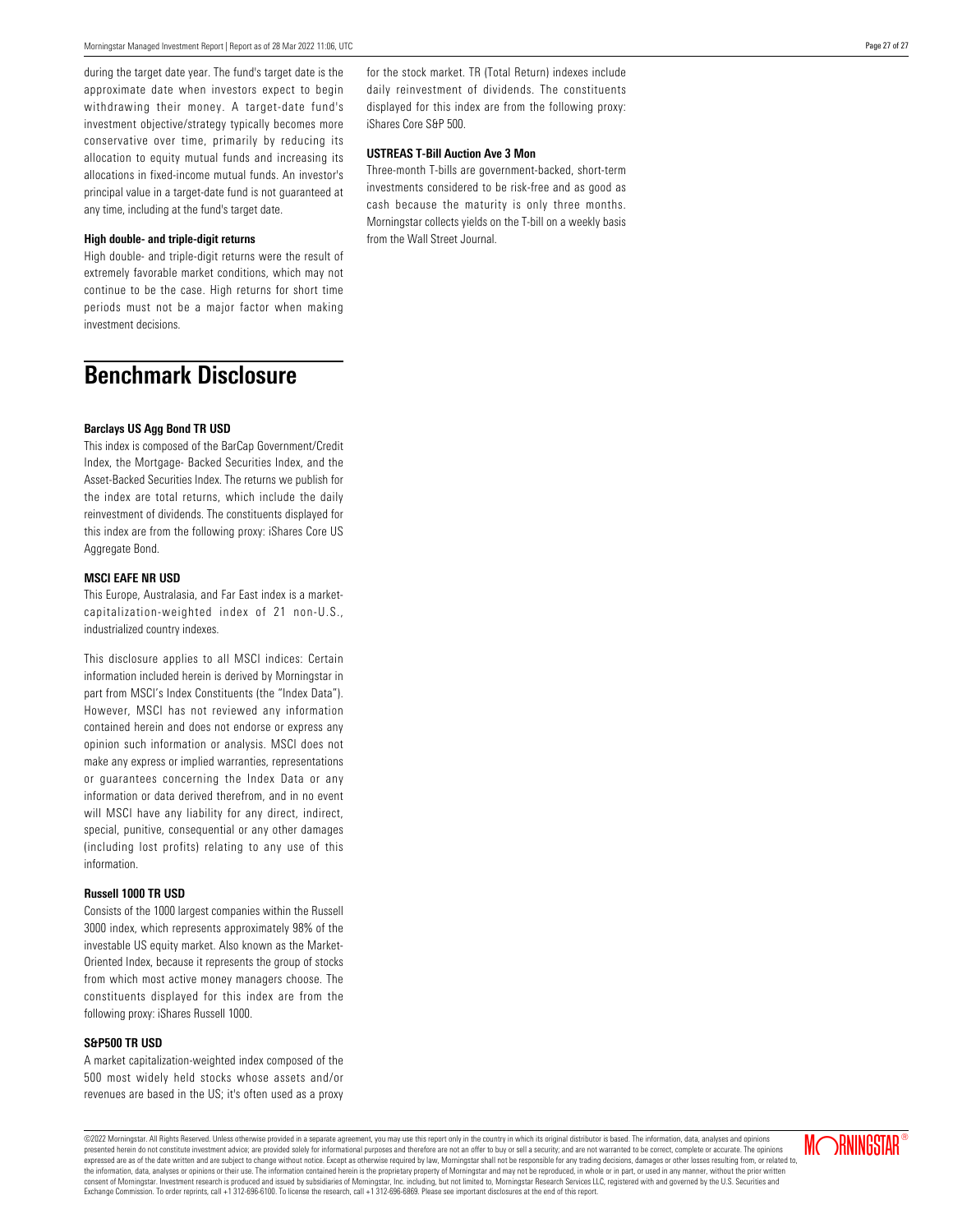during the target date year. The fund's target date is the approximate date when investors expect to begin withdrawing their money. A target-date fund's investment objective/strategy typically becomes more conservative over time, primarily by reducing its allocation to equity mutual funds and increasing its allocations in fixed-income mutual funds. An investor's principal value in a target-date fund is not guaranteed at any time, including at the fund's target date.

**High double- and triple-digit returns**

High double- and triple-digit returns were the result of extremely favorable market conditions, which may not continue to be the case. High returns for short time periods must not be a major factor when making investment decisions.

# Benchmark Disclosure

**Barclays US Agg Bond TR USD**

This index is composed of the BarCap Government/Credit Index, the Mortgage- Backed Securities Index, and the Asset-Backed Securities Index. The returns we publish for the index are total returns, which include the daily reinvestment of dividends. The constituents displayed for this index are from the following proxy: iShares Core US Aggregate Bond.

**MSCI EAFE NR USD**

This Europe, Australasia, and Far East index is a market-capitalization-weighted index of 21 non-U.S., industrialized country indexes.

This disclosure applies to all MSCI indices: Certain information included herein is derived by Morningstar in part from MSCI's Index Constituents (the "Index Data"). However, MSCI has not reviewed any information contained herein and does not endorse or express any opinion such information or analysis. MSCI does not make any express or implied warranties, representations or guarantees concerning the Index Data or any information or data derived therefrom, and in no event will MSCI have any liability for any direct, indirect, special, punitive, consequential or any other damages (including lost profits) relating to any use of this information.

**Russell 1000 TR USD**

Consists of the 1000 largest companies within the Russell 3000 index, which represents approximately 98% of the investable US equity market. Also known as the Market-Oriented Index, because it represents the group of stocks from which most active money managers choose. The constituents displayed for this index are from the following proxy: iShares Russell 1000.

**S&P500 TR USD**

A market capitalization-weighted index composed of the 500 most widely held stocks whose assets and/or revenues are based in the US; it's often used as a proxy for the stock market. TR (Total Return) indexes include daily reinvestment of dividends. The constituents displayed for this index are from the following proxy: iShares Core S&P 500.

**USTREAS T-Bill Auction Ave 3 Mon**

Three-month T-bills are government-backed, short-term investments considered to be risk-free and as good as cash because the maturity is only three months. Morningstar collects yields on the T-bill on a weekly basis from the Wall Street Journal.